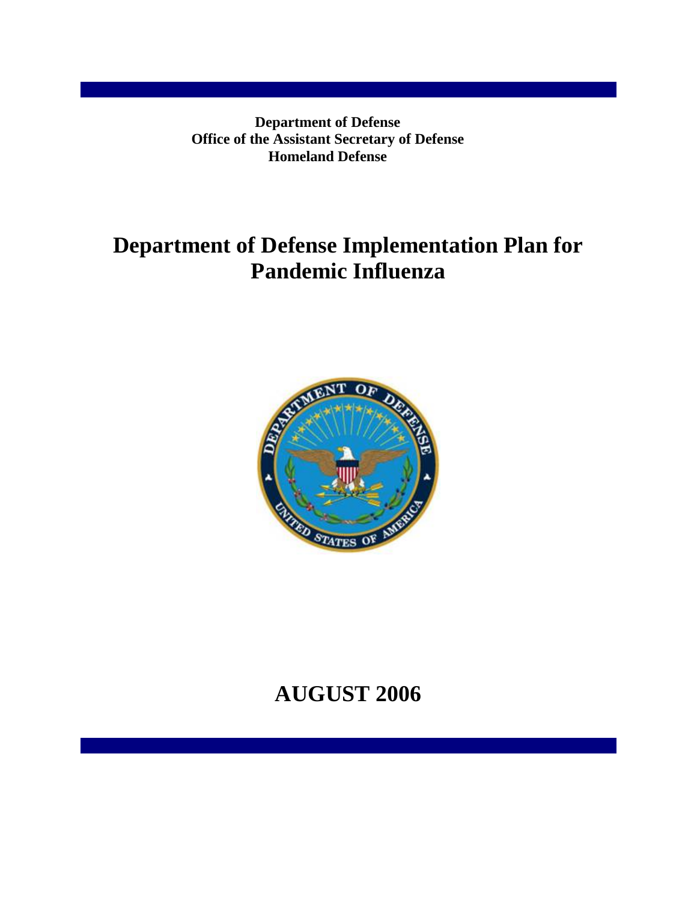**Department of Defense**
**Office of the Assistant Secretary of Defense**
**Homeland Defense**

# Department of Defense Implementation Plan for Pandemic Influenza

## AUGUST 2006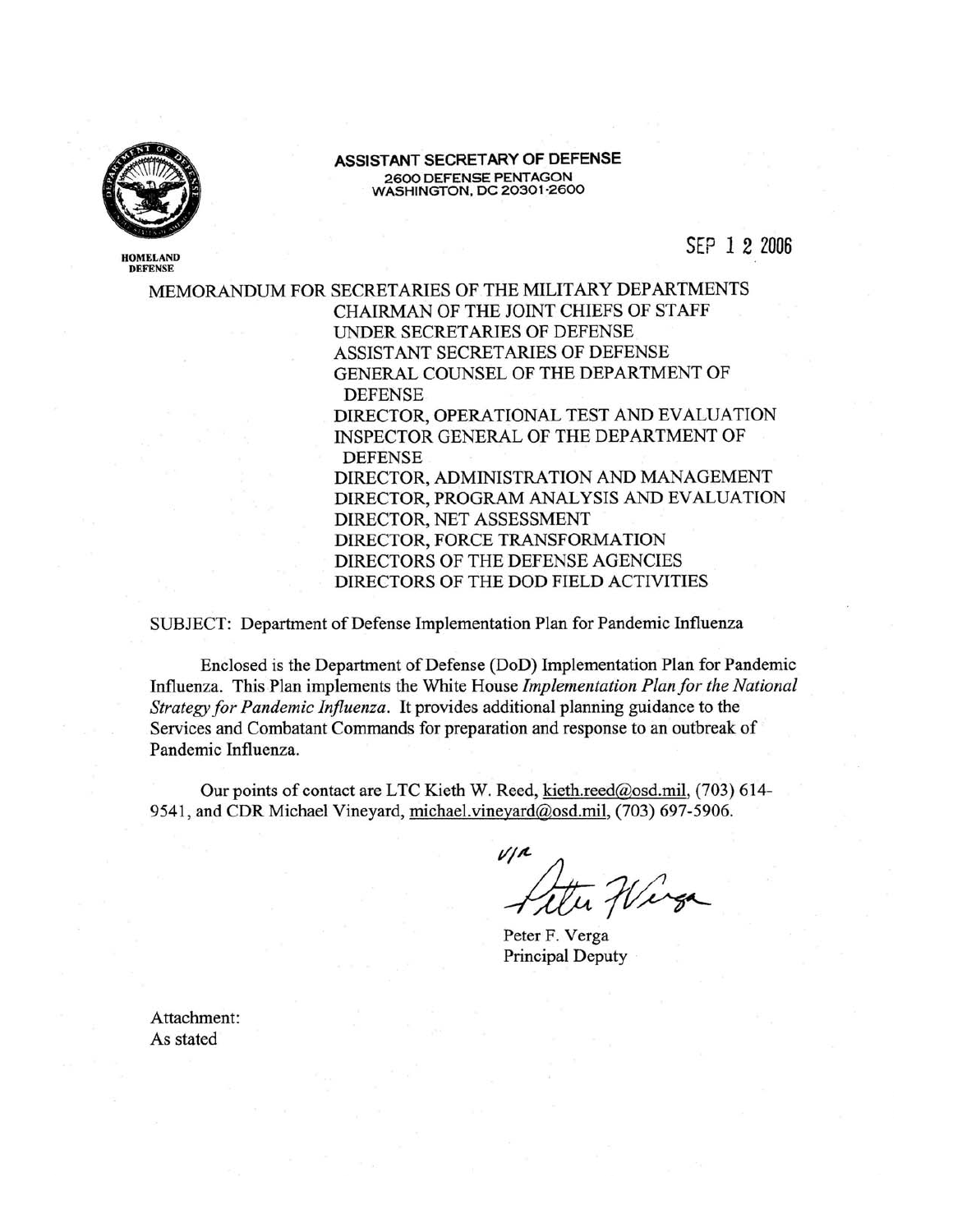**ASSISTANT SECRETARY OF DEFENSE**
2600 DEFENSE PENTAGON
WASHINGTON, DC 20301-2600

HOMELAND DEFENSE

SEP 12 2006

MEMORANDUM FOR SECRETARIES OF THE MILITARY DEPARTMENTS
CHAIRMAN OF THE JOINT CHIEFS OF STAFF
UNDER SECRETARIES OF DEFENSE
ASSISTANT SECRETARIES OF DEFENSE
GENERAL COUNSEL OF THE DEPARTMENT OF DEFENSE
DIRECTOR, OPERATIONAL TEST AND EVALUATION
INSPECTOR GENERAL OF THE DEPARTMENT OF DEFENSE
DIRECTOR, ADMINISTRATION AND MANAGEMENT
DIRECTOR, PROGRAM ANALYSIS AND EVALUATION
DIRECTOR, NET ASSESSMENT
DIRECTOR, FORCE TRANSFORMATION
DIRECTORS OF THE DEFENSE AGENCIES
DIRECTORS OF THE DOD FIELD ACTIVITIES

SUBJECT: Department of Defense Implementation Plan for Pandemic Influenza

Enclosed is the Department of Defense (DoD) Implementation Plan for Pandemic Influenza. This Plan implements the White House *Implementation Plan for the National Strategy for Pandemic Influenza*. It provides additional planning guidance to the Services and Combatant Commands for preparation and response to an outbreak of Pandemic Influenza.

Our points of contact are LTC Kieth W. Reed, kieth.reed@osd.mil, (703) 614-9541, and CDR Michael Vineyard, michael.vineyard@osd.mil, (703) 697-5906.

Peter F. Verga
Principal Deputy

Attachment:
As stated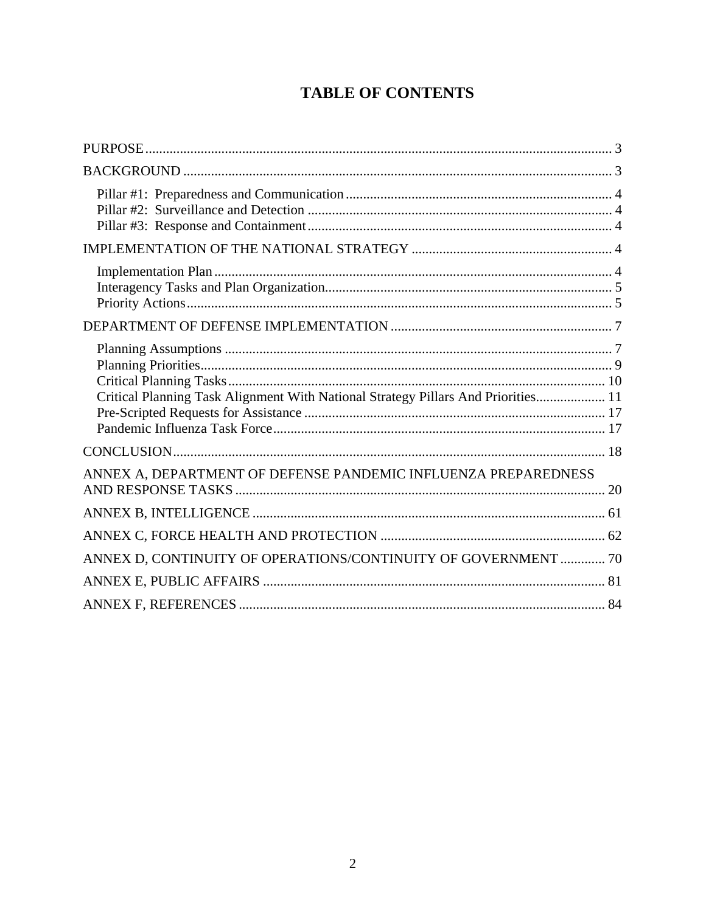# TABLE OF CONTENTS

PURPOSE ........................................................................................................................ 3

BACKGROUND ............................................................................................................. 3

- Pillar #1: Preparedness and Communication ............................................................... 4
- Pillar #2: Surveillance and Detection .......................................................................... 4
- Pillar #3: Response and Containment .......................................................................... 4

IMPLEMENTATION OF THE NATIONAL STRATEGY ............................................................ 4

- Implementation Plan .................................................................................................... 4
- Interagency Tasks and Plan Organization..................................................................... 5
- Priority Actions ............................................................................................................. 5

DEPARTMENT OF DEFENSE IMPLEMENTATION ................................................................ 7

- Planning Assumptions ................................................................................................. 7
- Planning Priorities ........................................................................................................ 9
- Critical Planning Tasks ............................................................................................... 10
- Critical Planning Task Alignment With National Strategy Pillars And Priorities .................... 11
- Pre-Scripted Requests for Assistance ........................................................................ 17
- Pandemic Influenza Task Force ................................................................................. 17

CONCLUSION ............................................................................................................. 18

ANNEX A, DEPARTMENT OF DEFENSE PANDEMIC INFLUENZA PREPAREDNESS AND RESPONSE TASKS ........................................................................................................ 20

ANNEX B, INTELLIGENCE ........................................................................................... 61

ANNEX C, FORCE HEALTH AND PROTECTION ............................................................ 62

ANNEX D, CONTINUITY OF OPERATIONS/CONTINUITY OF GOVERNMENT ............. 70

ANNEX E, PUBLIC AFFAIRS ......................................................................................... 81

ANNEX F, REFERENCES ............................................................................................. 84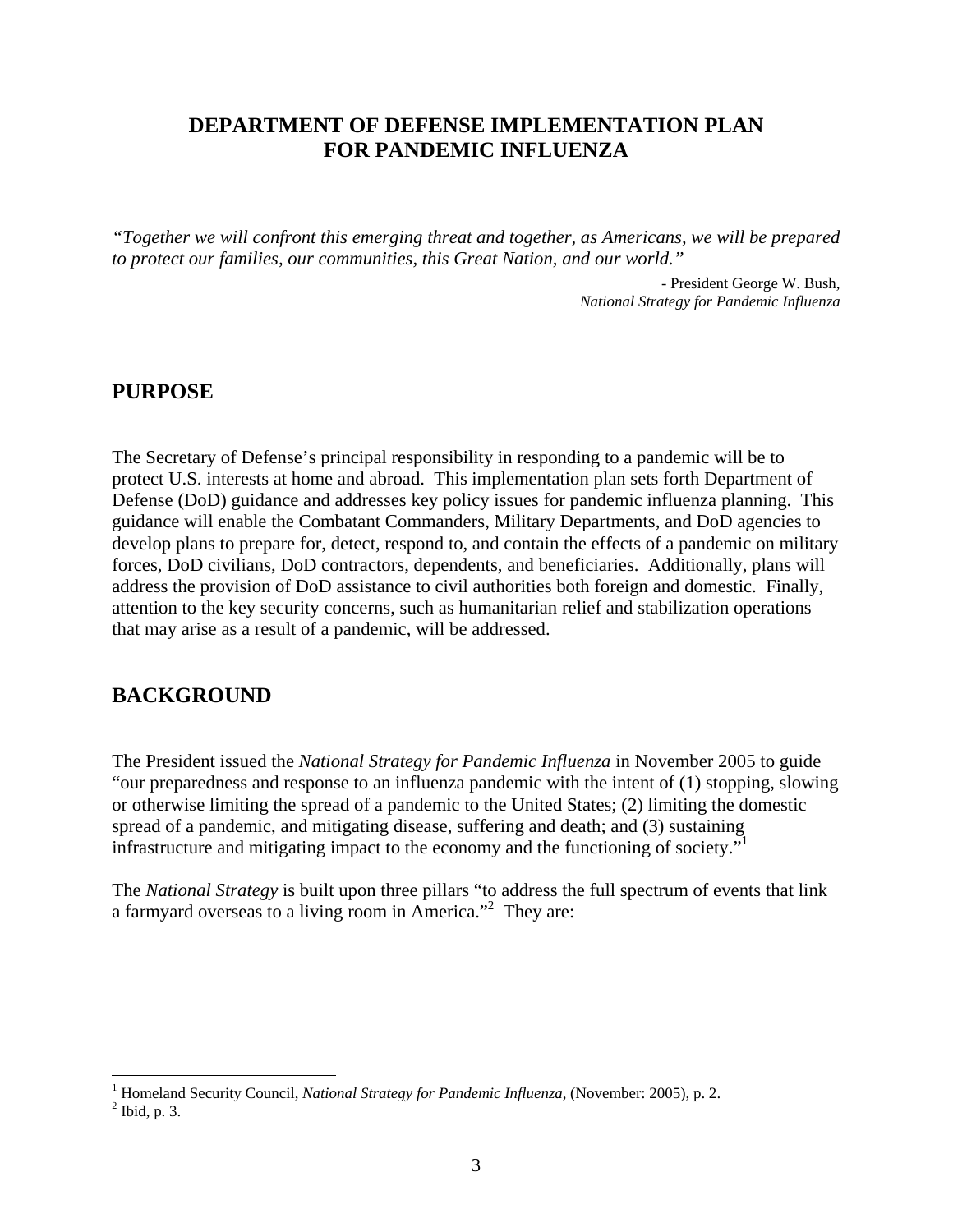# DEPARTMENT OF DEFENSE IMPLEMENTATION PLAN FOR PANDEMIC INFLUENZA

*"Together we will confront this emerging threat and together, as Americans, we will be prepared to protect our families, our communities, this Great Nation, and our world."*

- President George W. Bush, *National Strategy for Pandemic Influenza*

## PURPOSE

The Secretary of Defense's principal responsibility in responding to a pandemic will be to protect U.S. interests at home and abroad. This implementation plan sets forth Department of Defense (DoD) guidance and addresses key policy issues for pandemic influenza planning. This guidance will enable the Combatant Commanders, Military Departments, and DoD agencies to develop plans to prepare for, detect, respond to, and contain the effects of a pandemic on military forces, DoD civilians, DoD contractors, dependents, and beneficiaries. Additionally, plans will address the provision of DoD assistance to civil authorities both foreign and domestic. Finally, attention to the key security concerns, such as humanitarian relief and stabilization operations that may arise as a result of a pandemic, will be addressed.

## BACKGROUND

The President issued the *National Strategy for Pandemic Influenza* in November 2005 to guide "our preparedness and response to an influenza pandemic with the intent of (1) stopping, slowing or otherwise limiting the spread of a pandemic to the United States; (2) limiting the domestic spread of a pandemic, and mitigating disease, suffering and death; and (3) sustaining infrastructure and mitigating impact to the economy and the functioning of society."[1]

The *National Strategy* is built upon three pillars "to address the full spectrum of events that link a farmyard overseas to a living room in America."[2] They are:

---

[1] Homeland Security Council, *National Strategy for Pandemic Influenza*, (November: 2005), p. 2.

[2] Ibid, p. 3.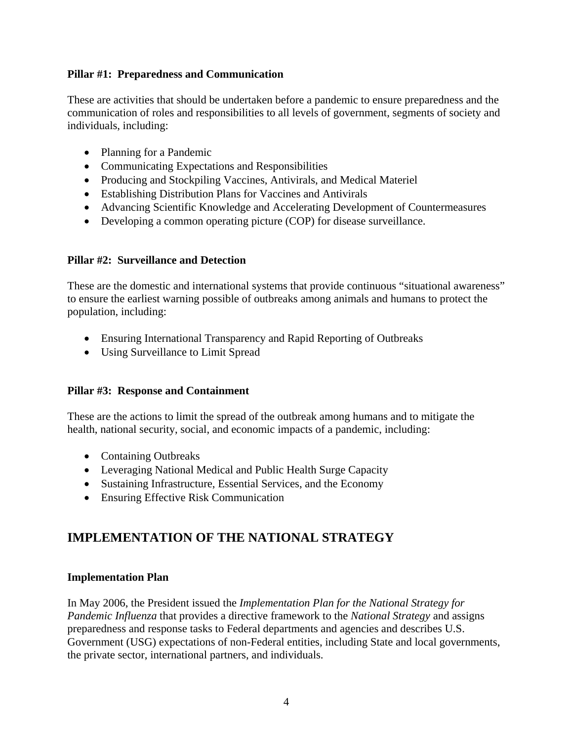**Pillar #1: Preparedness and Communication**

These are activities that should be undertaken before a pandemic to ensure preparedness and the communication of roles and responsibilities to all levels of government, segments of society and individuals, including:

- Planning for a Pandemic
- Communicating Expectations and Responsibilities
- Producing and Stockpiling Vaccines, Antivirals, and Medical Materiel
- Establishing Distribution Plans for Vaccines and Antivirals
- Advancing Scientific Knowledge and Accelerating Development of Countermeasures
- Developing a common operating picture (COP) for disease surveillance.

**Pillar #2: Surveillance and Detection**

These are the domestic and international systems that provide continuous "situational awareness" to ensure the earliest warning possible of outbreaks among animals and humans to protect the population, including:

- Ensuring International Transparency and Rapid Reporting of Outbreaks
- Using Surveillance to Limit Spread

**Pillar #3: Response and Containment**

These are the actions to limit the spread of the outbreak among humans and to mitigate the health, national security, social, and economic impacts of a pandemic, including:

- Containing Outbreaks
- Leveraging National Medical and Public Health Surge Capacity
- Sustaining Infrastructure, Essential Services, and the Economy
- Ensuring Effective Risk Communication

## IMPLEMENTATION OF THE NATIONAL STRATEGY

**Implementation Plan**

In May 2006, the President issued the *Implementation Plan for the National Strategy for Pandemic Influenza* that provides a directive framework to the *National Strategy* and assigns preparedness and response tasks to Federal departments and agencies and describes U.S. Government (USG) expectations of non-Federal entities, including State and local governments, the private sector, international partners, and individuals.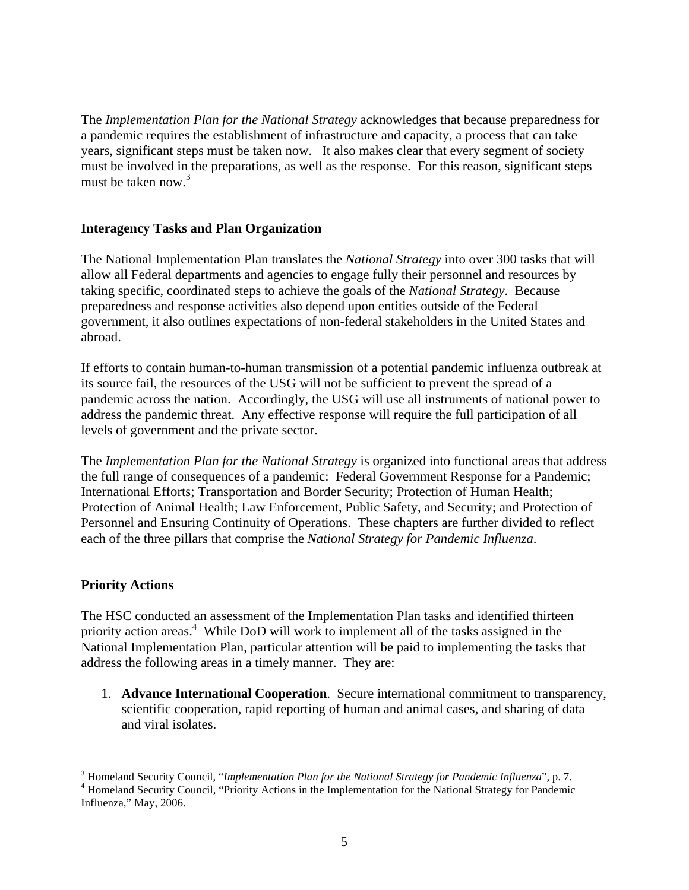The *Implementation Plan for the National Strategy* acknowledges that because preparedness for a pandemic requires the establishment of infrastructure and capacity, a process that can take years, significant steps must be taken now. It also makes clear that every segment of society must be involved in the preparations, as well as the response. For this reason, significant steps must be taken now.[3]

**Interagency Tasks and Plan Organization**

The National Implementation Plan translates the *National Strategy* into over 300 tasks that will allow all Federal departments and agencies to engage fully their personnel and resources by taking specific, coordinated steps to achieve the goals of the *National Strategy*. Because preparedness and response activities also depend upon entities outside of the Federal government, it also outlines expectations of non-federal stakeholders in the United States and abroad.

If efforts to contain human-to-human transmission of a potential pandemic influenza outbreak at its source fail, the resources of the USG will not be sufficient to prevent the spread of a pandemic across the nation. Accordingly, the USG will use all instruments of national power to address the pandemic threat. Any effective response will require the full participation of all levels of government and the private sector.

The *Implementation Plan for the National Strategy* is organized into functional areas that address the full range of consequences of a pandemic: Federal Government Response for a Pandemic; International Efforts; Transportation and Border Security; Protection of Human Health; Protection of Animal Health; Law Enforcement, Public Safety, and Security; and Protection of Personnel and Ensuring Continuity of Operations. These chapters are further divided to reflect each of the three pillars that comprise the *National Strategy for Pandemic Influenza*.

**Priority Actions**

The HSC conducted an assessment of the Implementation Plan tasks and identified thirteen priority action areas.[4] While DoD will work to implement all of the tasks assigned in the National Implementation Plan, particular attention will be paid to implementing the tasks that address the following areas in a timely manner. They are:

1. **Advance International Cooperation**. Secure international commitment to transparency, scientific cooperation, rapid reporting of human and animal cases, and sharing of data and viral isolates.

---

[3] Homeland Security Council, "*Implementation Plan for the National Strategy for Pandemic Influenza*", p. 7.

[4] Homeland Security Council, "Priority Actions in the Implementation for the National Strategy for Pandemic Influenza," May, 2006.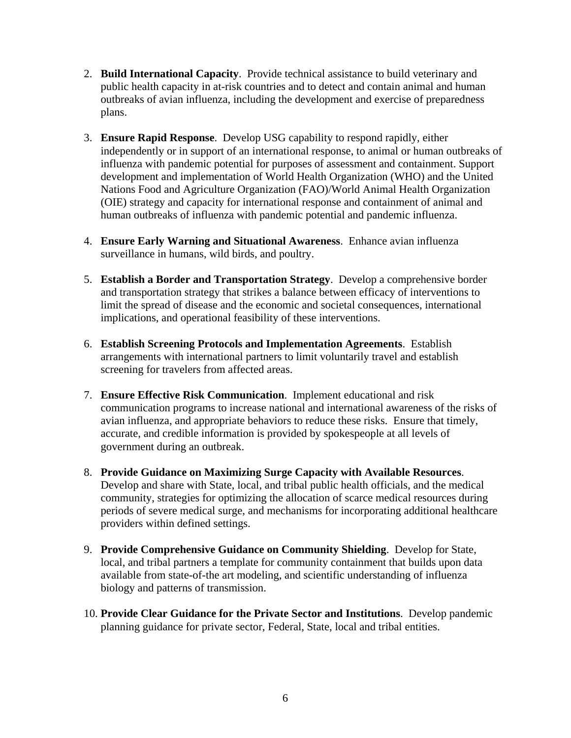2. **Build International Capacity**. Provide technical assistance to build veterinary and public health capacity in at-risk countries and to detect and contain animal and human outbreaks of avian influenza, including the development and exercise of preparedness plans.

3. **Ensure Rapid Response**. Develop USG capability to respond rapidly, either independently or in support of an international response, to animal or human outbreaks of influenza with pandemic potential for purposes of assessment and containment. Support development and implementation of World Health Organization (WHO) and the United Nations Food and Agriculture Organization (FAO)/World Animal Health Organization (OIE) strategy and capacity for international response and containment of animal and human outbreaks of influenza with pandemic potential and pandemic influenza.

4. **Ensure Early Warning and Situational Awareness**. Enhance avian influenza surveillance in humans, wild birds, and poultry.

5. **Establish a Border and Transportation Strategy**. Develop a comprehensive border and transportation strategy that strikes a balance between efficacy of interventions to limit the spread of disease and the economic and societal consequences, international implications, and operational feasibility of these interventions.

6. **Establish Screening Protocols and Implementation Agreements**. Establish arrangements with international partners to limit voluntarily travel and establish screening for travelers from affected areas.

7. **Ensure Effective Risk Communication**. Implement educational and risk communication programs to increase national and international awareness of the risks of avian influenza, and appropriate behaviors to reduce these risks. Ensure that timely, accurate, and credible information is provided by spokespeople at all levels of government during an outbreak.

8. **Provide Guidance on Maximizing Surge Capacity with Available Resources**. Develop and share with State, local, and tribal public health officials, and the medical community, strategies for optimizing the allocation of scarce medical resources during periods of severe medical surge, and mechanisms for incorporating additional healthcare providers within defined settings.

9. **Provide Comprehensive Guidance on Community Shielding**. Develop for State, local, and tribal partners a template for community containment that builds upon data available from state-of-the art modeling, and scientific understanding of influenza biology and patterns of transmission.

10. **Provide Clear Guidance for the Private Sector and Institutions**. Develop pandemic planning guidance for private sector, Federal, State, local and tribal entities.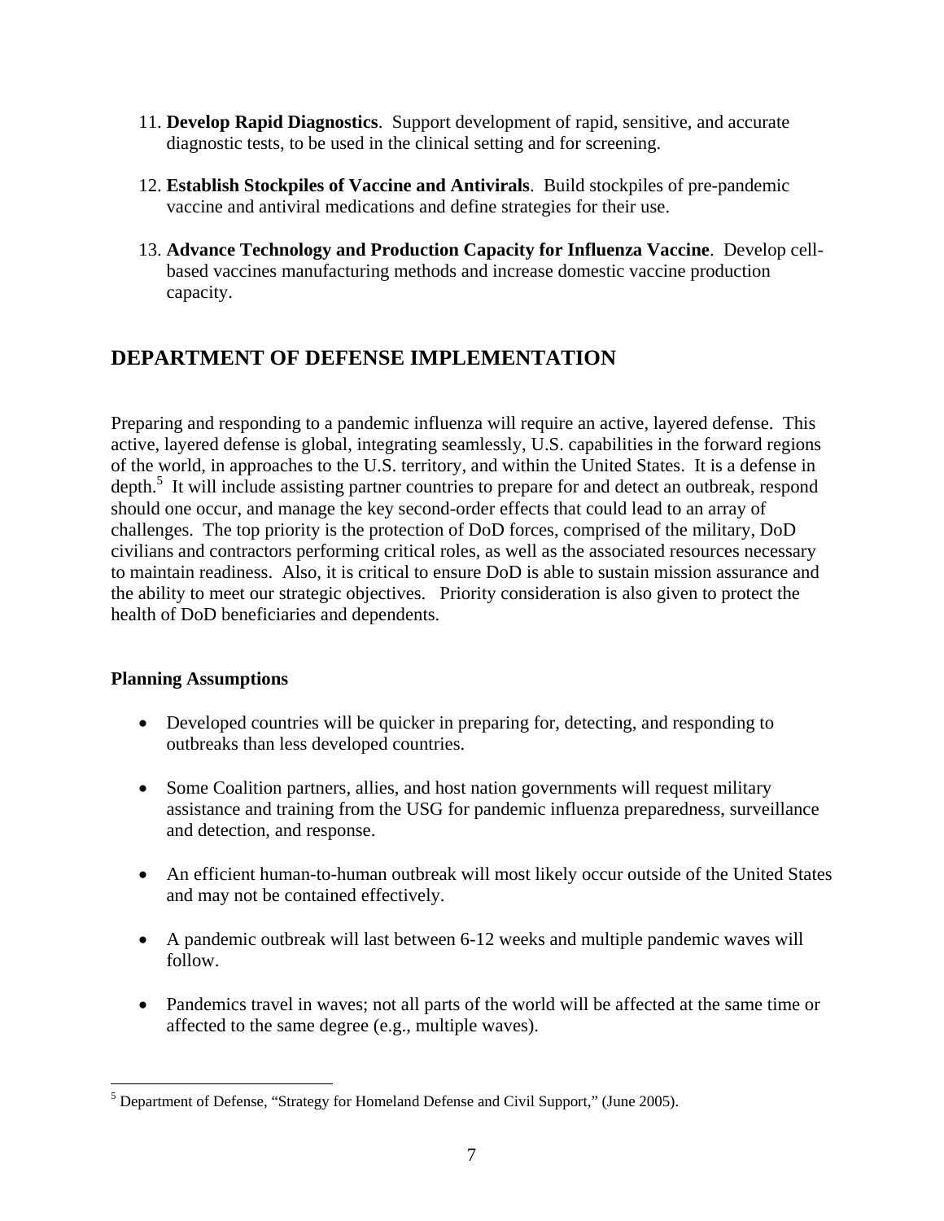11. **Develop Rapid Diagnostics**. Support development of rapid, sensitive, and accurate diagnostic tests, to be used in the clinical setting and for screening.

12. **Establish Stockpiles of Vaccine and Antivirals**. Build stockpiles of pre-pandemic vaccine and antiviral medications and define strategies for their use.

13. **Advance Technology and Production Capacity for Influenza Vaccine**. Develop cell-based vaccines manufacturing methods and increase domestic vaccine production capacity.

## DEPARTMENT OF DEFENSE IMPLEMENTATION

Preparing and responding to a pandemic influenza will require an active, layered defense. This active, layered defense is global, integrating seamlessly, U.S. capabilities in the forward regions of the world, in approaches to the U.S. territory, and within the United States. It is a defense in depth.[5] It will include assisting partner countries to prepare for and detect an outbreak, respond should one occur, and manage the key second-order effects that could lead to an array of challenges. The top priority is the protection of DoD forces, comprised of the military, DoD civilians and contractors performing critical roles, as well as the associated resources necessary to maintain readiness. Also, it is critical to ensure DoD is able to sustain mission assurance and the ability to meet our strategic objectives. Priority consideration is also given to protect the health of DoD beneficiaries and dependents.

### Planning Assumptions

- Developed countries will be quicker in preparing for, detecting, and responding to outbreaks than less developed countries.

- Some Coalition partners, allies, and host nation governments will request military assistance and training from the USG for pandemic influenza preparedness, surveillance and detection, and response.

- An efficient human-to-human outbreak will most likely occur outside of the United States and may not be contained effectively.

- A pandemic outbreak will last between 6-12 weeks and multiple pandemic waves will follow.

- Pandemics travel in waves; not all parts of the world will be affected at the same time or affected to the same degree (e.g., multiple waves).

[5] Department of Defense, "Strategy for Homeland Defense and Civil Support," (June 2005).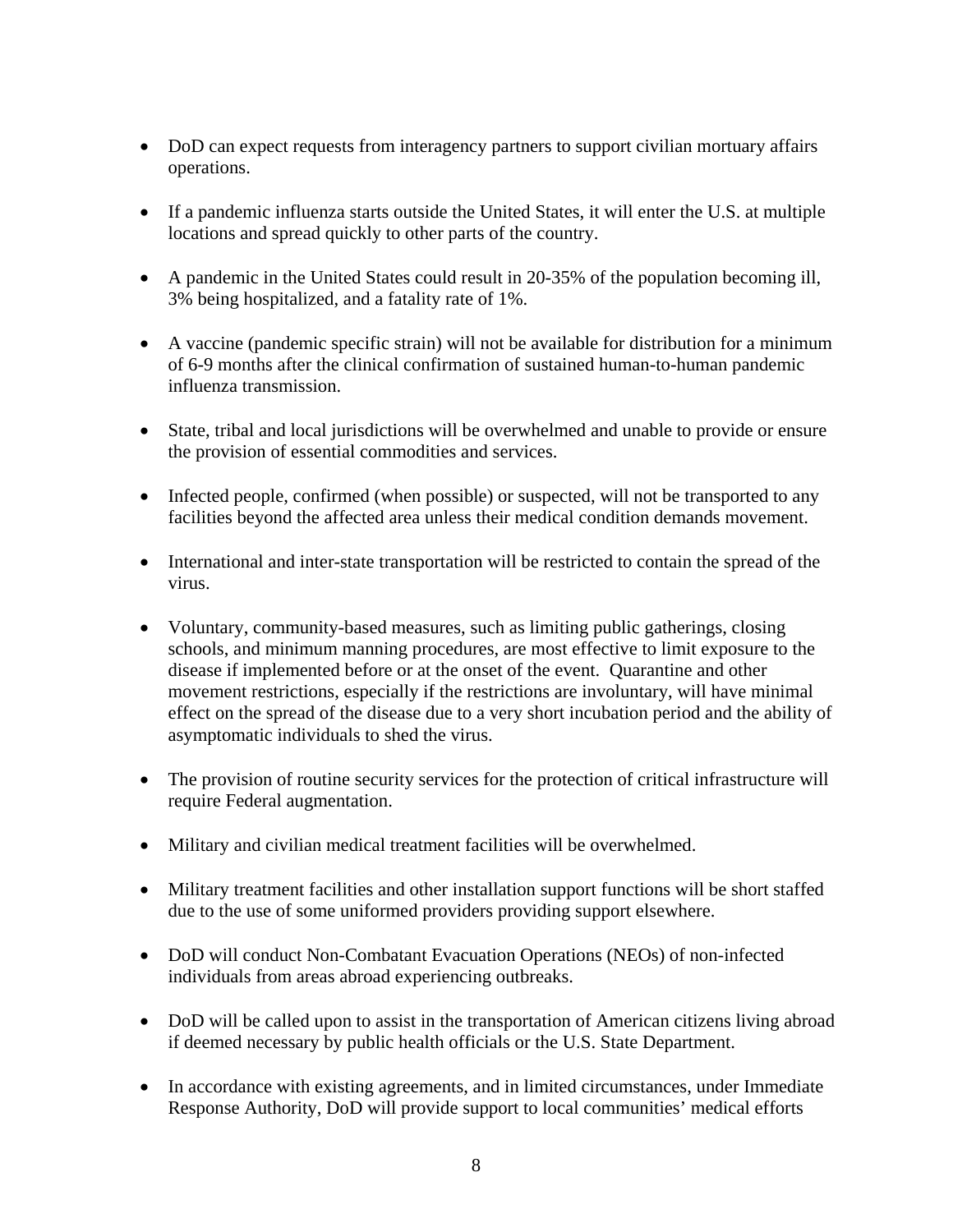- DoD can expect requests from interagency partners to support civilian mortuary affairs operations.

- If a pandemic influenza starts outside the United States, it will enter the U.S. at multiple locations and spread quickly to other parts of the country.

- A pandemic in the United States could result in 20-35% of the population becoming ill, 3% being hospitalized, and a fatality rate of 1%.

- A vaccine (pandemic specific strain) will not be available for distribution for a minimum of 6-9 months after the clinical confirmation of sustained human-to-human pandemic influenza transmission.

- State, tribal and local jurisdictions will be overwhelmed and unable to provide or ensure the provision of essential commodities and services.

- Infected people, confirmed (when possible) or suspected, will not be transported to any facilities beyond the affected area unless their medical condition demands movement.

- International and inter-state transportation will be restricted to contain the spread of the virus.

- Voluntary, community-based measures, such as limiting public gatherings, closing schools, and minimum manning procedures, are most effective to limit exposure to the disease if implemented before or at the onset of the event. Quarantine and other movement restrictions, especially if the restrictions are involuntary, will have minimal effect on the spread of the disease due to a very short incubation period and the ability of asymptomatic individuals to shed the virus.

- The provision of routine security services for the protection of critical infrastructure will require Federal augmentation.

- Military and civilian medical treatment facilities will be overwhelmed.

- Military treatment facilities and other installation support functions will be short staffed due to the use of some uniformed providers providing support elsewhere.

- DoD will conduct Non-Combatant Evacuation Operations (NEOs) of non-infected individuals from areas abroad experiencing outbreaks.

- DoD will be called upon to assist in the transportation of American citizens living abroad if deemed necessary by public health officials or the U.S. State Department.

- In accordance with existing agreements, and in limited circumstances, under Immediate Response Authority, DoD will provide support to local communities' medical efforts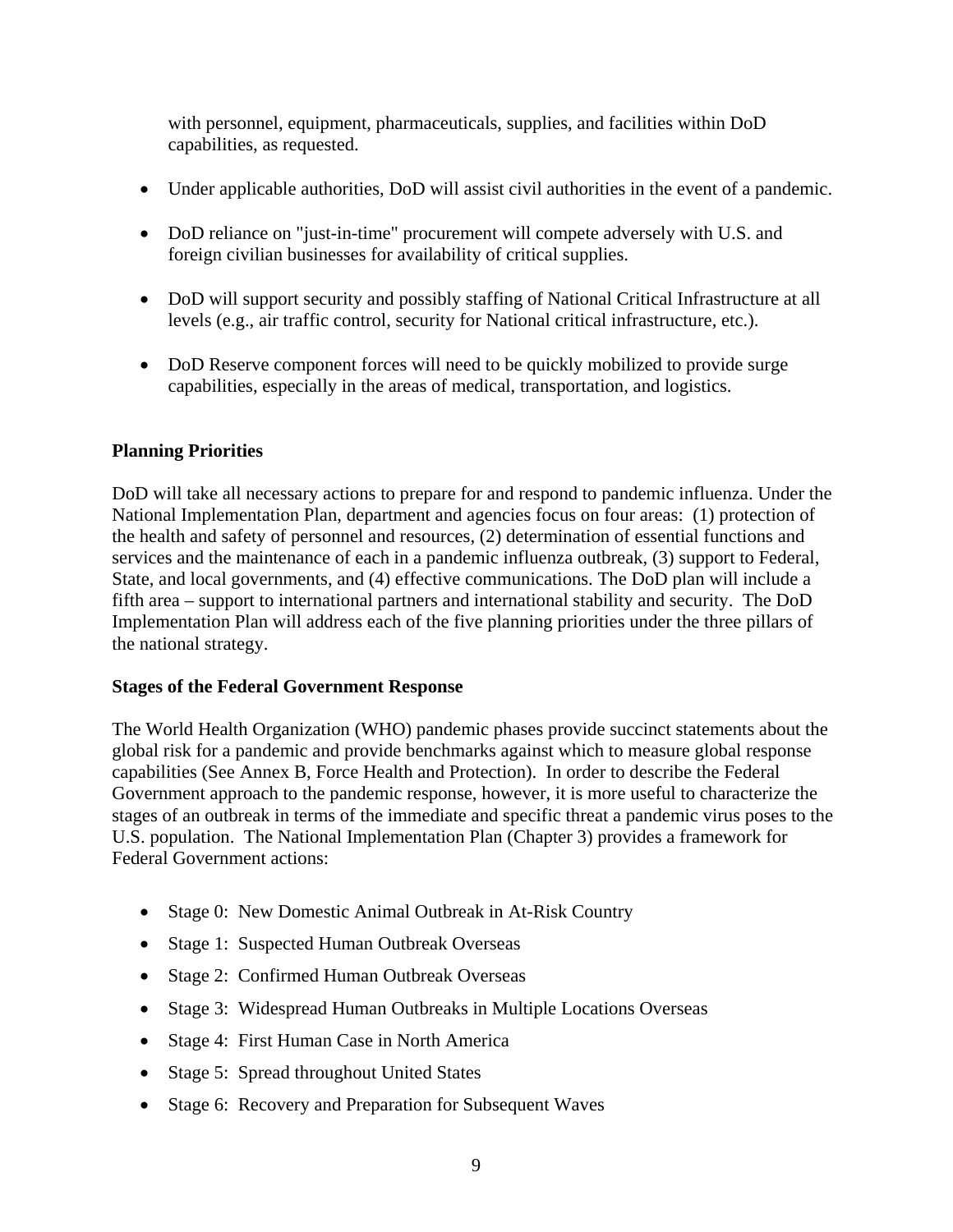with personnel, equipment, pharmaceuticals, supplies, and facilities within DoD capabilities, as requested.

- Under applicable authorities, DoD will assist civil authorities in the event of a pandemic.
- DoD reliance on "just-in-time" procurement will compete adversely with U.S. and foreign civilian businesses for availability of critical supplies.
- DoD will support security and possibly staffing of National Critical Infrastructure at all levels (e.g., air traffic control, security for National critical infrastructure, etc.).
- DoD Reserve component forces will need to be quickly mobilized to provide surge capabilities, especially in the areas of medical, transportation, and logistics.

**Planning Priorities**

DoD will take all necessary actions to prepare for and respond to pandemic influenza. Under the National Implementation Plan, department and agencies focus on four areas: (1) protection of the health and safety of personnel and resources, (2) determination of essential functions and services and the maintenance of each in a pandemic influenza outbreak, (3) support to Federal, State, and local governments, and (4) effective communications. The DoD plan will include a fifth area – support to international partners and international stability and security. The DoD Implementation Plan will address each of the five planning priorities under the three pillars of the national strategy.

**Stages of the Federal Government Response**

The World Health Organization (WHO) pandemic phases provide succinct statements about the global risk for a pandemic and provide benchmarks against which to measure global response capabilities (See Annex B, Force Health and Protection). In order to describe the Federal Government approach to the pandemic response, however, it is more useful to characterize the stages of an outbreak in terms of the immediate and specific threat a pandemic virus poses to the U.S. population. The National Implementation Plan (Chapter 3) provides a framework for Federal Government actions:

- Stage 0: New Domestic Animal Outbreak in At-Risk Country
- Stage 1: Suspected Human Outbreak Overseas
- Stage 2: Confirmed Human Outbreak Overseas
- Stage 3: Widespread Human Outbreaks in Multiple Locations Overseas
- Stage 4: First Human Case in North America
- Stage 5: Spread throughout United States
- Stage 6: Recovery and Preparation for Subsequent Waves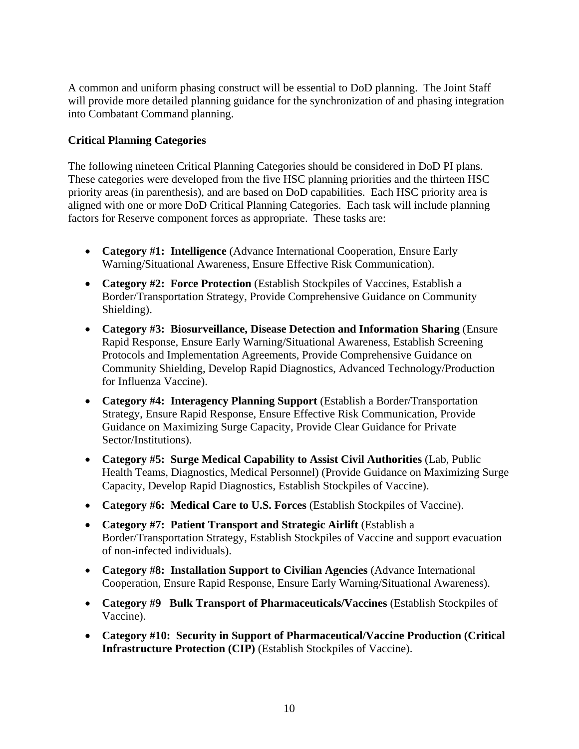A common and uniform phasing construct will be essential to DoD planning. The Joint Staff will provide more detailed planning guidance for the synchronization of and phasing integration into Combatant Command planning.

**Critical Planning Categories**

The following nineteen Critical Planning Categories should be considered in DoD PI plans. These categories were developed from the five HSC planning priorities and the thirteen HSC priority areas (in parenthesis), and are based on DoD capabilities. Each HSC priority area is aligned with one or more DoD Critical Planning Categories. Each task will include planning factors for Reserve component forces as appropriate. These tasks are:

- **Category #1: Intelligence** (Advance International Cooperation, Ensure Early Warning/Situational Awareness, Ensure Effective Risk Communication).
- **Category #2: Force Protection** (Establish Stockpiles of Vaccines, Establish a Border/Transportation Strategy, Provide Comprehensive Guidance on Community Shielding).
- **Category #3: Biosurveillance, Disease Detection and Information Sharing** (Ensure Rapid Response, Ensure Early Warning/Situational Awareness, Establish Screening Protocols and Implementation Agreements, Provide Comprehensive Guidance on Community Shielding, Develop Rapid Diagnostics, Advanced Technology/Production for Influenza Vaccine).
- **Category #4: Interagency Planning Support** (Establish a Border/Transportation Strategy, Ensure Rapid Response, Ensure Effective Risk Communication, Provide Guidance on Maximizing Surge Capacity, Provide Clear Guidance for Private Sector/Institutions).
- **Category #5: Surge Medical Capability to Assist Civil Authorities** (Lab, Public Health Teams, Diagnostics, Medical Personnel) (Provide Guidance on Maximizing Surge Capacity, Develop Rapid Diagnostics, Establish Stockpiles of Vaccine).
- **Category #6: Medical Care to U.S. Forces** (Establish Stockpiles of Vaccine).
- **Category #7: Patient Transport and Strategic Airlift** (Establish a Border/Transportation Strategy, Establish Stockpiles of Vaccine and support evacuation of non-infected individuals).
- **Category #8: Installation Support to Civilian Agencies** (Advance International Cooperation, Ensure Rapid Response, Ensure Early Warning/Situational Awareness).
- **Category #9 Bulk Transport of Pharmaceuticals/Vaccines** (Establish Stockpiles of Vaccine).
- **Category #10: Security in Support of Pharmaceutical/Vaccine Production (Critical Infrastructure Protection (CIP)** (Establish Stockpiles of Vaccine).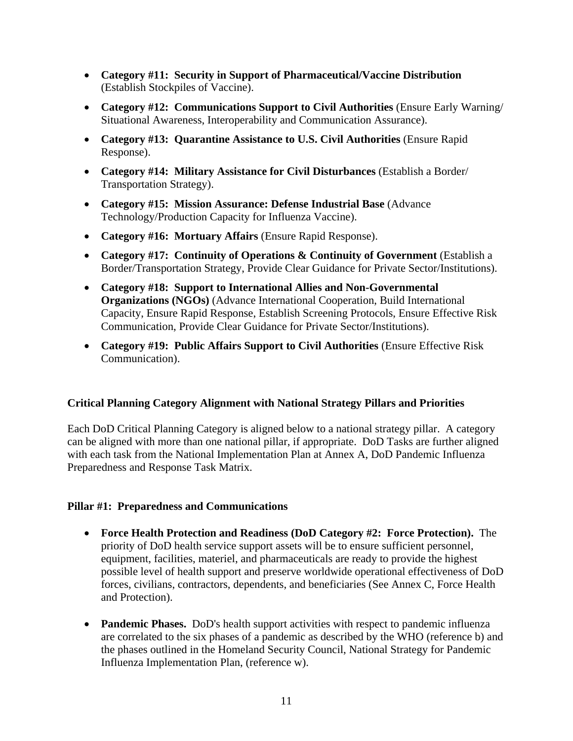- **Category #11: Security in Support of Pharmaceutical/Vaccine Distribution** (Establish Stockpiles of Vaccine).
- **Category #12: Communications Support to Civil Authorities** (Ensure Early Warning/ Situational Awareness, Interoperability and Communication Assurance).
- **Category #13: Quarantine Assistance to U.S. Civil Authorities** (Ensure Rapid Response).
- **Category #14: Military Assistance for Civil Disturbances** (Establish a Border/ Transportation Strategy).
- **Category #15: Mission Assurance: Defense Industrial Base** (Advance Technology/Production Capacity for Influenza Vaccine).
- **Category #16: Mortuary Affairs** (Ensure Rapid Response).
- **Category #17: Continuity of Operations & Continuity of Government** (Establish a Border/Transportation Strategy, Provide Clear Guidance for Private Sector/Institutions).
- **Category #18: Support to International Allies and Non-Governmental Organizations (NGOs)** (Advance International Cooperation, Build International Capacity, Ensure Rapid Response, Establish Screening Protocols, Ensure Effective Risk Communication, Provide Clear Guidance for Private Sector/Institutions).
- **Category #19: Public Affairs Support to Civil Authorities** (Ensure Effective Risk Communication).

**Critical Planning Category Alignment with National Strategy Pillars and Priorities**

Each DoD Critical Planning Category is aligned below to a national strategy pillar. A category can be aligned with more than one national pillar, if appropriate. DoD Tasks are further aligned with each task from the National Implementation Plan at Annex A, DoD Pandemic Influenza Preparedness and Response Task Matrix.

**Pillar #1: Preparedness and Communications**

- **Force Health Protection and Readiness (DoD Category #2: Force Protection).** The priority of DoD health service support assets will be to ensure sufficient personnel, equipment, facilities, materiel, and pharmaceuticals are ready to provide the highest possible level of health support and preserve worldwide operational effectiveness of DoD forces, civilians, contractors, dependents, and beneficiaries (See Annex C, Force Health and Protection).

- **Pandemic Phases.** DoD's health support activities with respect to pandemic influenza are correlated to the six phases of a pandemic as described by the WHO (reference b) and the phases outlined in the Homeland Security Council, National Strategy for Pandemic Influenza Implementation Plan, (reference w).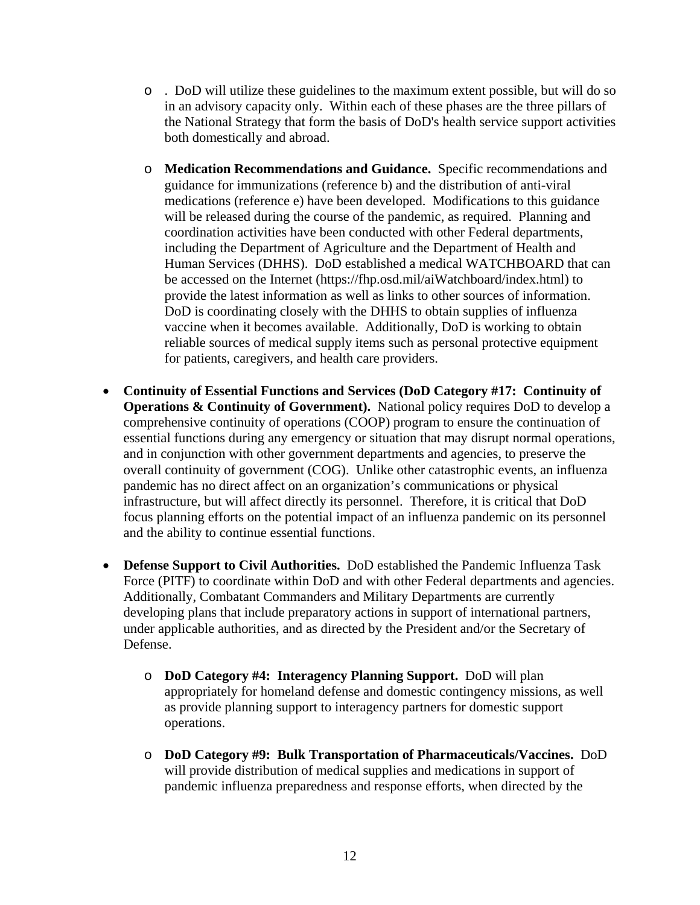- . DoD will utilize these guidelines to the maximum extent possible, but will do so in an advisory capacity only. Within each of these phases are the three pillars of the National Strategy that form the basis of DoD's health service support activities both domestically and abroad.

  - **Medication Recommendations and Guidance.** Specific recommendations and guidance for immunizations (reference b) and the distribution of anti-viral medications (reference e) have been developed. Modifications to this guidance will be released during the course of the pandemic, as required. Planning and coordination activities have been conducted with other Federal departments, including the Department of Agriculture and the Department of Health and Human Services (DHHS). DoD established a medical WATCHBOARD that can be accessed on the Internet (https://fhp.osd.mil/aiWatchboard/index.html) to provide the latest information as well as links to other sources of information. DoD is coordinating closely with the DHHS to obtain supplies of influenza vaccine when it becomes available. Additionally, DoD is working to obtain reliable sources of medical supply items such as personal protective equipment for patients, caregivers, and health care providers.

- **Continuity of Essential Functions and Services (DoD Category #17: Continuity of Operations & Continuity of Government).** National policy requires DoD to develop a comprehensive continuity of operations (COOP) program to ensure the continuation of essential functions during any emergency or situation that may disrupt normal operations, and in conjunction with other government departments and agencies, to preserve the overall continuity of government (COG). Unlike other catastrophic events, an influenza pandemic has no direct affect on an organization's communications or physical infrastructure, but will affect directly its personnel. Therefore, it is critical that DoD focus planning efforts on the potential impact of an influenza pandemic on its personnel and the ability to continue essential functions.

- **Defense Support to Civil Authorities.** DoD established the Pandemic Influenza Task Force (PITF) to coordinate within DoD and with other Federal departments and agencies. Additionally, Combatant Commanders and Military Departments are currently developing plans that include preparatory actions in support of international partners, under applicable authorities, and as directed by the President and/or the Secretary of Defense.

  - **DoD Category #4: Interagency Planning Support.** DoD will plan appropriately for homeland defense and domestic contingency missions, as well as provide planning support to interagency partners for domestic support operations.

  - **DoD Category #9: Bulk Transportation of Pharmaceuticals/Vaccines.** DoD will provide distribution of medical supplies and medications in support of pandemic influenza preparedness and response efforts, when directed by the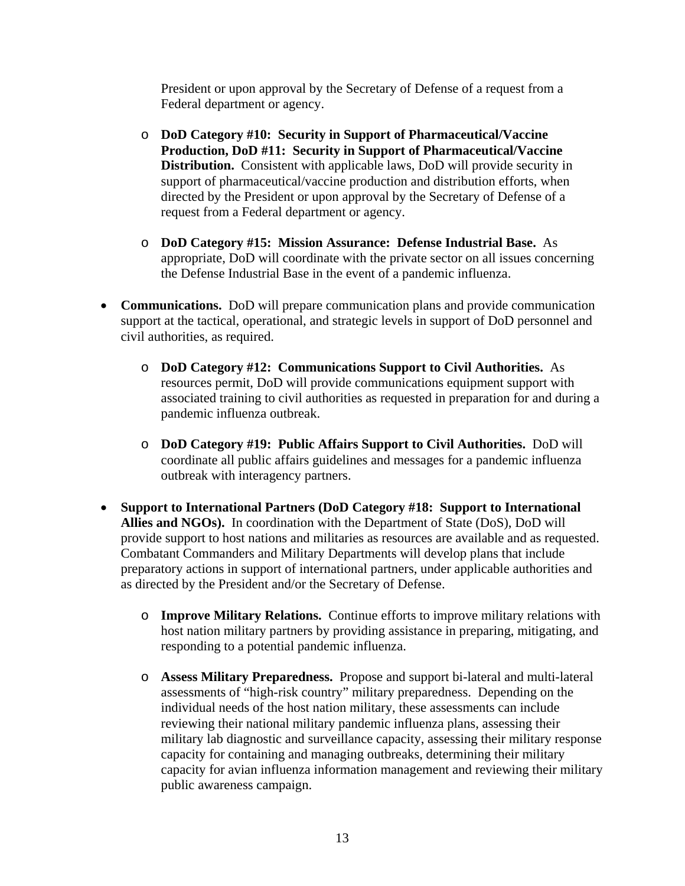President or upon approval by the Secretary of Defense of a request from a Federal department or agency.

  - **DoD Category #10: Security in Support of Pharmaceutical/Vaccine Production, DoD #11: Security in Support of Pharmaceutical/Vaccine Distribution.** Consistent with applicable laws, DoD will provide security in support of pharmaceutical/vaccine production and distribution efforts, when directed by the President or upon approval by the Secretary of Defense of a request from a Federal department or agency.

  - **DoD Category #15: Mission Assurance: Defense Industrial Base.** As appropriate, DoD will coordinate with the private sector on all issues concerning the Defense Industrial Base in the event of a pandemic influenza.

- **Communications.** DoD will prepare communication plans and provide communication support at the tactical, operational, and strategic levels in support of DoD personnel and civil authorities, as required.

  - **DoD Category #12: Communications Support to Civil Authorities.** As resources permit, DoD will provide communications equipment support with associated training to civil authorities as requested in preparation for and during a pandemic influenza outbreak.

  - **DoD Category #19: Public Affairs Support to Civil Authorities.** DoD will coordinate all public affairs guidelines and messages for a pandemic influenza outbreak with interagency partners.

- **Support to International Partners (DoD Category #18: Support to International Allies and NGOs).** In coordination with the Department of State (DoS), DoD will provide support to host nations and militaries as resources are available and as requested. Combatant Commanders and Military Departments will develop plans that include preparatory actions in support of international partners, under applicable authorities and as directed by the President and/or the Secretary of Defense.

  - **Improve Military Relations.** Continue efforts to improve military relations with host nation military partners by providing assistance in preparing, mitigating, and responding to a potential pandemic influenza.

  - **Assess Military Preparedness.** Propose and support bi-lateral and multi-lateral assessments of "high-risk country" military preparedness. Depending on the individual needs of the host nation military, these assessments can include reviewing their national military pandemic influenza plans, assessing their military lab diagnostic and surveillance capacity, assessing their military response capacity for containing and managing outbreaks, determining their military capacity for avian influenza information management and reviewing their military public awareness campaign.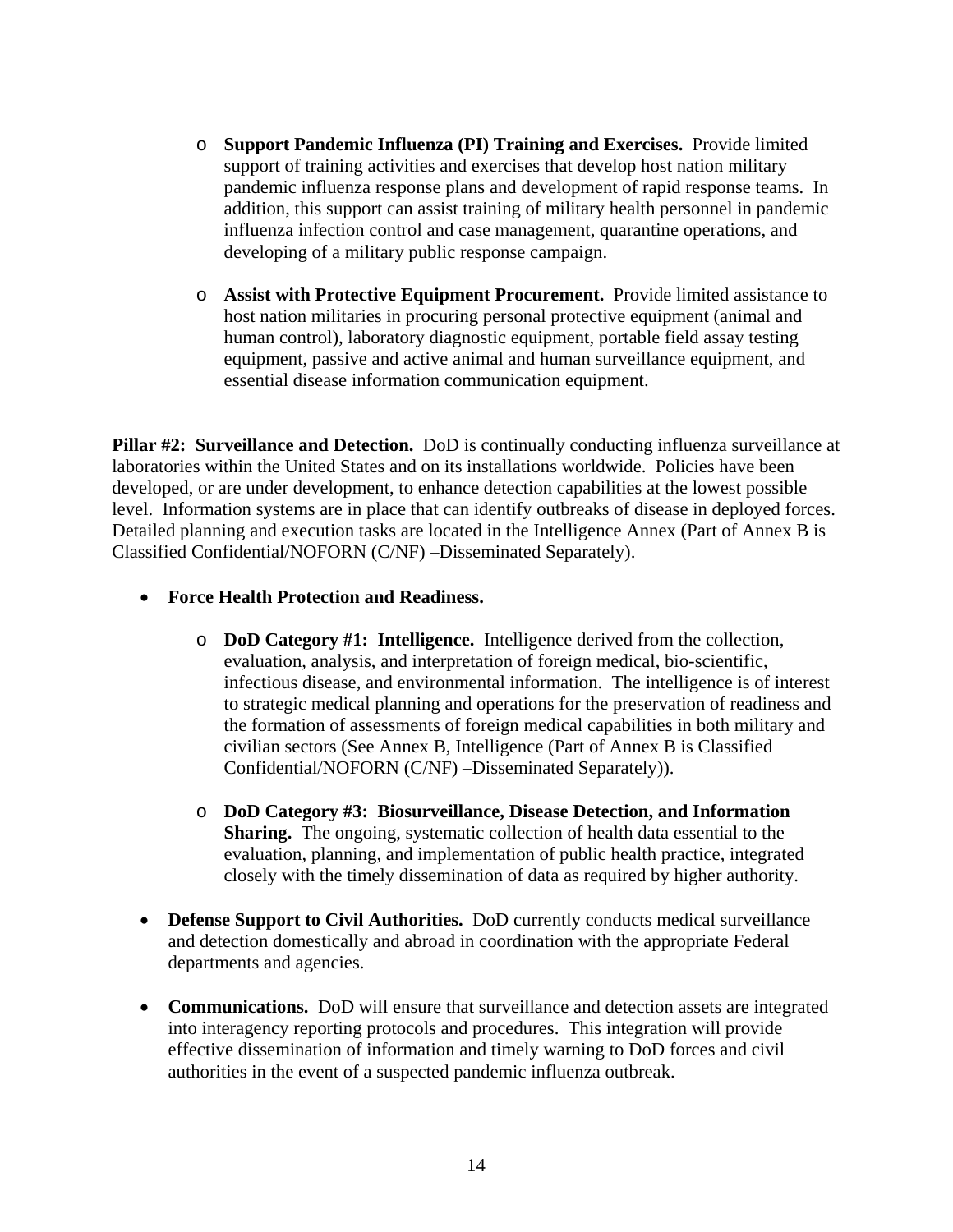- **Support Pandemic Influenza (PI) Training and Exercises.** Provide limited support of training activities and exercises that develop host nation military pandemic influenza response plans and development of rapid response teams. In addition, this support can assist training of military health personnel in pandemic influenza infection control and case management, quarantine operations, and developing of a military public response campaign.

- **Assist with Protective Equipment Procurement.** Provide limited assistance to host nation militaries in procuring personal protective equipment (animal and human control), laboratory diagnostic equipment, portable field assay testing equipment, passive and active animal and human surveillance equipment, and essential disease information communication equipment.

**Pillar #2: Surveillance and Detection.** DoD is continually conducting influenza surveillance at laboratories within the United States and on its installations worldwide. Policies have been developed, or are under development, to enhance detection capabilities at the lowest possible level. Information systems are in place that can identify outbreaks of disease in deployed forces. Detailed planning and execution tasks are located in the Intelligence Annex (Part of Annex B is Classified Confidential/NOFORN (C/NF) –Disseminated Separately).

- **Force Health Protection and Readiness.**

  - **DoD Category #1: Intelligence.** Intelligence derived from the collection, evaluation, analysis, and interpretation of foreign medical, bio-scientific, infectious disease, and environmental information. The intelligence is of interest to strategic medical planning and operations for the preservation of readiness and the formation of assessments of foreign medical capabilities in both military and civilian sectors (See Annex B, Intelligence (Part of Annex B is Classified Confidential/NOFORN (C/NF) –Disseminated Separately)).

  - **DoD Category #3: Biosurveillance, Disease Detection, and Information Sharing.** The ongoing, systematic collection of health data essential to the evaluation, planning, and implementation of public health practice, integrated closely with the timely dissemination of data as required by higher authority.

- **Defense Support to Civil Authorities.** DoD currently conducts medical surveillance and detection domestically and abroad in coordination with the appropriate Federal departments and agencies.

- **Communications.** DoD will ensure that surveillance and detection assets are integrated into interagency reporting protocols and procedures. This integration will provide effective dissemination of information and timely warning to DoD forces and civil authorities in the event of a suspected pandemic influenza outbreak.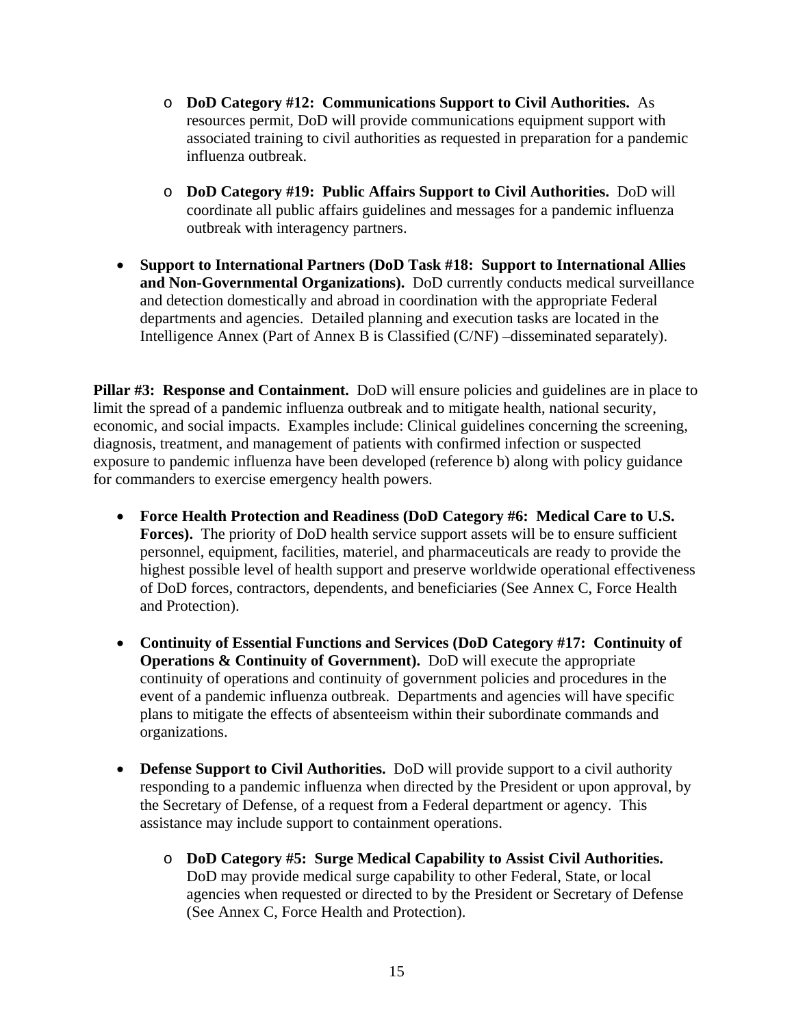- **DoD Category #12: Communications Support to Civil Authorities.** As resources permit, DoD will provide communications equipment support with associated training to civil authorities as requested in preparation for a pandemic influenza outbreak.

  - **DoD Category #19: Public Affairs Support to Civil Authorities.** DoD will coordinate all public affairs guidelines and messages for a pandemic influenza outbreak with interagency partners.

- **Support to International Partners (DoD Task #18: Support to International Allies and Non-Governmental Organizations).** DoD currently conducts medical surveillance and detection domestically and abroad in coordination with the appropriate Federal departments and agencies. Detailed planning and execution tasks are located in the Intelligence Annex (Part of Annex B is Classified (C/NF) –disseminated separately).

**Pillar #3: Response and Containment.** DoD will ensure policies and guidelines are in place to limit the spread of a pandemic influenza outbreak and to mitigate health, national security, economic, and social impacts. Examples include: Clinical guidelines concerning the screening, diagnosis, treatment, and management of patients with confirmed infection or suspected exposure to pandemic influenza have been developed (reference b) along with policy guidance for commanders to exercise emergency health powers.

- **Force Health Protection and Readiness (DoD Category #6: Medical Care to U.S. Forces).** The priority of DoD health service support assets will be to ensure sufficient personnel, equipment, facilities, materiel, and pharmaceuticals are ready to provide the highest possible level of health support and preserve worldwide operational effectiveness of DoD forces, contractors, dependents, and beneficiaries (See Annex C, Force Health and Protection).

- **Continuity of Essential Functions and Services (DoD Category #17: Continuity of Operations & Continuity of Government).** DoD will execute the appropriate continuity of operations and continuity of government policies and procedures in the event of a pandemic influenza outbreak. Departments and agencies will have specific plans to mitigate the effects of absenteeism within their subordinate commands and organizations.

- **Defense Support to Civil Authorities.** DoD will provide support to a civil authority responding to a pandemic influenza when directed by the President or upon approval, by the Secretary of Defense, of a request from a Federal department or agency. This assistance may include support to containment operations.

  - **DoD Category #5: Surge Medical Capability to Assist Civil Authorities.** DoD may provide medical surge capability to other Federal, State, or local agencies when requested or directed to by the President or Secretary of Defense (See Annex C, Force Health and Protection).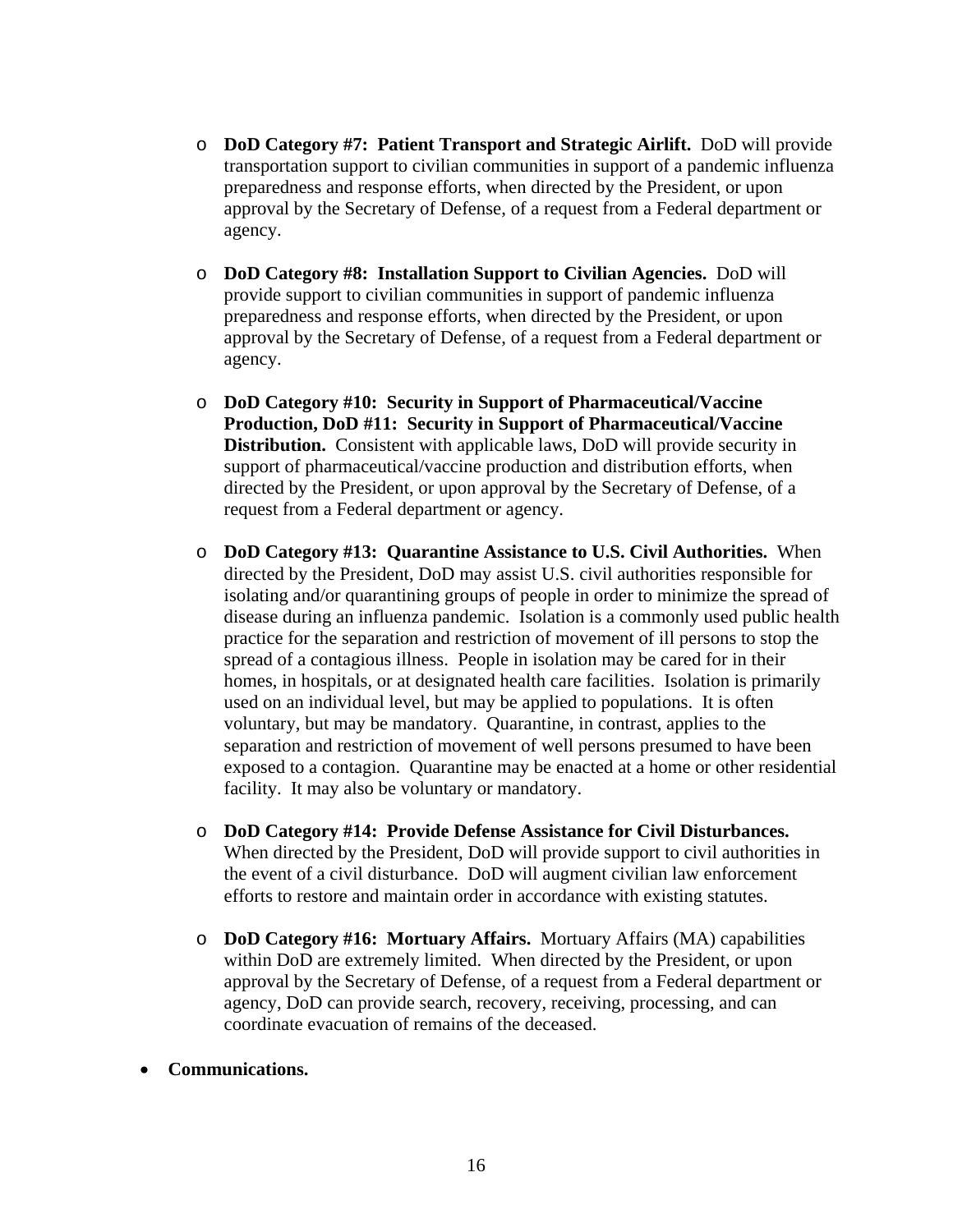- **DoD Category #7: Patient Transport and Strategic Airlift.** DoD will provide transportation support to civilian communities in support of a pandemic influenza preparedness and response efforts, when directed by the President, or upon approval by the Secretary of Defense, of a request from a Federal department or agency.

- **DoD Category #8: Installation Support to Civilian Agencies.** DoD will provide support to civilian communities in support of pandemic influenza preparedness and response efforts, when directed by the President, or upon approval by the Secretary of Defense, of a request from a Federal department or agency.

- **DoD Category #10: Security in Support of Pharmaceutical/Vaccine Production, DoD #11: Security in Support of Pharmaceutical/Vaccine Distribution.** Consistent with applicable laws, DoD will provide security in support of pharmaceutical/vaccine production and distribution efforts, when directed by the President, or upon approval by the Secretary of Defense, of a request from a Federal department or agency.

- **DoD Category #13: Quarantine Assistance to U.S. Civil Authorities.** When directed by the President, DoD may assist U.S. civil authorities responsible for isolating and/or quarantining groups of people in order to minimize the spread of disease during an influenza pandemic. Isolation is a commonly used public health practice for the separation and restriction of movement of ill persons to stop the spread of a contagious illness. People in isolation may be cared for in their homes, in hospitals, or at designated health care facilities. Isolation is primarily used on an individual level, but may be applied to populations. It is often voluntary, but may be mandatory. Quarantine, in contrast, applies to the separation and restriction of movement of well persons presumed to have been exposed to a contagion. Quarantine may be enacted at a home or other residential facility. It may also be voluntary or mandatory.

- **DoD Category #14: Provide Defense Assistance for Civil Disturbances.** When directed by the President, DoD will provide support to civil authorities in the event of a civil disturbance. DoD will augment civilian law enforcement efforts to restore and maintain order in accordance with existing statutes.

- **DoD Category #16: Mortuary Affairs.** Mortuary Affairs (MA) capabilities within DoD are extremely limited. When directed by the President, or upon approval by the Secretary of Defense, of a request from a Federal department or agency, DoD can provide search, recovery, receiving, processing, and can coordinate evacuation of remains of the deceased.

- **Communications.**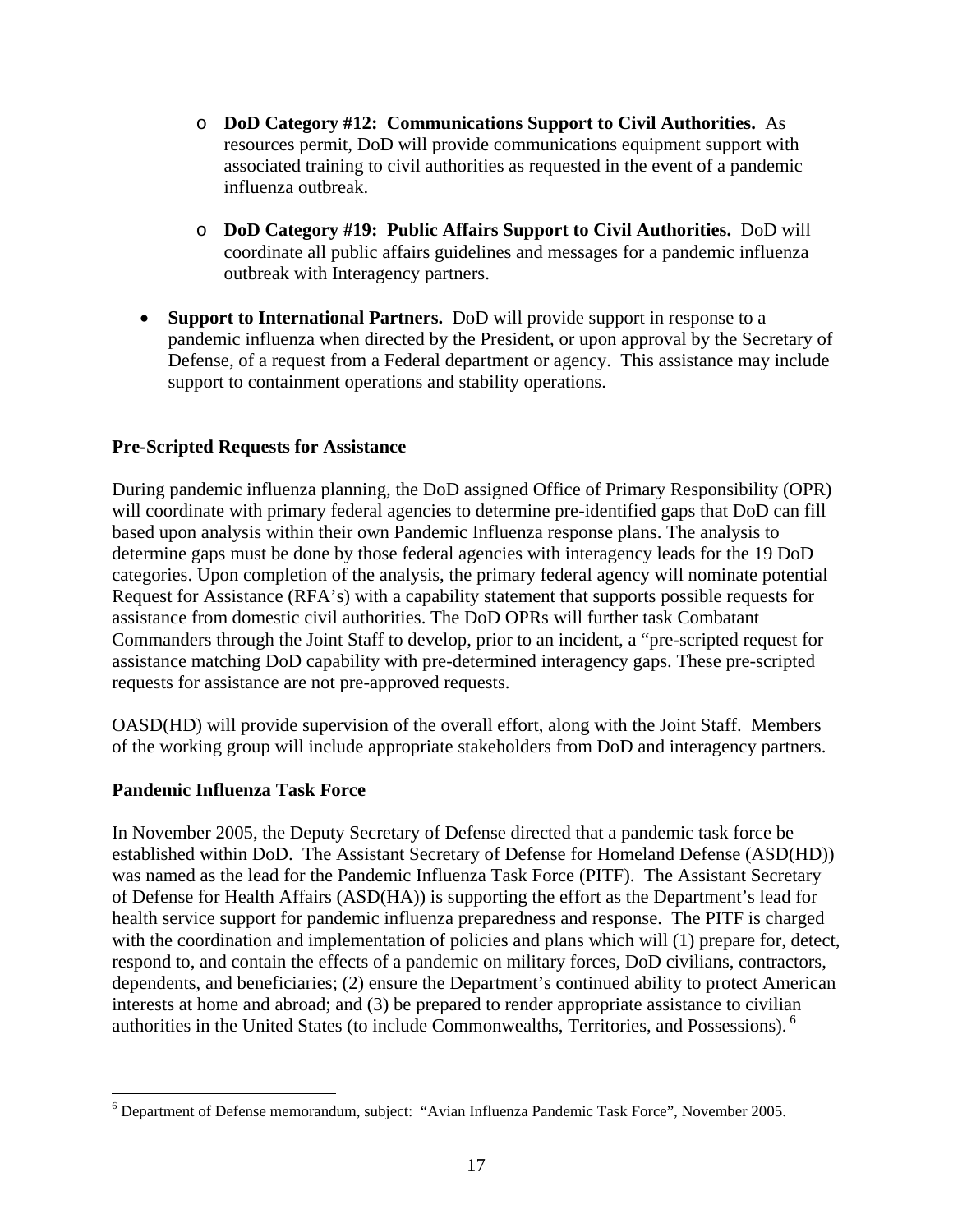- **DoD Category #12: Communications Support to Civil Authorities.** As resources permit, DoD will provide communications equipment support with associated training to civil authorities as requested in the event of a pandemic influenza outbreak.

- **DoD Category #19: Public Affairs Support to Civil Authorities.** DoD will coordinate all public affairs guidelines and messages for a pandemic influenza outbreak with Interagency partners.

- **Support to International Partners.** DoD will provide support in response to a pandemic influenza when directed by the President, or upon approval by the Secretary of Defense, of a request from a Federal department or agency. This assistance may include support to containment operations and stability operations.

**Pre-Scripted Requests for Assistance**

During pandemic influenza planning, the DoD assigned Office of Primary Responsibility (OPR) will coordinate with primary federal agencies to determine pre-identified gaps that DoD can fill based upon analysis within their own Pandemic Influenza response plans. The analysis to determine gaps must be done by those federal agencies with interagency leads for the 19 DoD categories. Upon completion of the analysis, the primary federal agency will nominate potential Request for Assistance (RFA's) with a capability statement that supports possible requests for assistance from domestic civil authorities. The DoD OPRs will further task Combatant Commanders through the Joint Staff to develop, prior to an incident, a "pre-scripted request for assistance matching DoD capability with pre-determined interagency gaps. These pre-scripted requests for assistance are not pre-approved requests.

OASD(HD) will provide supervision of the overall effort, along with the Joint Staff. Members of the working group will include appropriate stakeholders from DoD and interagency partners.

**Pandemic Influenza Task Force**

In November 2005, the Deputy Secretary of Defense directed that a pandemic task force be established within DoD. The Assistant Secretary of Defense for Homeland Defense (ASD(HD)) was named as the lead for the Pandemic Influenza Task Force (PITF). The Assistant Secretary of Defense for Health Affairs (ASD(HA)) is supporting the effort as the Department's lead for health service support for pandemic influenza preparedness and response. The PITF is charged with the coordination and implementation of policies and plans which will (1) prepare for, detect, respond to, and contain the effects of a pandemic on military forces, DoD civilians, contractors, dependents, and beneficiaries; (2) ensure the Department's continued ability to protect American interests at home and abroad; and (3) be prepared to render appropriate assistance to civilian authorities in the United States (to include Commonwealths, Territories, and Possessions). [6]

[6] Department of Defense memorandum, subject: "Avian Influenza Pandemic Task Force", November 2005.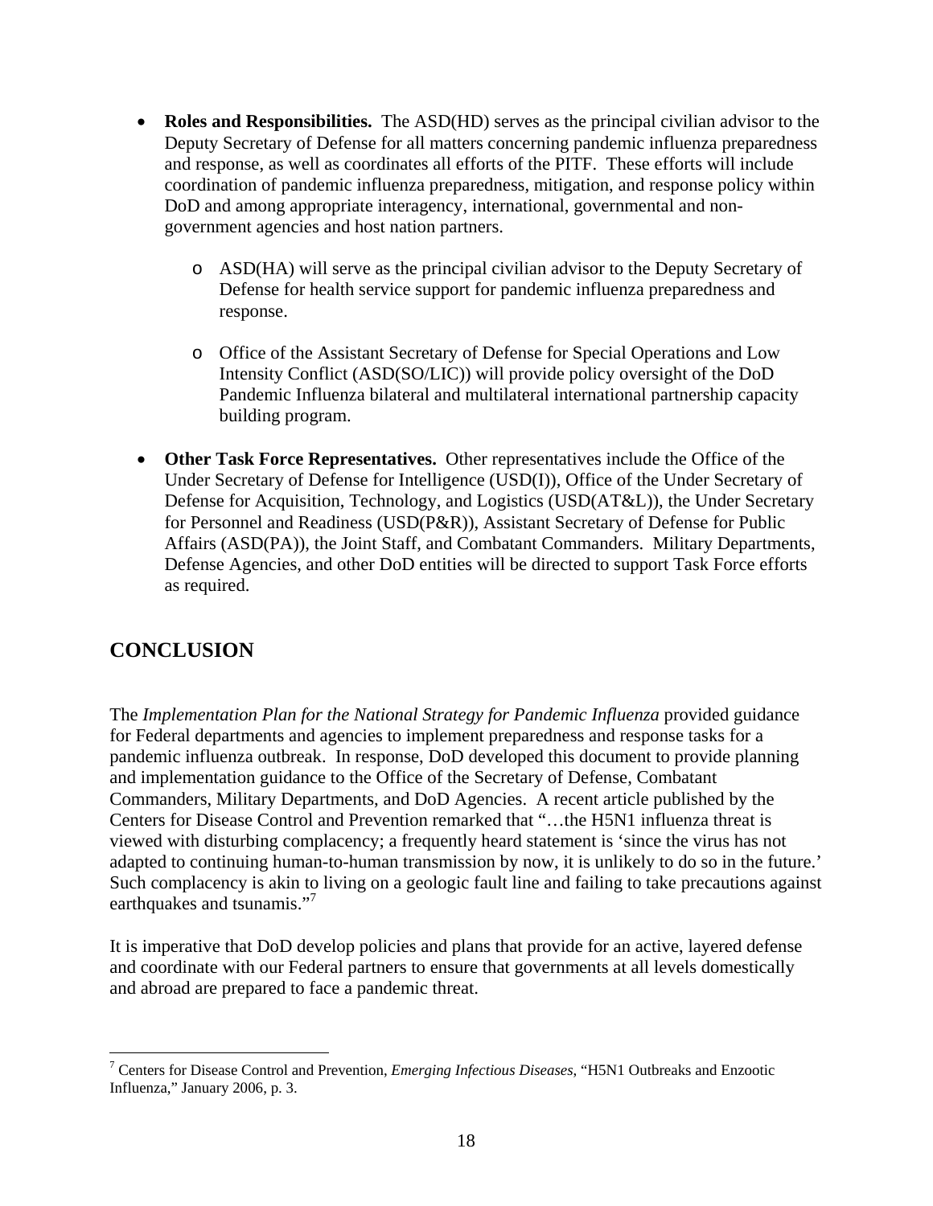- **Roles and Responsibilities.** The ASD(HD) serves as the principal civilian advisor to the Deputy Secretary of Defense for all matters concerning pandemic influenza preparedness and response, as well as coordinates all efforts of the PITF. These efforts will include coordination of pandemic influenza preparedness, mitigation, and response policy within DoD and among appropriate interagency, international, governmental and non-government agencies and host nation partners.

    - ASD(HA) will serve as the principal civilian advisor to the Deputy Secretary of Defense for health service support for pandemic influenza preparedness and response.

    - Office of the Assistant Secretary of Defense for Special Operations and Low Intensity Conflict (ASD(SO/LIC)) will provide policy oversight of the DoD Pandemic Influenza bilateral and multilateral international partnership capacity building program.

- **Other Task Force Representatives.** Other representatives include the Office of the Under Secretary of Defense for Intelligence (USD(I)), Office of the Under Secretary of Defense for Acquisition, Technology, and Logistics (USD(AT&L)), the Under Secretary for Personnel and Readiness (USD(P&R)), Assistant Secretary of Defense for Public Affairs (ASD(PA)), the Joint Staff, and Combatant Commanders. Military Departments, Defense Agencies, and other DoD entities will be directed to support Task Force efforts as required.

## CONCLUSION

The *Implementation Plan for the National Strategy for Pandemic Influenza* provided guidance for Federal departments and agencies to implement preparedness and response tasks for a pandemic influenza outbreak. In response, DoD developed this document to provide planning and implementation guidance to the Office of the Secretary of Defense, Combatant Commanders, Military Departments, and DoD Agencies. A recent article published by the Centers for Disease Control and Prevention remarked that "…the H5N1 influenza threat is viewed with disturbing complacency; a frequently heard statement is 'since the virus has not adapted to continuing human-to-human transmission by now, it is unlikely to do so in the future.' Such complacency is akin to living on a geologic fault line and failing to take precautions against earthquakes and tsunamis."[7]

It is imperative that DoD develop policies and plans that provide for an active, layered defense and coordinate with our Federal partners to ensure that governments at all levels domestically and abroad are prepared to face a pandemic threat.

---

[7] Centers for Disease Control and Prevention, *Emerging Infectious Diseases*, "H5N1 Outbreaks and Enzootic Influenza," January 2006, p. 3.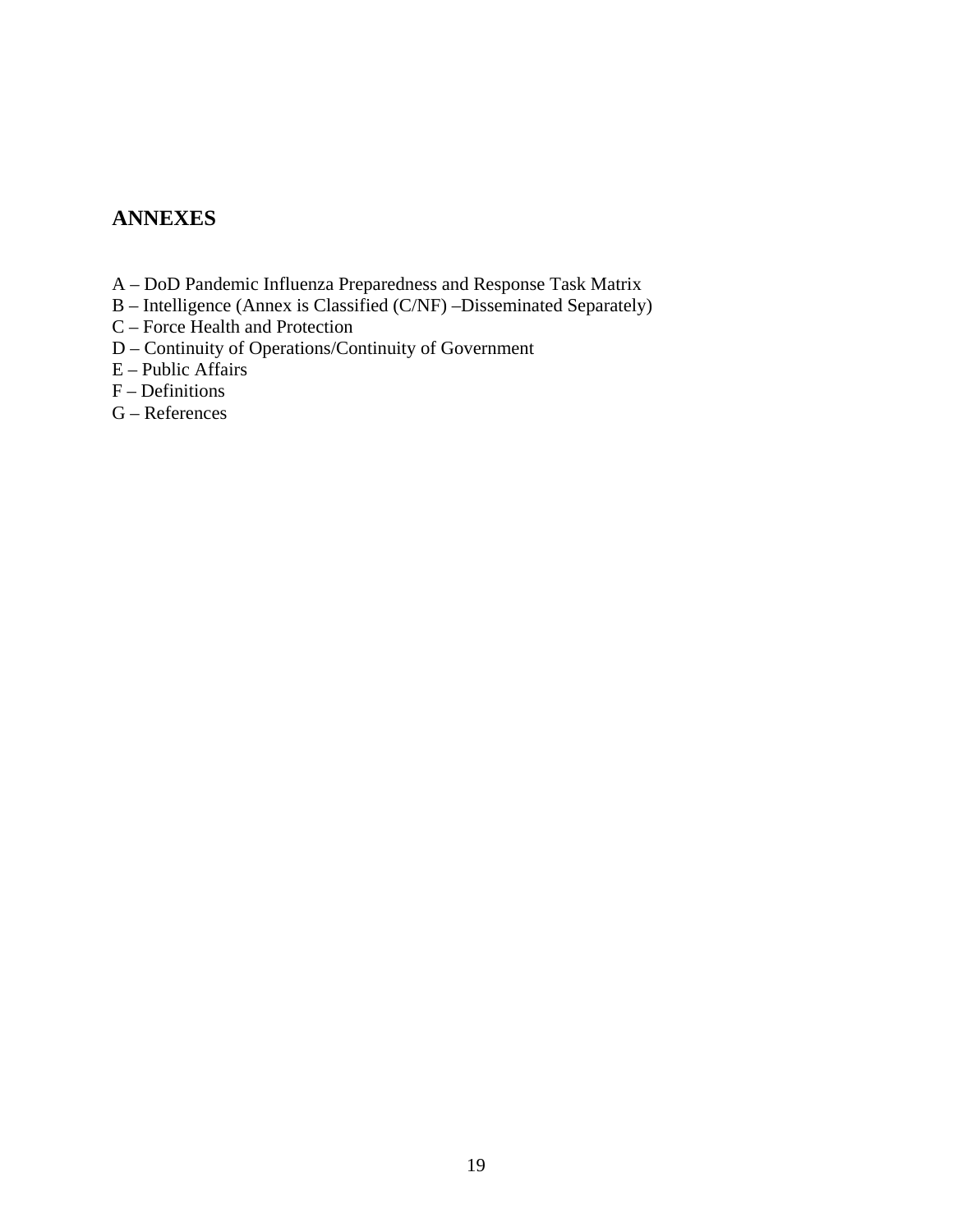## ANNEXES

A – DoD Pandemic Influenza Preparedness and Response Task Matrix
B – Intelligence (Annex is Classified (C/NF) –Disseminated Separately)
C – Force Health and Protection
D – Continuity of Operations/Continuity of Government
E – Public Affairs
F – Definitions
G – References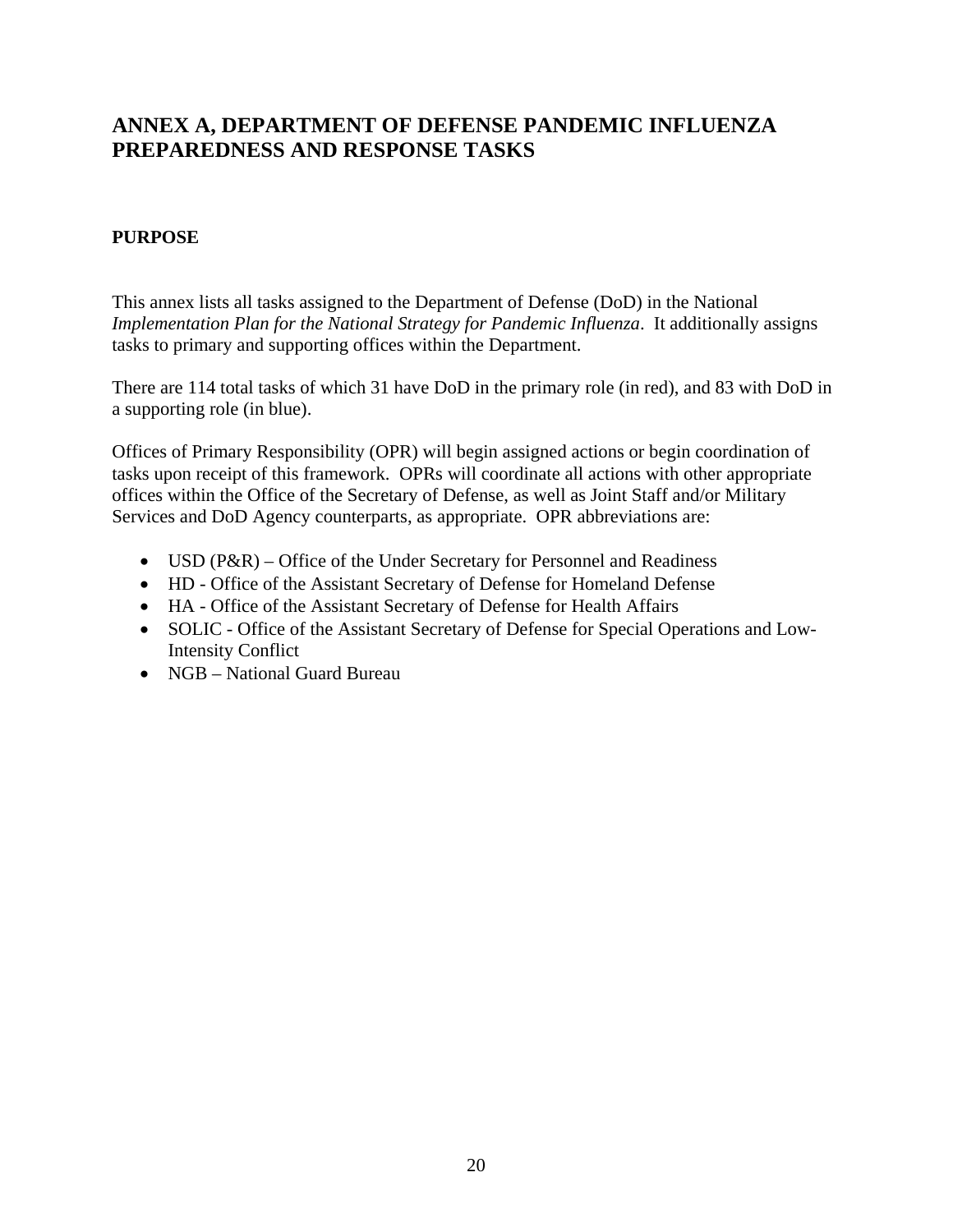## ANNEX A, DEPARTMENT OF DEFENSE PANDEMIC INFLUENZA PREPAREDNESS AND RESPONSE TASKS

### PURPOSE

This annex lists all tasks assigned to the Department of Defense (DoD) in the National *Implementation Plan for the National Strategy for Pandemic Influenza*. It additionally assigns tasks to primary and supporting offices within the Department.

There are 114 total tasks of which 31 have DoD in the primary role (in red), and 83 with DoD in a supporting role (in blue).

Offices of Primary Responsibility (OPR) will begin assigned actions or begin coordination of tasks upon receipt of this framework. OPRs will coordinate all actions with other appropriate offices within the Office of the Secretary of Defense, as well as Joint Staff and/or Military Services and DoD Agency counterparts, as appropriate. OPR abbreviations are:

- USD (P&R) – Office of the Under Secretary for Personnel and Readiness
- HD - Office of the Assistant Secretary of Defense for Homeland Defense
- HA - Office of the Assistant Secretary of Defense for Health Affairs
- SOLIC - Office of the Assistant Secretary of Defense for Special Operations and Low-Intensity Conflict
- NGB – National Guard Bureau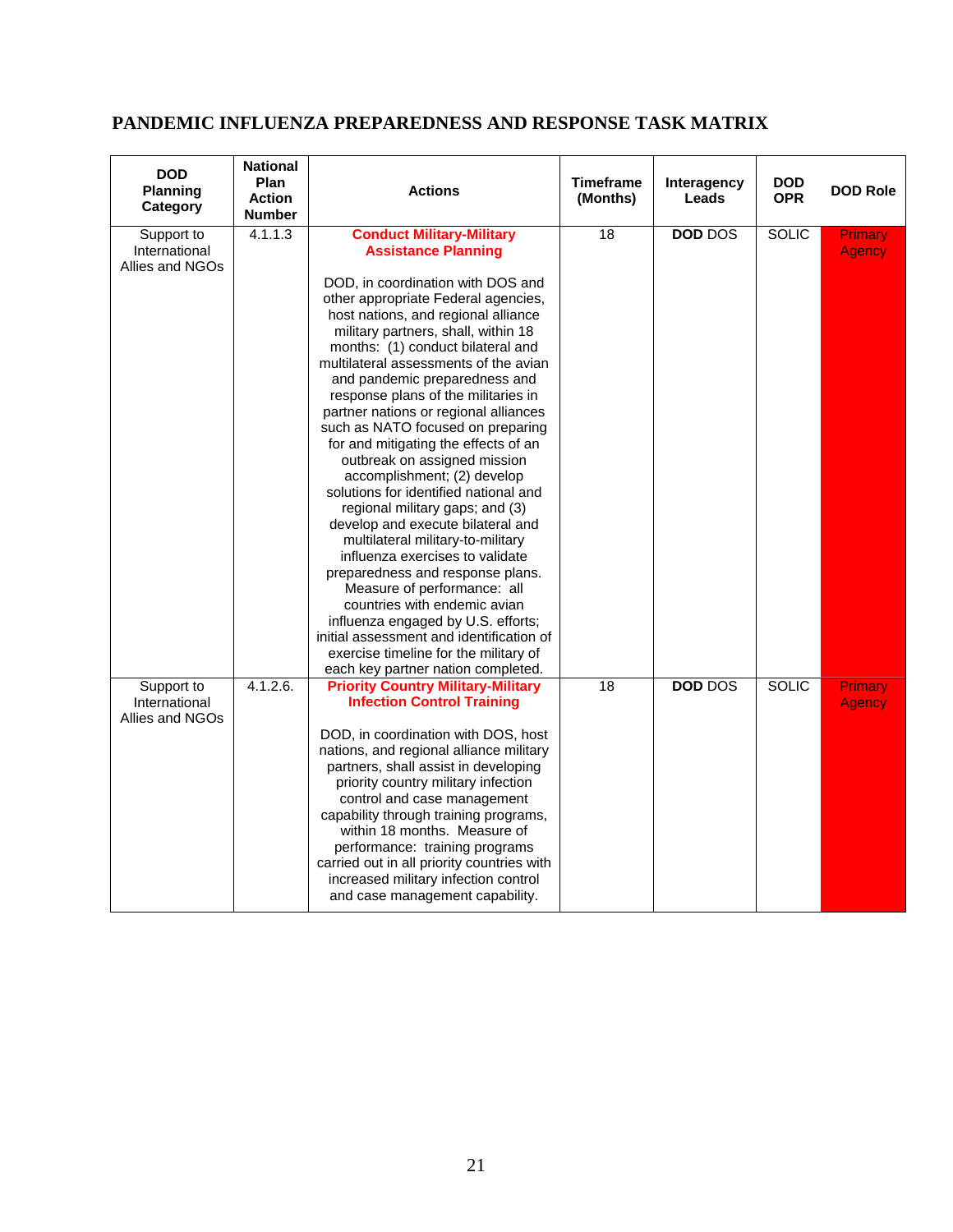## PANDEMIC INFLUENZA PREPAREDNESS AND RESPONSE TASK MATRIX

| DOD Planning Category | National Plan Action Number | Actions | Timeframe (Months) | Interagency Leads | DOD OPR | DOD Role |
|---|---|---|---|---|---|---|
| Support to International Allies and NGOs | 4.1.1.3 | **Conduct Military-Military Assistance Planning**<br><br>DOD, in coordination with DOS and other appropriate Federal agencies, host nations, and regional alliance military partners, shall, within 18 months: (1) conduct bilateral and multilateral assessments of the avian and pandemic preparedness and response plans of the militaries in partner nations or regional alliances such as NATO focused on preparing for and mitigating the effects of an outbreak on assigned mission accomplishment; (2) develop solutions for identified national and regional military gaps; and (3) develop and execute bilateral and multilateral military-to-military influenza exercises to validate preparedness and response plans. Measure of performance: all countries with endemic avian influenza engaged by U.S. efforts; initial assessment and identification of exercise timeline for the military of each key partner nation completed. | 18 | **DOD** DOS | SOLIC | Primary Agency |
| Support to International Allies and NGOs | 4.1.2.6. | **Priority Country Military-Military Infection Control Training**<br><br>DOD, in coordination with DOS, host nations, and regional alliance military partners, shall assist in developing priority country military infection control and case management capability through training programs, within 18 months. Measure of performance: training programs carried out in all priority countries with increased military infection control and case management capability. | 18 | **DOD** DOS | SOLIC | Primary Agency |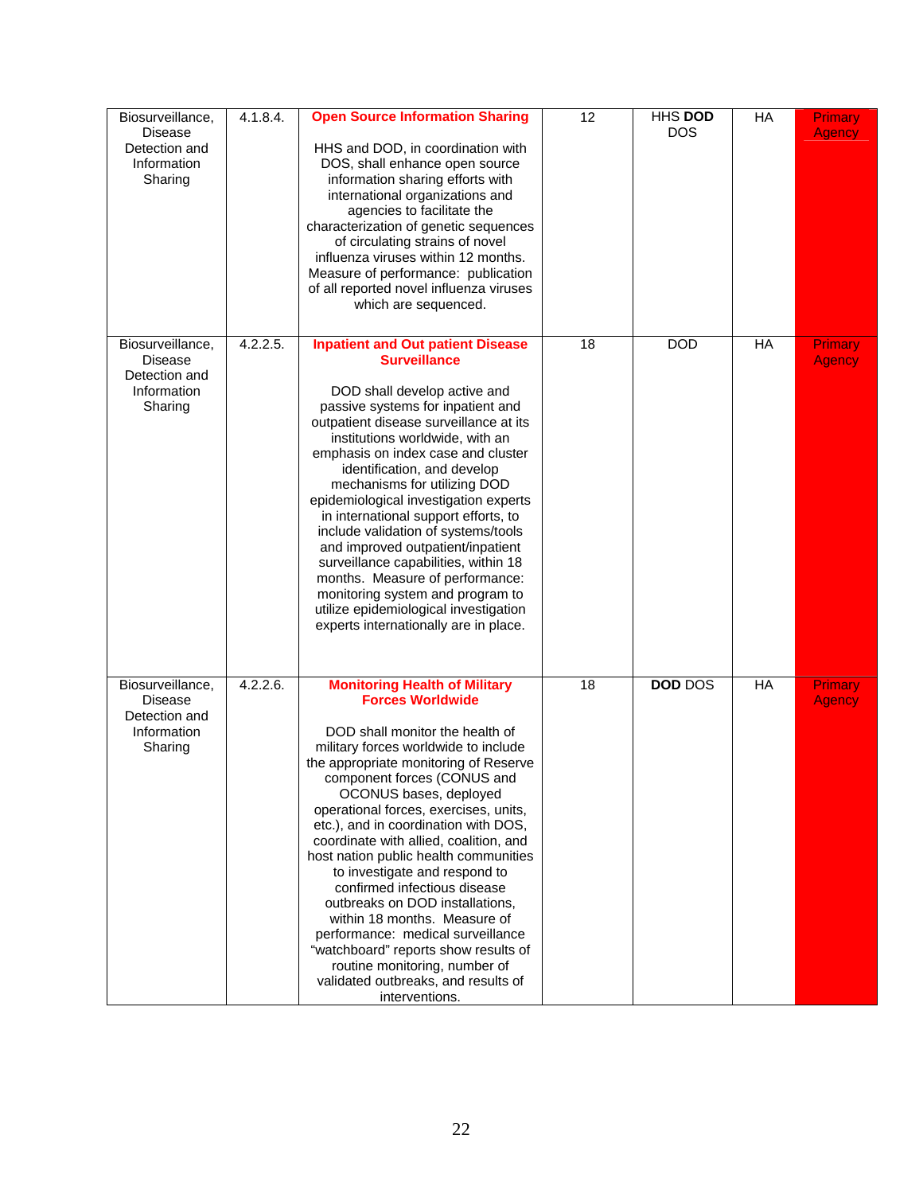| Biosurveillance, Disease Detection and Information Sharing | 4.1.8.4. | **Open Source Information Sharing**<br><br>HHS and DOD, in coordination with DOS, shall enhance open source information sharing efforts with international organizations and agencies to facilitate the characterization of genetic sequences of circulating strains of novel influenza viruses within 12 months. Measure of performance: publication of all reported novel influenza viruses which are sequenced. | 12 | HHS **DOD** DOS | HA | Primary Agency |
|---|---|---|---|---|---|---|
| Biosurveillance, Disease Detection and Information Sharing | 4.2.2.5. | **Inpatient and Out patient Disease Surveillance**<br><br>DOD shall develop active and passive systems for inpatient and outpatient disease surveillance at its institutions worldwide, with an emphasis on index case and cluster identification, and develop mechanisms for utilizing DOD epidemiological investigation experts in international support efforts, to include validation of systems/tools and improved outpatient/inpatient surveillance capabilities, within 18 months. Measure of performance: monitoring system and program to utilize epidemiological investigation experts internationally are in place. | 18 | DOD | HA | Primary Agency |
| Biosurveillance, Disease Detection and Information Sharing | 4.2.2.6. | **Monitoring Health of Military Forces Worldwide**<br><br>DOD shall monitor the health of military forces worldwide to include the appropriate monitoring of Reserve component forces (CONUS and OCONUS bases, deployed operational forces, exercises, units, etc.), and in coordination with DOS, coordinate with allied, coalition, and host nation public health communities to investigate and respond to confirmed infectious disease outbreaks on DOD installations, within 18 months. Measure of performance: medical surveillance "watchboard" reports show results of routine monitoring, number of validated outbreaks, and results of interventions. | 18 | **DOD** DOS | HA | Primary Agency |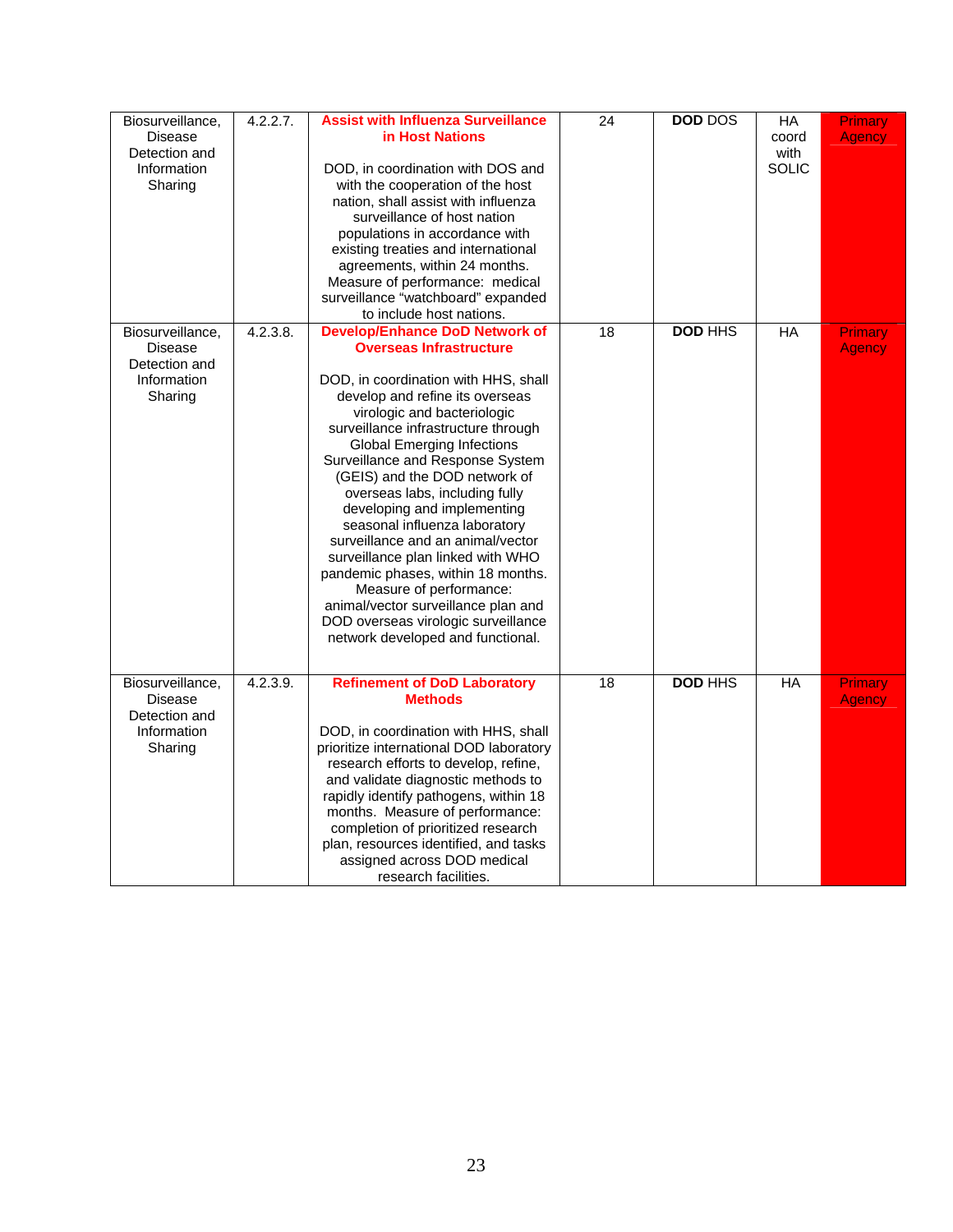| Biosurveillance, Disease Detection and Information Sharing | 4.2.2.7. | **Assist with Influenza Surveillance in Host Nations**<br><br>DOD, in coordination with DOS and with the cooperation of the host nation, shall assist with influenza surveillance of host nation populations in accordance with existing treaties and international agreements, within 24 months. Measure of performance: medical surveillance "watchboard" expanded to include host nations. | 24 | **DOD** DOS | HA coord with SOLIC | Primary Agency |
|---|---|---|---|---|---|---|
| Biosurveillance, Disease Detection and Information Sharing | 4.2.3.8. | **Develop/Enhance DoD Network of Overseas Infrastructure**<br><br>DOD, in coordination with HHS, shall develop and refine its overseas virologic and bacteriologic surveillance infrastructure through Global Emerging Infections Surveillance and Response System (GEIS) and the DOD network of overseas labs, including fully developing and implementing seasonal influenza laboratory surveillance and an animal/vector surveillance plan linked with WHO pandemic phases, within 18 months. Measure of performance: animal/vector surveillance plan and DOD overseas virologic surveillance network developed and functional. | 18 | **DOD** HHS | HA | Primary Agency |
| Biosurveillance, Disease Detection and Information Sharing | 4.2.3.9. | **Refinement of DoD Laboratory Methods**<br><br>DOD, in coordination with HHS, shall prioritize international DOD laboratory research efforts to develop, refine, and validate diagnostic methods to rapidly identify pathogens, within 18 months. Measure of performance: completion of prioritized research plan, resources identified, and tasks assigned across DOD medical research facilities. | 18 | **DOD** HHS | HA | Primary Agency |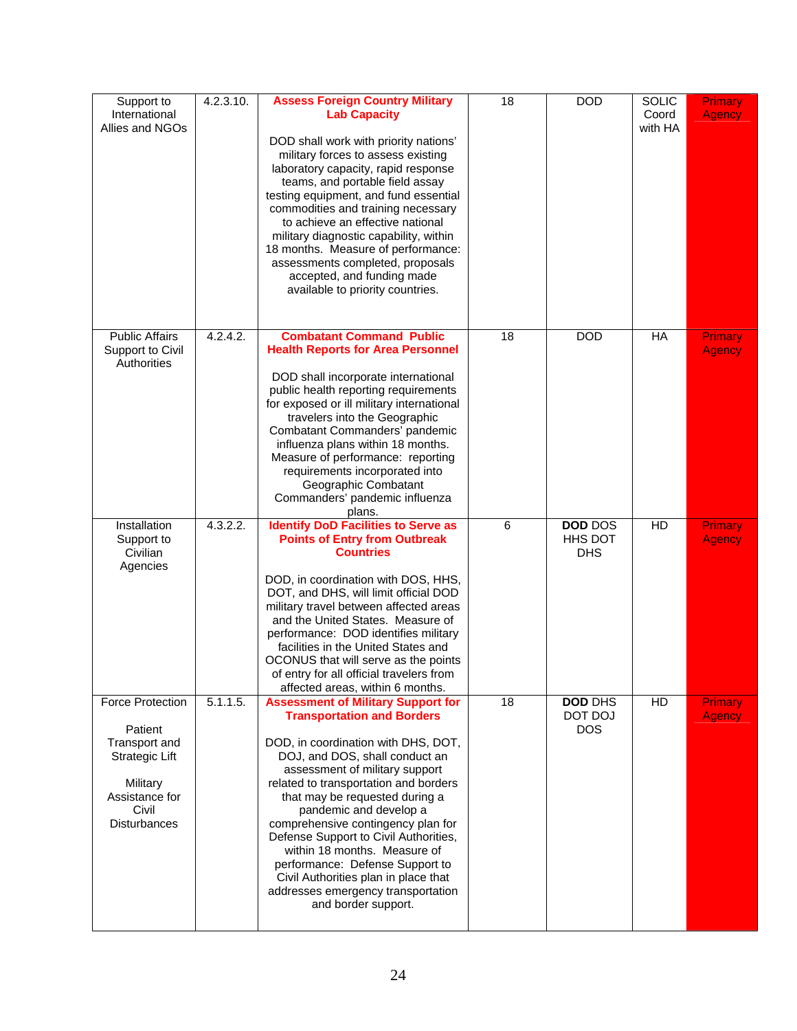| | | | | | | |
|---|---|---|---|---|---|---|
| Support to International Allies and NGOs | 4.2.3.10. | **Assess Foreign Country Military Lab Capacity**<br><br>DOD shall work with priority nations' military forces to assess existing laboratory capacity, rapid response teams, and portable field assay testing equipment, and fund essential commodities and training necessary to achieve an effective national military diagnostic capability, within 18 months. Measure of performance: assessments completed, proposals accepted, and funding made available to priority countries. | 18 | DOD | SOLIC Coord with HA | Primary Agency |
| Public Affairs Support to Civil Authorities | 4.2.4.2. | **Combatant Command Public Health Reports for Area Personnel**<br><br>DOD shall incorporate international public health reporting requirements for exposed or ill military international travelers into the Geographic Combatant Commanders' pandemic influenza plans within 18 months. Measure of performance: reporting requirements incorporated into Geographic Combatant Commanders' pandemic influenza plans. | 18 | DOD | HA | Primary Agency |
| Installation Support to Civilian Agencies | 4.3.2.2. | **Identify DoD Facilities to Serve as Points of Entry from Outbreak Countries**<br><br>DOD, in coordination with DOS, HHS, DOT, and DHS, will limit official DOD military travel between affected areas and the United States. Measure of performance: DOD identifies military facilities in the United States and OCONUS that will serve as the points of entry for all official travelers from affected areas, within 6 months. | 6 | **DOD** DOS HHS DOT DHS | HD | Primary Agency |
| Force Protection<br><br>Patient Transport and Strategic Lift<br><br>Military Assistance for Civil Disturbances | 5.1.1.5. | **Assessment of Military Support for Transportation and Borders**<br><br>DOD, in coordination with DHS, DOT, DOJ, and DOS, shall conduct an assessment of military support related to transportation and borders that may be requested during a pandemic and develop a comprehensive contingency plan for Defense Support to Civil Authorities, within 18 months. Measure of performance: Defense Support to Civil Authorities plan in place that addresses emergency transportation and border support. | 18 | **DOD** DHS DOT DOJ DOS | HD | Primary Agency |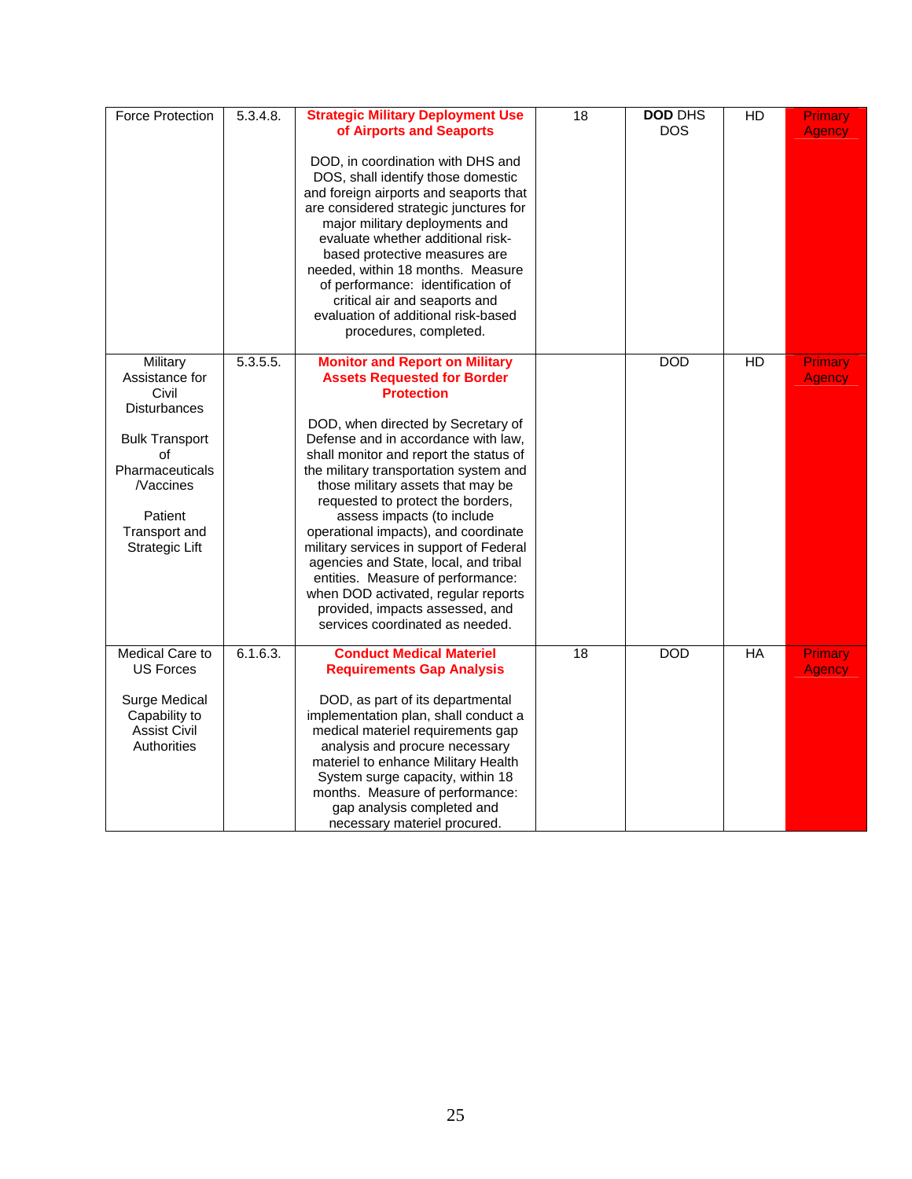| | | | | | | |
|---|---|---|---|---|---|---|
| Force Protection | 5.3.4.8. | **Strategic Military Deployment Use of Airports and Seaports**<br><br>DOD, in coordination with DHS and DOS, shall identify those domestic and foreign airports and seaports that are considered strategic junctures for major military deployments and evaluate whether additional risk-based protective measures are needed, within 18 months. Measure of performance: identification of critical air and seaports and evaluation of additional risk-based procedures, completed. | 18 | **DOD** DHS DOS | HD | Primary Agency |
| Military Assistance for Civil Disturbances<br><br>Bulk Transport of Pharmaceuticals /Vaccines<br><br>Patient Transport and Strategic Lift | 5.3.5.5. | **Monitor and Report on Military Assets Requested for Border Protection**<br><br>DOD, when directed by Secretary of Defense and in accordance with law, shall monitor and report the status of the military transportation system and those military assets that may be requested to protect the borders, assess impacts (to include operational impacts), and coordinate military services in support of Federal agencies and State, local, and tribal entities. Measure of performance: when DOD activated, regular reports provided, impacts assessed, and services coordinated as needed. | | DOD | HD | Primary Agency |
| Medical Care to US Forces<br><br>Surge Medical Capability to Assist Civil Authorities | 6.1.6.3. | **Conduct Medical Materiel Requirements Gap Analysis**<br><br>DOD, as part of its departmental implementation plan, shall conduct a medical materiel requirements gap analysis and procure necessary materiel to enhance Military Health System surge capacity, within 18 months. Measure of performance: gap analysis completed and necessary materiel procured. | 18 | DOD | HA | Primary Agency |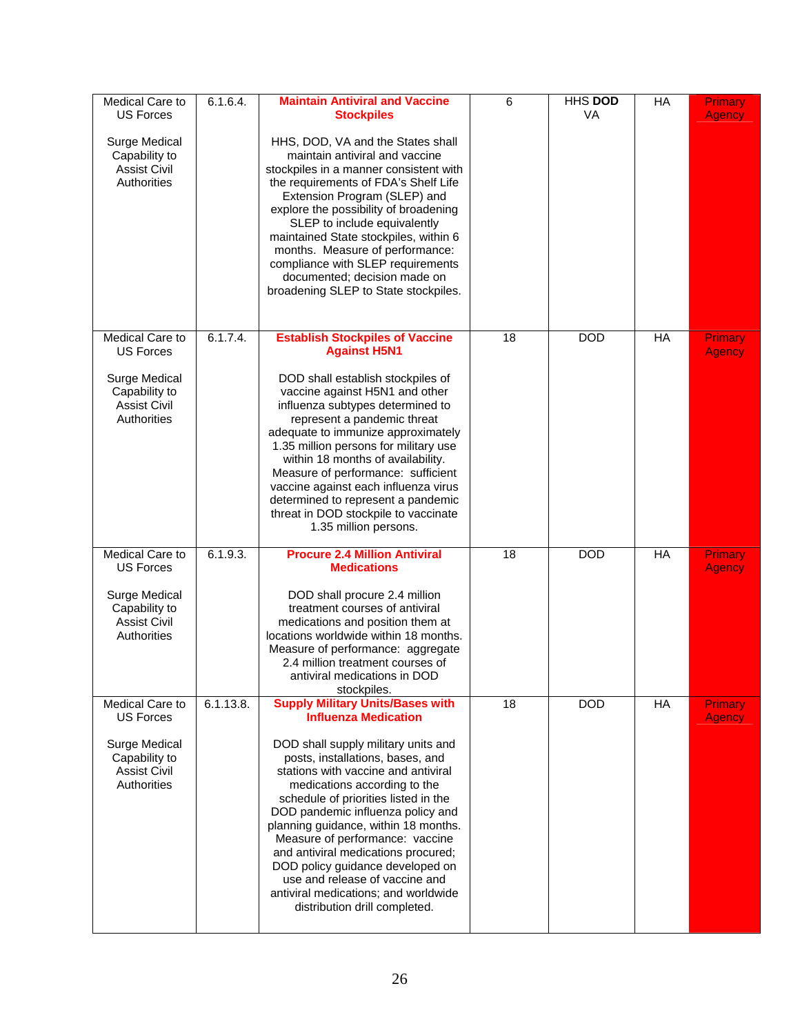| Medical Care to US Forces<br><br>Surge Medical Capability to Assist Civil Authorities | 6.1.6.4. | **Maintain Antiviral and Vaccine Stockpiles**<br><br>HHS, DOD, VA and the States shall maintain antiviral and vaccine stockpiles in a manner consistent with the requirements of FDA's Shelf Life Extension Program (SLEP) and explore the possibility of broadening SLEP to include equivalently maintained State stockpiles, within 6 months. Measure of performance: compliance with SLEP requirements documented; decision made on broadening SLEP to State stockpiles. | 6 | HHS **DOD** VA | HA | Primary Agency |
|---|---|---|---|---|---|---|
| Medical Care to US Forces<br><br>Surge Medical Capability to Assist Civil Authorities | 6.1.7.4. | **Establish Stockpiles of Vaccine Against H5N1**<br><br>DOD shall establish stockpiles of vaccine against H5N1 and other influenza subtypes determined to represent a pandemic threat adequate to immunize approximately 1.35 million persons for military use within 18 months of availability. Measure of performance: sufficient vaccine against each influenza virus determined to represent a pandemic threat in DOD stockpile to vaccinate 1.35 million persons. | 18 | DOD | HA | Primary Agency |
| Medical Care to US Forces<br><br>Surge Medical Capability to Assist Civil Authorities | 6.1.9.3. | **Procure 2.4 Million Antiviral Medications**<br><br>DOD shall procure 2.4 million treatment courses of antiviral medications and position them at locations worldwide within 18 months. Measure of performance: aggregate 2.4 million treatment courses of antiviral medications in DOD stockpiles. | 18 | DOD | HA | Primary Agency |
| Medical Care to US Forces<br><br>Surge Medical Capability to Assist Civil Authorities | 6.1.13.8. | **Supply Military Units/Bases with Influenza Medication**<br><br>DOD shall supply military units and posts, installations, bases, and stations with vaccine and antiviral medications according to the schedule of priorities listed in the DOD pandemic influenza policy and planning guidance, within 18 months. Measure of performance: vaccine and antiviral medications procured; DOD policy guidance developed on use and release of vaccine and antiviral medications; and worldwide distribution drill completed. | 18 | DOD | HA | Primary Agency |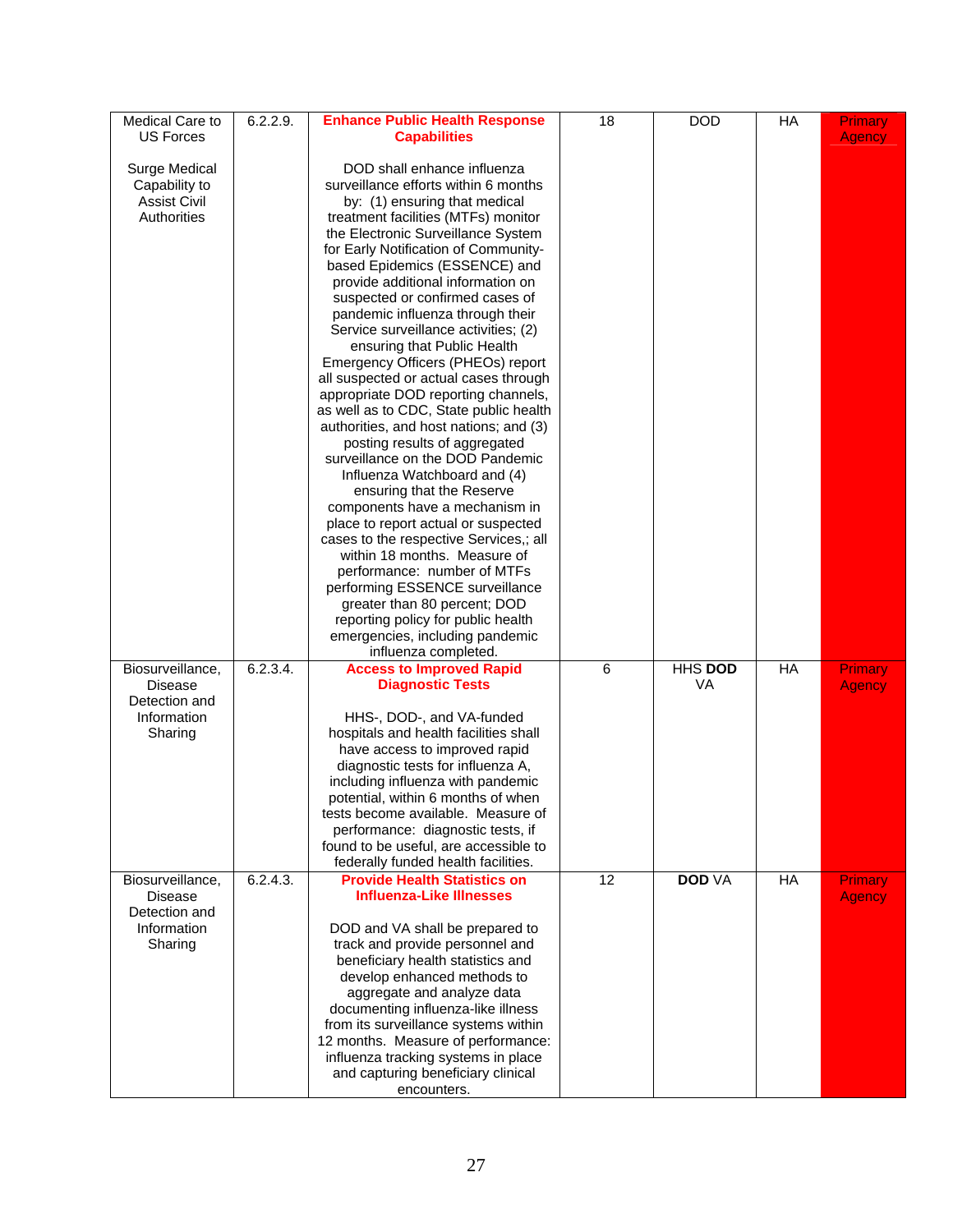| | | | | | | |
|---|---|---|---|---|---|---|
| Medical Care to US Forces<br><br>Surge Medical Capability to Assist Civil Authorities | 6.2.2.9. | **Enhance Public Health Response Capabilities**<br><br>DOD shall enhance influenza surveillance efforts within 6 months by: (1) ensuring that medical treatment facilities (MTFs) monitor the Electronic Surveillance System for Early Notification of Community-based Epidemics (ESSENCE) and provide additional information on suspected or confirmed cases of pandemic influenza through their Service surveillance activities; (2) ensuring that Public Health Emergency Officers (PHEOs) report all suspected or actual cases through appropriate DOD reporting channels, as well as to CDC, State public health authorities, and host nations; and (3) posting results of aggregated surveillance on the DOD Pandemic Influenza Watchboard and (4) ensuring that the Reserve components have a mechanism in place to report actual or suspected cases to the respective Services,; all within 18 months. Measure of performance: number of MTFs performing ESSENCE surveillance greater than 80 percent; DOD reporting policy for public health emergencies, including pandemic influenza completed. | 18 | DOD | HA | Primary Agency |
| Biosurveillance, Disease Detection and Information Sharing | 6.2.3.4. | **Access to Improved Rapid Diagnostic Tests**<br><br>HHS-, DOD-, and VA-funded hospitals and health facilities shall have access to improved rapid diagnostic tests for influenza A, including influenza with pandemic potential, within 6 months of when tests become available. Measure of performance: diagnostic tests, if found to be useful, are accessible to federally funded health facilities. | 6 | HHS **DOD** VA | HA | Primary Agency |
| Biosurveillance, Disease Detection and Information Sharing | 6.2.4.3. | **Provide Health Statistics on Influenza-Like Illnesses**<br><br>DOD and VA shall be prepared to track and provide personnel and beneficiary health statistics and develop enhanced methods to aggregate and analyze data documenting influenza-like illness from its surveillance systems within 12 months. Measure of performance: influenza tracking systems in place and capturing beneficiary clinical encounters. | 12 | **DOD** VA | HA | Primary Agency |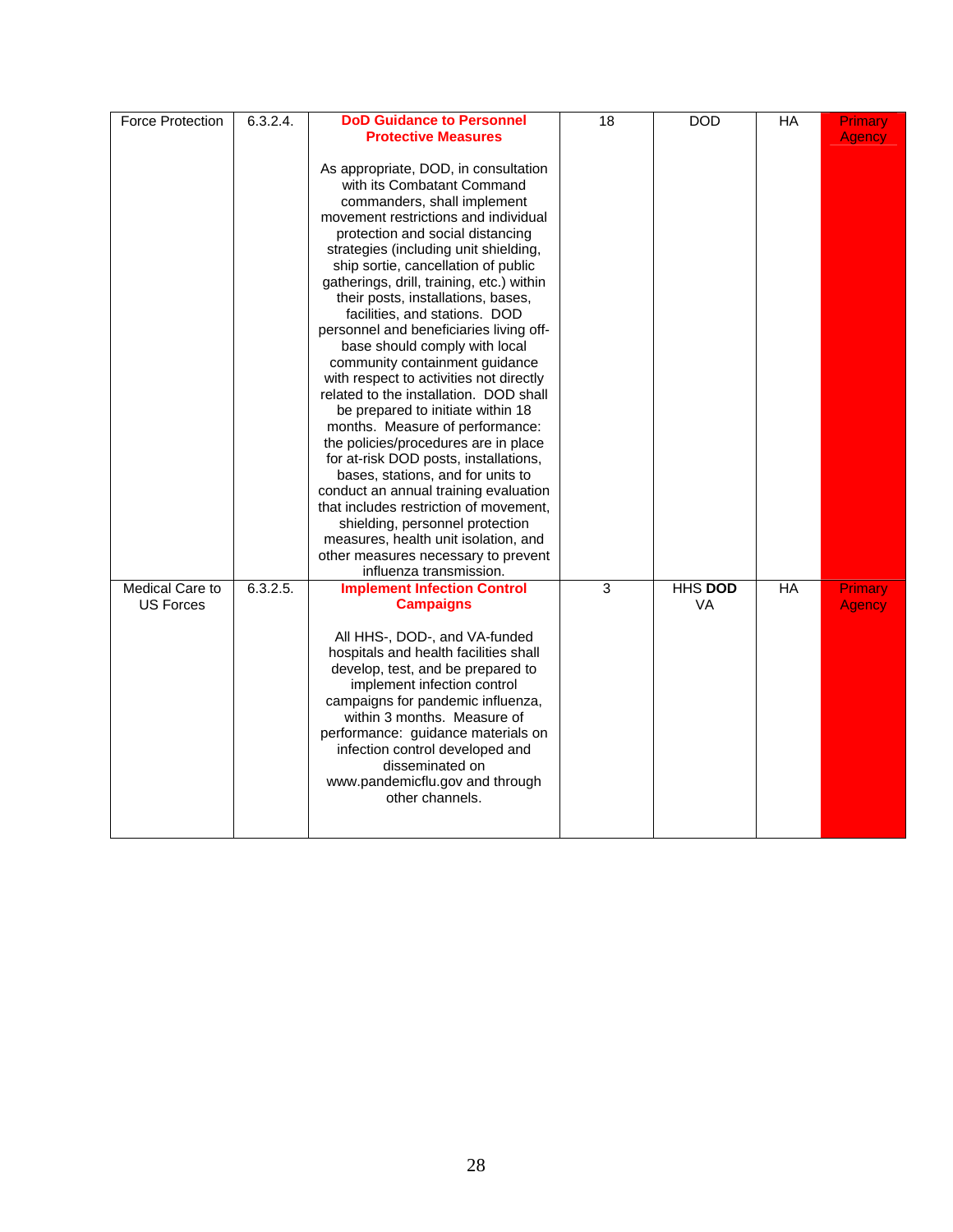| Force Protection | 6.3.2.4. | **DoD Guidance to Personnel Protective Measures**<br><br>As appropriate, DOD, in consultation with its Combatant Command commanders, shall implement movement restrictions and individual protection and social distancing strategies (including unit shielding, ship sortie, cancellation of public gatherings, drill, training, etc.) within their posts, installations, bases, facilities, and stations. DOD personnel and beneficiaries living off-base should comply with local community containment guidance with respect to activities not directly related to the installation. DOD shall be prepared to initiate within 18 months. Measure of performance: the policies/procedures are in place for at-risk DOD posts, installations, bases, stations, and for units to conduct an annual training evaluation that includes restriction of movement, shielding, personnel protection measures, health unit isolation, and other measures necessary to prevent influenza transmission. | 18 | DOD | HA | Primary Agency |
|---|---|---|---|---|---|---|
| Medical Care to US Forces | 6.3.2.5. | **Implement Infection Control Campaigns**<br><br>All HHS-, DOD-, and VA-funded hospitals and health facilities shall develop, test, and be prepared to implement infection control campaigns for pandemic influenza, within 3 months. Measure of performance: guidance materials on infection control developed and disseminated on www.pandemicflu.gov and through other channels. | 3 | HHS **DOD** VA | HA | Primary Agency |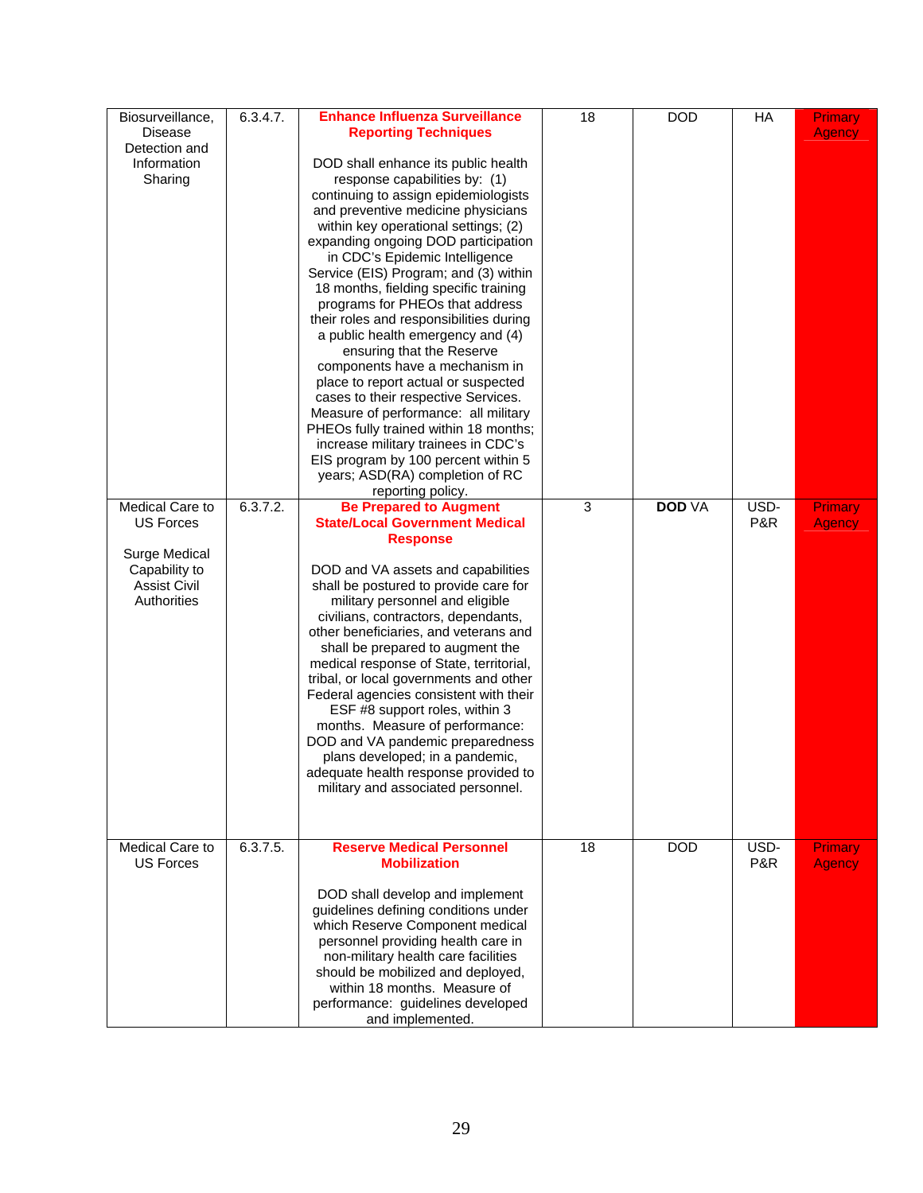| Biosurveillance, Disease Detection and Information Sharing | 6.3.4.7. | **Enhance Influenza Surveillance Reporting Techniques**<br><br>DOD shall enhance its public health response capabilities by: (1) continuing to assign epidemiologists and preventive medicine physicians within key operational settings; (2) expanding ongoing DOD participation in CDC's Epidemic Intelligence Service (EIS) Program; and (3) within 18 months, fielding specific training programs for PHEOs that address their roles and responsibilities during a public health emergency and (4) ensuring that the Reserve components have a mechanism in place to report actual or suspected cases to their respective Services. Measure of performance: all military PHEOs fully trained within 18 months; increase military trainees in CDC's EIS program by 100 percent within 5 years; ASD(RA) completion of RC reporting policy. | 18 | DOD | HA | Primary Agency |
|---|---|---|---|---|---|---|
| Medical Care to US Forces<br><br>Surge Medical Capability to Assist Civil Authorities | 6.3.7.2. | **Be Prepared to Augment State/Local Government Medical Response**<br><br>DOD and VA assets and capabilities shall be postured to provide care for military personnel and eligible civilians, contractors, dependants, other beneficiaries, and veterans and shall be prepared to augment the medical response of State, territorial, tribal, or local governments and other Federal agencies consistent with their ESF #8 support roles, within 3 months. Measure of performance: DOD and VA pandemic preparedness plans developed; in a pandemic, adequate health response provided to military and associated personnel. | 3 | **DOD** VA | USD-P&R | Primary Agency |
| Medical Care to US Forces | 6.3.7.5. | **Reserve Medical Personnel Mobilization**<br><br>DOD shall develop and implement guidelines defining conditions under which Reserve Component medical personnel providing health care in non-military health care facilities should be mobilized and deployed, within 18 months. Measure of performance: guidelines developed and implemented. | 18 | DOD | USD-P&R | Primary Agency |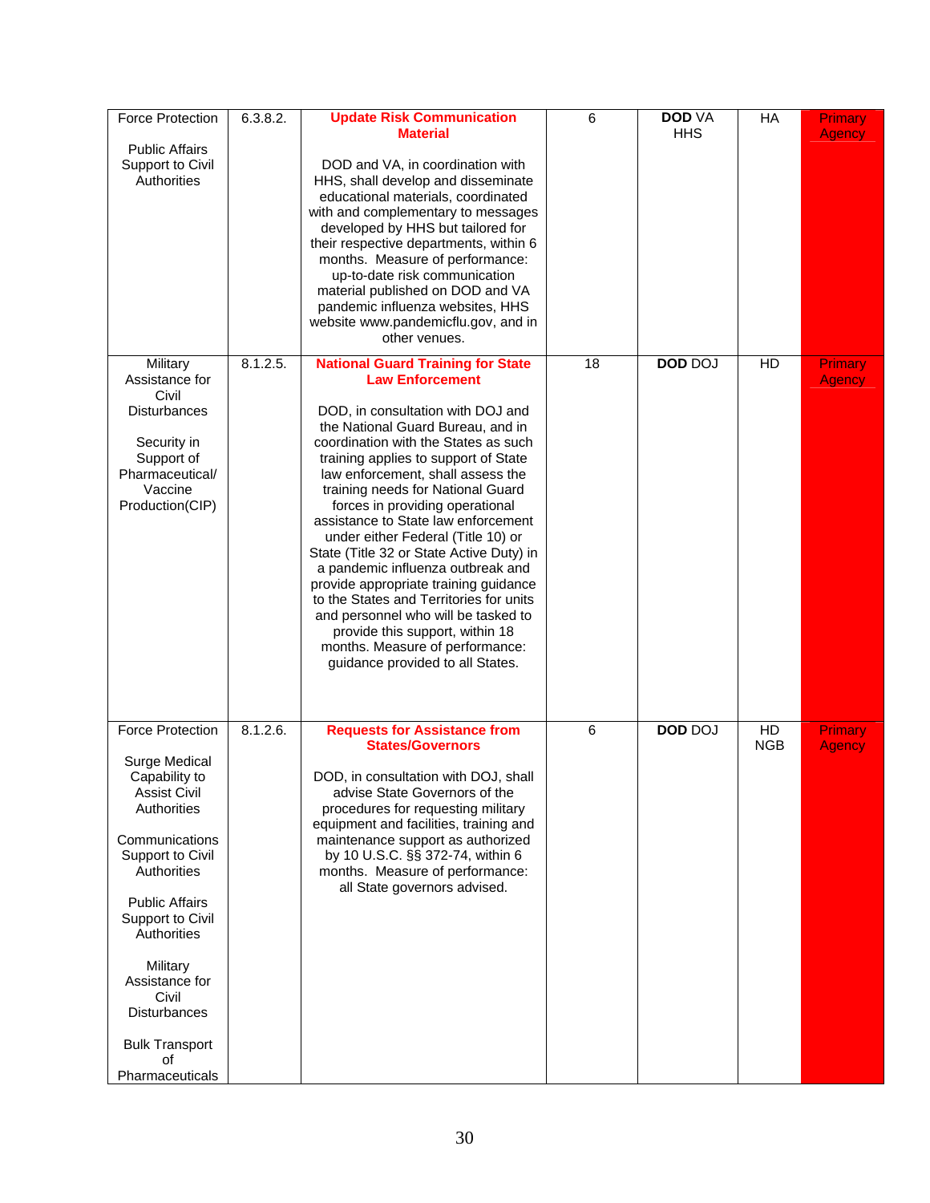| | | | | | | |
|---|---|---|---|---|---|---|
| Force Protection<br><br>Public Affairs Support to Civil Authorities | 6.3.8.2. | **Update Risk Communication Material**<br><br>DOD and VA, in coordination with HHS, shall develop and disseminate educational materials, coordinated with and complementary to messages developed by HHS but tailored for their respective departments, within 6 months. Measure of performance: up-to-date risk communication material published on DOD and VA pandemic influenza websites, HHS website www.pandemicflu.gov, and in other venues. | 6 | **DOD** VA HHS | HA | Primary Agency |
| Military Assistance for Civil Disturbances<br><br>Security in Support of Pharmaceutical/ Vaccine Production(CIP) | 8.1.2.5. | **National Guard Training for State Law Enforcement**<br><br>DOD, in consultation with DOJ and the National Guard Bureau, and in coordination with the States as such training applies to support of State law enforcement, shall assess the training needs for National Guard forces in providing operational assistance to State law enforcement under either Federal (Title 10) or State (Title 32 or State Active Duty) in a pandemic influenza outbreak and provide appropriate training guidance to the States and Territories for units and personnel who will be tasked to provide this support, within 18 months. Measure of performance: guidance provided to all States. | 18 | **DOD** DOJ | HD | Primary Agency |
| Force Protection<br><br>Surge Medical Capability to Assist Civil Authorities<br><br>Communications Support to Civil Authorities<br><br>Public Affairs Support to Civil Authorities<br><br>Military Assistance for Civil Disturbances<br><br>Bulk Transport of Pharmaceuticals | 8.1.2.6. | **Requests for Assistance from States/Governors**<br><br>DOD, in consultation with DOJ, shall advise State Governors of the procedures for requesting military equipment and facilities, training and maintenance support as authorized by 10 U.S.C. §§ 372-74, within 6 months. Measure of performance: all State governors advised. | 6 | **DOD** DOJ | HD NGB | Primary Agency |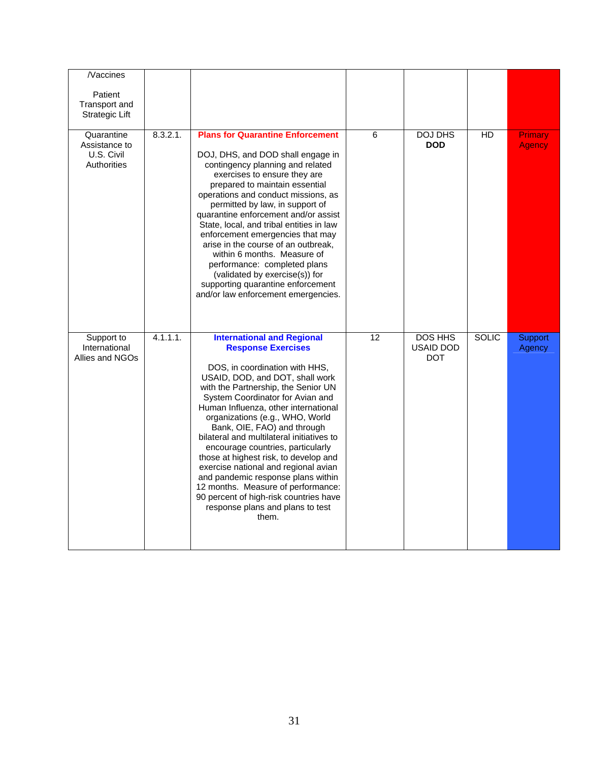| | | | | | | |
|---|---|---|---|---|---|---|
| /Vaccines<br><br>Patient Transport and Strategic Lift | | | | | | |
| Quarantine Assistance to U.S. Civil Authorities | 8.3.2.1. | **Plans for Quarantine Enforcement**<br><br>DOJ, DHS, and DOD shall engage in contingency planning and related exercises to ensure they are prepared to maintain essential operations and conduct missions, as permitted by law, in support of quarantine enforcement and/or assist State, local, and tribal entities in law enforcement emergencies that may arise in the course of an outbreak, within 6 months. Measure of performance: completed plans (validated by exercise(s)) for supporting quarantine enforcement and/or law enforcement emergencies. | 6 | DOJ DHS **DOD** | HD | Primary Agency |
| Support to International Allies and NGOs | 4.1.1.1. | **International and Regional Response Exercises**<br><br>DOS, in coordination with HHS, USAID, DOD, and DOT, shall work with the Partnership, the Senior UN System Coordinator for Avian and Human Influenza, other international organizations (e.g., WHO, World Bank, OIE, FAO) and through bilateral and multilateral initiatives to encourage countries, particularly those at highest risk, to develop and exercise national and regional avian and pandemic response plans within 12 months. Measure of performance: 90 percent of high-risk countries have response plans and plans to test them. | 12 | DOS HHS USAID DOD DOT | SOLIC | Support Agency |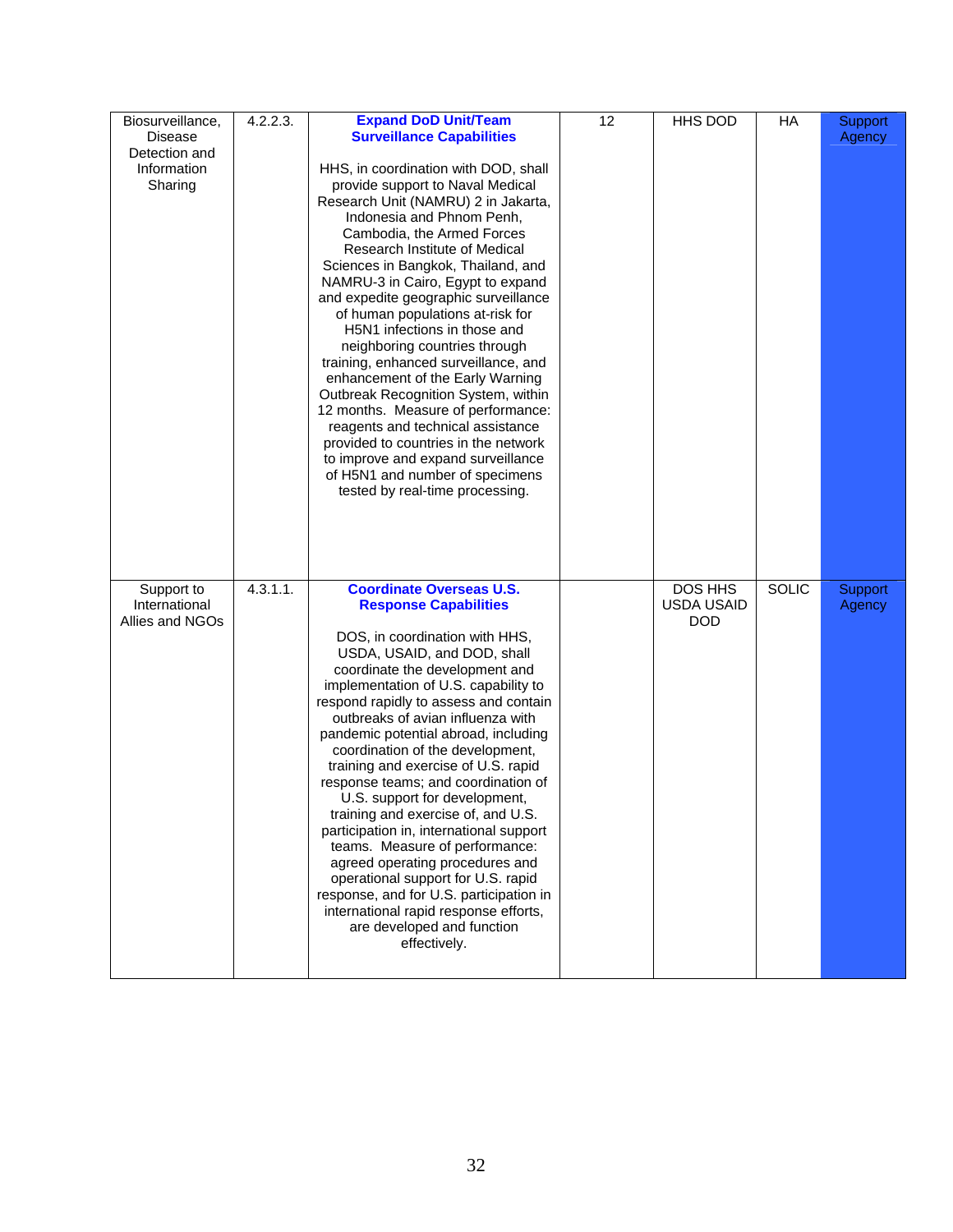| Biosurveillance, Disease Detection and Information Sharing | 4.2.2.3. | **Expand DoD Unit/Team Surveillance Capabilities**<br><br>HHS, in coordination with DOD, shall provide support to Naval Medical Research Unit (NAMRU) 2 in Jakarta, Indonesia and Phnom Penh, Cambodia, the Armed Forces Research Institute of Medical Sciences in Bangkok, Thailand, and NAMRU-3 in Cairo, Egypt to expand and expedite geographic surveillance of human populations at-risk for H5N1 infections in those and neighboring countries through training, enhanced surveillance, and enhancement of the Early Warning Outbreak Recognition System, within 12 months. Measure of performance: reagents and technical assistance provided to countries in the network to improve and expand surveillance of H5N1 and number of specimens tested by real-time processing. | 12 | HHS DOD | HA | Support Agency |
|---|---|---|---|---|---|---|
| Support to International Allies and NGOs | 4.3.1.1. | **Coordinate Overseas U.S. Response Capabilities**<br><br>DOS, in coordination with HHS, USDA, USAID, and DOD, shall coordinate the development and implementation of U.S. capability to respond rapidly to assess and contain outbreaks of avian influenza with pandemic potential abroad, including coordination of the development, training and exercise of U.S. rapid response teams; and coordination of U.S. support for development, training and exercise of, and U.S. participation in, international support teams. Measure of performance: agreed operating procedures and operational support for U.S. rapid response, and for U.S. participation in international rapid response efforts, are developed and function effectively. | | DOS HHS USDA USAID DOD | SOLIC | Support Agency |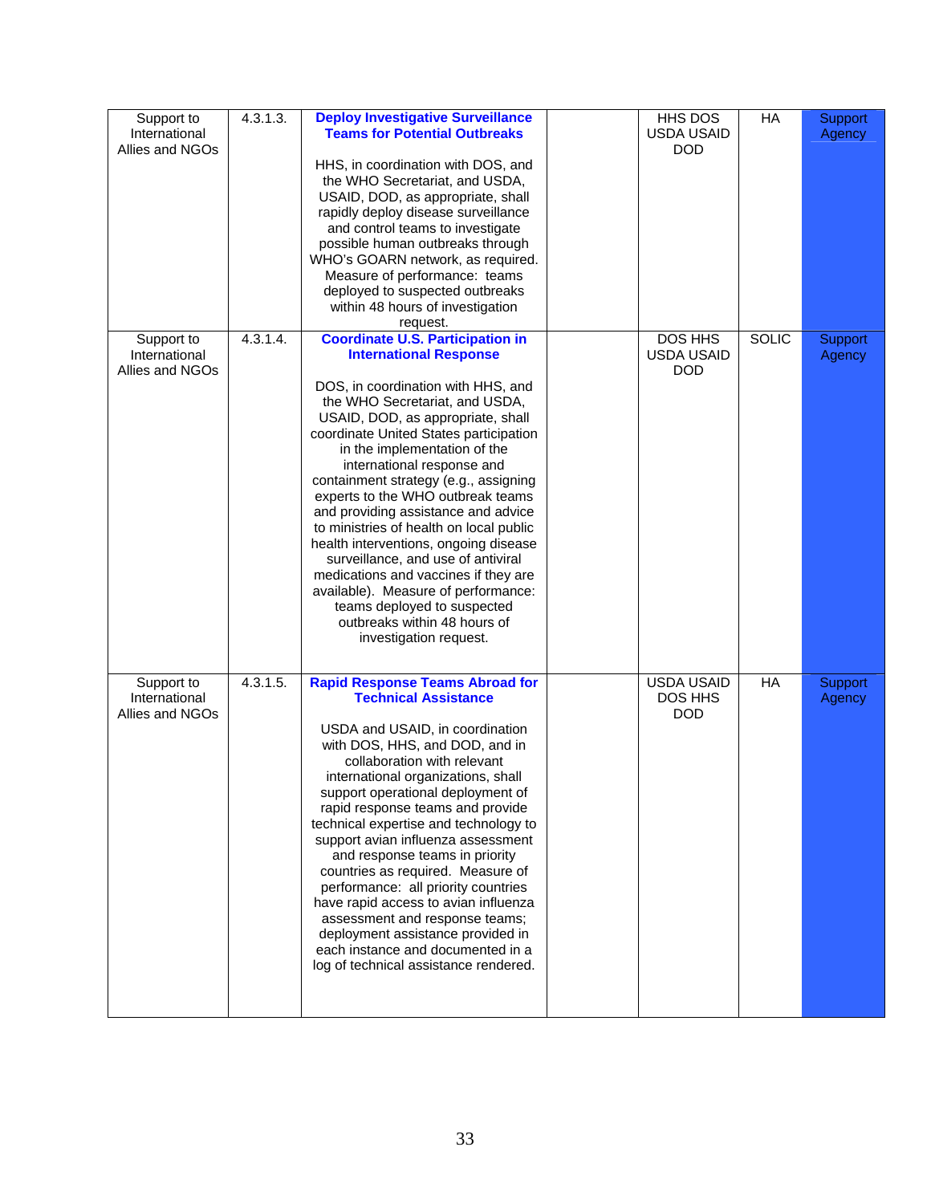| Support to International Allies and NGOs | 4.3.1.3. | **Deploy Investigative Surveillance Teams for Potential Outbreaks**<br><br>HHS, in coordination with DOS, and the WHO Secretariat, and USDA, USAID, DOD, as appropriate, shall rapidly deploy disease surveillance and control teams to investigate possible human outbreaks through WHO's GOARN network, as required. Measure of performance: teams deployed to suspected outbreaks within 48 hours of investigation request. | | HHS DOS USDA USAID DOD | HA | Support Agency |
|---|---|---|---|---|---|---|
| Support to International Allies and NGOs | 4.3.1.4. | **Coordinate U.S. Participation in International Response**<br><br>DOS, in coordination with HHS, and the WHO Secretariat, and USDA, USAID, DOD, as appropriate, shall coordinate United States participation in the implementation of the international response and containment strategy (e.g., assigning experts to the WHO outbreak teams and providing assistance and advice to ministries of health on local public health interventions, ongoing disease surveillance, and use of antiviral medications and vaccines if they are available). Measure of performance: teams deployed to suspected outbreaks within 48 hours of investigation request. | | DOS HHS USDA USAID DOD | SOLIC | Support Agency |
| Support to International Allies and NGOs | 4.3.1.5. | **Rapid Response Teams Abroad for Technical Assistance**<br><br>USDA and USAID, in coordination with DOS, HHS, and DOD, and in collaboration with relevant international organizations, shall support operational deployment of rapid response teams and provide technical expertise and technology to support avian influenza assessment and response teams in priority countries as required. Measure of performance: all priority countries have rapid access to avian influenza assessment and response teams; deployment assistance provided in each instance and documented in a log of technical assistance rendered. | | USDA USAID DOS HHS DOD | HA | Support Agency |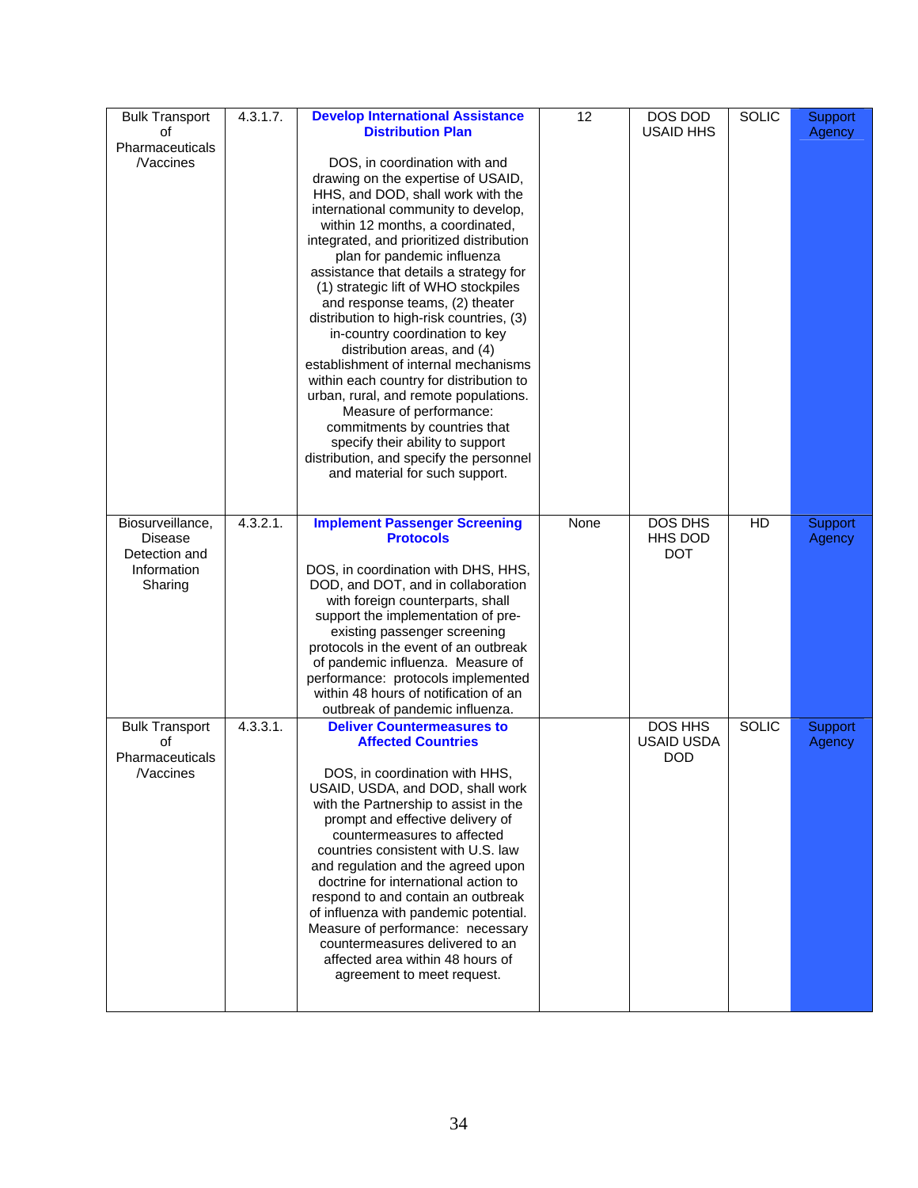| Bulk Transport of Pharmaceuticals /Vaccines | 4.3.1.7. | **Develop International Assistance Distribution Plan**<br><br>DOS, in coordination with and drawing on the expertise of USAID, HHS, and DOD, shall work with the international community to develop, within 12 months, a coordinated, integrated, and prioritized distribution plan for pandemic influenza assistance that details a strategy for (1) strategic lift of WHO stockpiles and response teams, (2) theater distribution to high-risk countries, (3) in-country coordination to key distribution areas, and (4) establishment of internal mechanisms within each country for distribution to urban, rural, and remote populations. Measure of performance: commitments by countries that specify their ability to support distribution, and specify the personnel and material for such support. | 12 | DOS DOD USAID HHS | SOLIC | Support Agency |
|---|---|---|---|---|---|---|
| Biosurveillance, Disease Detection and Information Sharing | 4.3.2.1. | **Implement Passenger Screening Protocols**<br><br>DOS, in coordination with DHS, HHS, DOD, and DOT, and in collaboration with foreign counterparts, shall support the implementation of pre-existing passenger screening protocols in the event of an outbreak of pandemic influenza. Measure of performance: protocols implemented within 48 hours of notification of an outbreak of pandemic influenza. | None | DOS DHS HHS DOD DOT | HD | Support Agency |
| Bulk Transport of Pharmaceuticals /Vaccines | 4.3.3.1. | **Deliver Countermeasures to Affected Countries**<br><br>DOS, in coordination with HHS, USAID, USDA, and DOD, shall work with the Partnership to assist in the prompt and effective delivery of countermeasures to affected countries consistent with U.S. law and regulation and the agreed upon doctrine for international action to respond to and contain an outbreak of influenza with pandemic potential. Measure of performance: necessary countermeasures delivered to an affected area within 48 hours of agreement to meet request. | | DOS HHS USAID USDA DOD | SOLIC | Support Agency |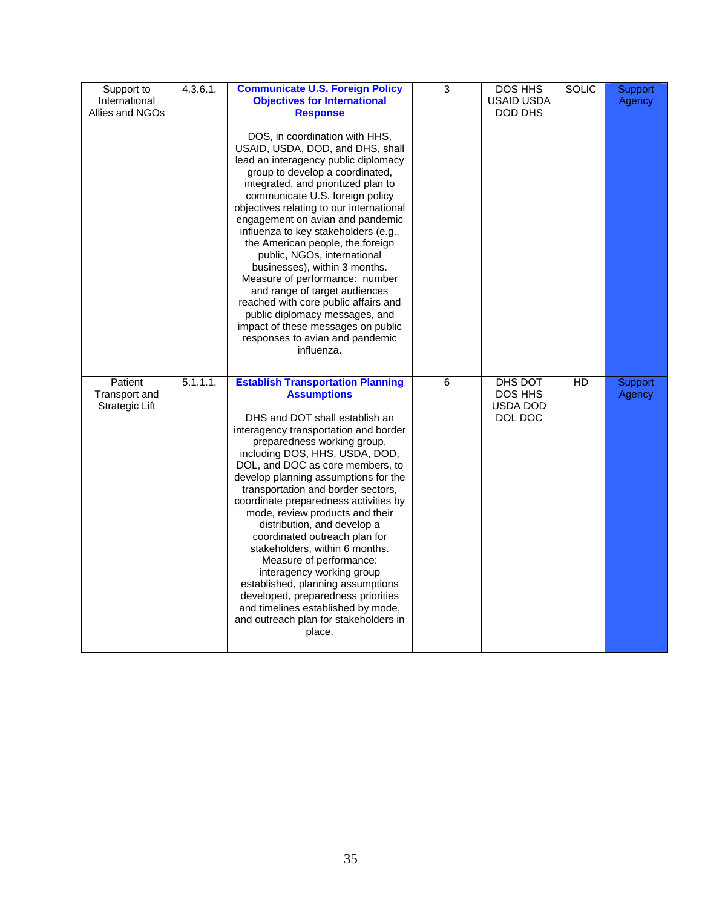| | | | | | | |
|---|---|---|---|---|---|---|
| Support to International Allies and NGOs | 4.3.6.1. | **Communicate U.S. Foreign Policy Objectives for International Response**<br><br>DOS, in coordination with HHS, USAID, USDA, DOD, and DHS, shall lead an interagency public diplomacy group to develop a coordinated, integrated, and prioritized plan to communicate U.S. foreign policy objectives relating to our international engagement on avian and pandemic influenza to key stakeholders (e.g., the American people, the foreign public, NGOs, international businesses), within 3 months. Measure of performance: number and range of target audiences reached with core public affairs and public diplomacy messages, and impact of these messages on public responses to avian and pandemic influenza. | 3 | DOS HHS USAID USDA DOD DHS | SOLIC | Support Agency |
| Patient Transport and Strategic Lift | 5.1.1.1. | **Establish Transportation Planning Assumptions**<br><br>DHS and DOT shall establish an interagency transportation and border preparedness working group, including DOS, HHS, USDA, DOD, DOL, and DOC as core members, to develop planning assumptions for the transportation and border sectors, coordinate preparedness activities by mode, review products and their distribution, and develop a coordinated outreach plan for stakeholders, within 6 months. Measure of performance: interagency working group established, planning assumptions developed, preparedness priorities and timelines established by mode, and outreach plan for stakeholders in place. | 6 | DHS DOT DOS HHS USDA DOD DOL DOC | HD | Support Agency |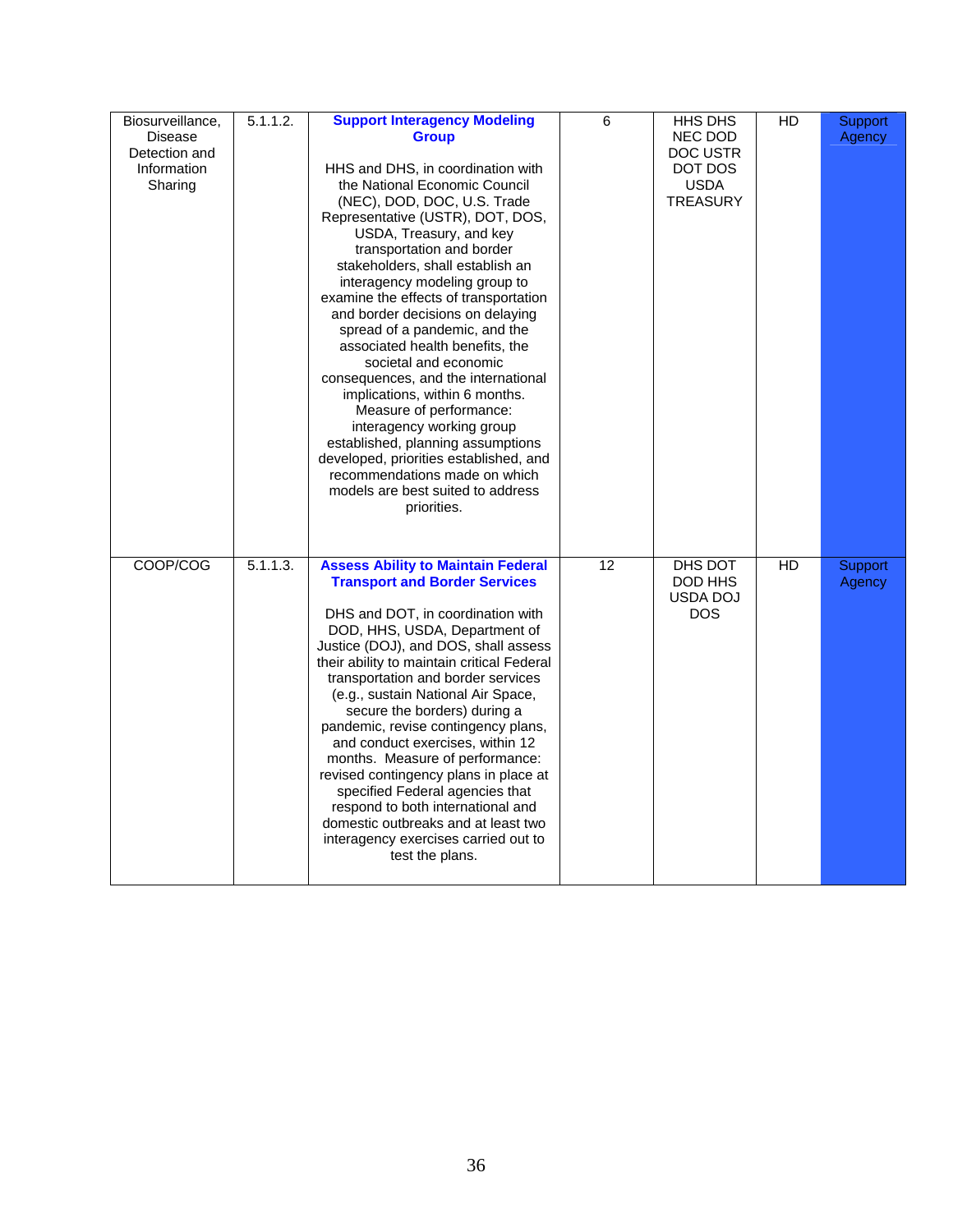| Biosurveillance, Disease Detection and Information Sharing | 5.1.1.2. | **Support Interagency Modeling Group**<br><br>HHS and DHS, in coordination with the National Economic Council (NEC), DOD, DOC, U.S. Trade Representative (USTR), DOT, DOS, USDA, Treasury, and key transportation and border stakeholders, shall establish an interagency modeling group to examine the effects of transportation and border decisions on delaying spread of a pandemic, and the associated health benefits, the societal and economic consequences, and the international implications, within 6 months. Measure of performance: interagency working group established, planning assumptions developed, priorities established, and recommendations made on which models are best suited to address priorities. | 6 | HHS DHS NEC DOD DOC USTR DOT DOS USDA TREASURY | HD | Support Agency |
|---|---|---|---|---|---|---|
| COOP/COG | 5.1.1.3. | **Assess Ability to Maintain Federal Transport and Border Services**<br><br>DHS and DOT, in coordination with DOD, HHS, USDA, Department of Justice (DOJ), and DOS, shall assess their ability to maintain critical Federal transportation and border services (e.g., sustain National Air Space, secure the borders) during a pandemic, revise contingency plans, and conduct exercises, within 12 months. Measure of performance: revised contingency plans in place at specified Federal agencies that respond to both international and domestic outbreaks and at least two interagency exercises carried out to test the plans. | 12 | DHS DOT DOD HHS USDA DOJ DOS | HD | Support Agency |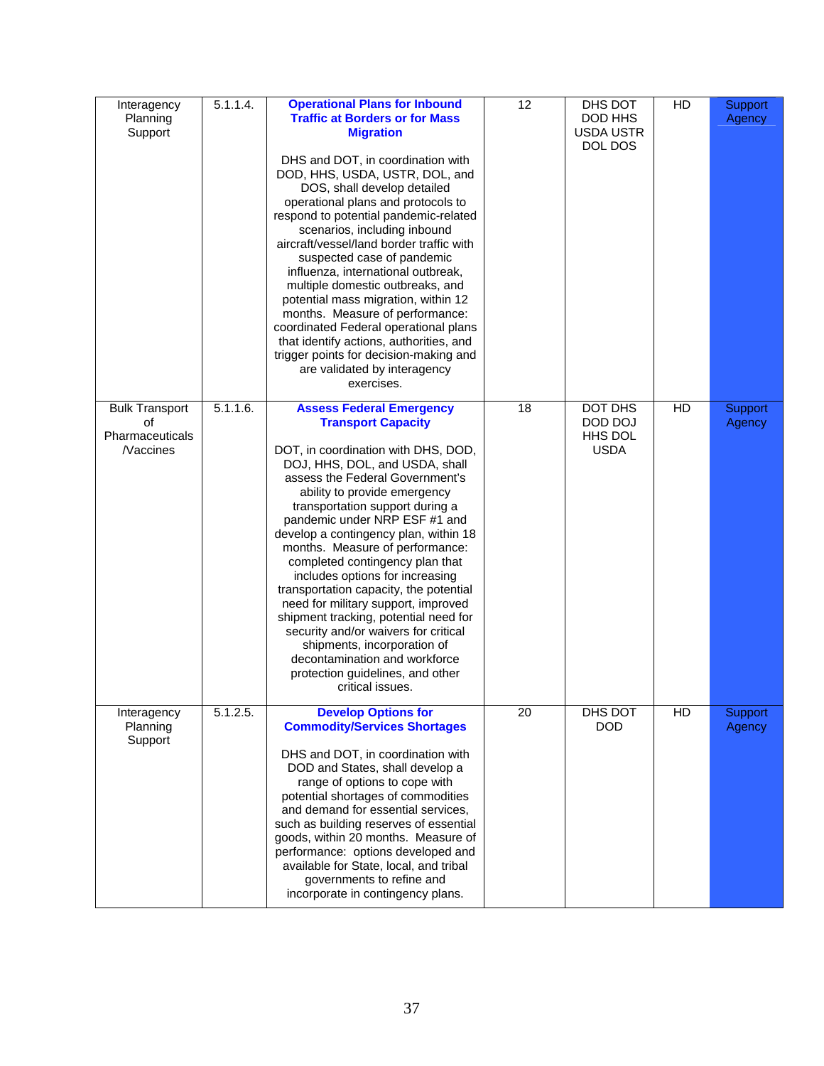| | | | | | | |
|---|---|---|---|---|---|---|
| Interagency Planning Support | 5.1.1.4. | **Operational Plans for Inbound Traffic at Borders or for Mass Migration**<br><br>DHS and DOT, in coordination with DOD, HHS, USDA, USTR, DOL, and DOS, shall develop detailed operational plans and protocols to respond to potential pandemic-related scenarios, including inbound aircraft/vessel/land border traffic with suspected case of pandemic influenza, international outbreak, multiple domestic outbreaks, and potential mass migration, within 12 months. Measure of performance: coordinated Federal operational plans that identify actions, authorities, and trigger points for decision-making and are validated by interagency exercises. | 12 | DHS DOT DOD HHS USDA USTR DOL DOS | HD | Support Agency |
| Bulk Transport of Pharmaceuticals /Vaccines | 5.1.1.6. | **Assess Federal Emergency Transport Capacity**<br><br>DOT, in coordination with DHS, DOD, DOJ, HHS, DOL, and USDA, shall assess the Federal Government's ability to provide emergency transportation support during a pandemic under NRP ESF #1 and develop a contingency plan, within 18 months. Measure of performance: completed contingency plan that includes options for increasing transportation capacity, the potential need for military support, improved shipment tracking, potential need for security and/or waivers for critical shipments, incorporation of decontamination and workforce protection guidelines, and other critical issues. | 18 | DOT DHS DOD DOJ HHS DOL USDA | HD | Support Agency |
| Interagency Planning Support | 5.1.2.5. | **Develop Options for Commodity/Services Shortages**<br><br>DHS and DOT, in coordination with DOD and States, shall develop a range of options to cope with potential shortages of commodities and demand for essential services, such as building reserves of essential goods, within 20 months. Measure of performance: options developed and available for State, local, and tribal governments to refine and incorporate in contingency plans. | 20 | DHS DOT DOD | HD | Support Agency |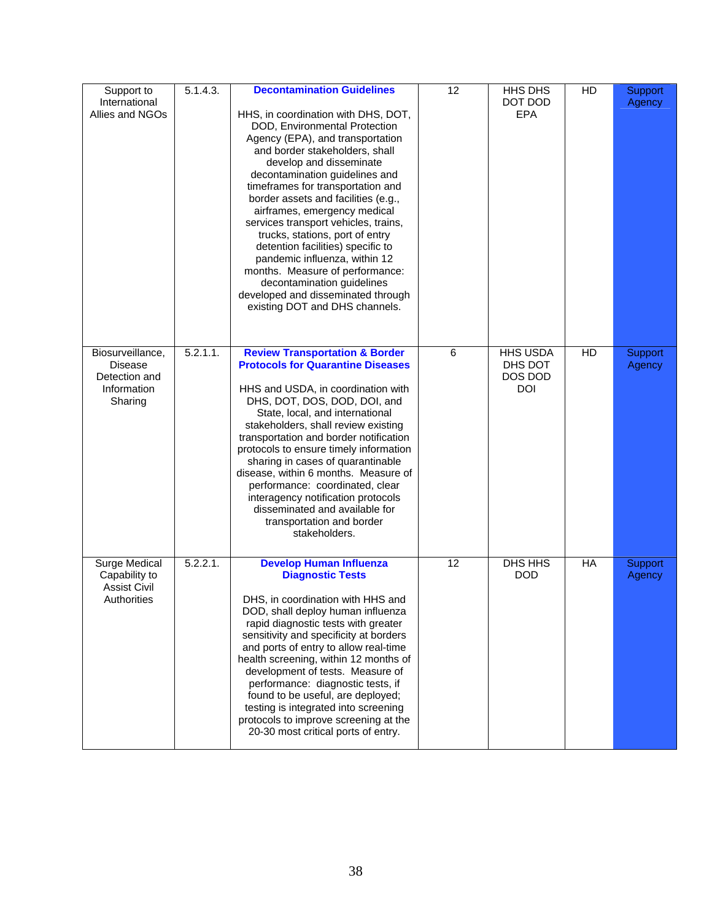| Support to International Allies and NGOs | 5.1.4.3. | **Decontamination Guidelines** HHS, in coordination with DHS, DOT, DOD, Environmental Protection Agency (EPA), and transportation and border stakeholders, shall develop and disseminate decontamination guidelines and timeframes for transportation and border assets and facilities (e.g., airframes, emergency medical services transport vehicles, trains, trucks, stations, port of entry detention facilities) specific to pandemic influenza, within 12 months. Measure of performance: decontamination guidelines developed and disseminated through existing DOT and DHS channels. | 12 | HHS DHS DOT DOD EPA | HD | Support Agency |
|---|---|---|---|---|---|---|
| Biosurveillance, Disease Detection and Information Sharing | 5.2.1.1. | **Review Transportation & Border Protocols for Quarantine Diseases** HHS and USDA, in coordination with DHS, DOT, DOS, DOD, DOI, and State, local, and international stakeholders, shall review existing transportation and border notification protocols to ensure timely information sharing in cases of quarantinable disease, within 6 months. Measure of performance: coordinated, clear interagency notification protocols disseminated and available for transportation and border stakeholders. | 6 | HHS USDA DHS DOT DOS DOD DOI | HD | Support Agency |
| Surge Medical Capability to Assist Civil Authorities | 5.2.2.1. | **Develop Human Influenza Diagnostic Tests** DHS, in coordination with HHS and DOD, shall deploy human influenza rapid diagnostic tests with greater sensitivity and specificity at borders and ports of entry to allow real-time health screening, within 12 months of development of tests. Measure of performance: diagnostic tests, if found to be useful, are deployed; testing is integrated into screening protocols to improve screening at the 20-30 most critical ports of entry. | 12 | DHS HHS DOD | HA | Support Agency |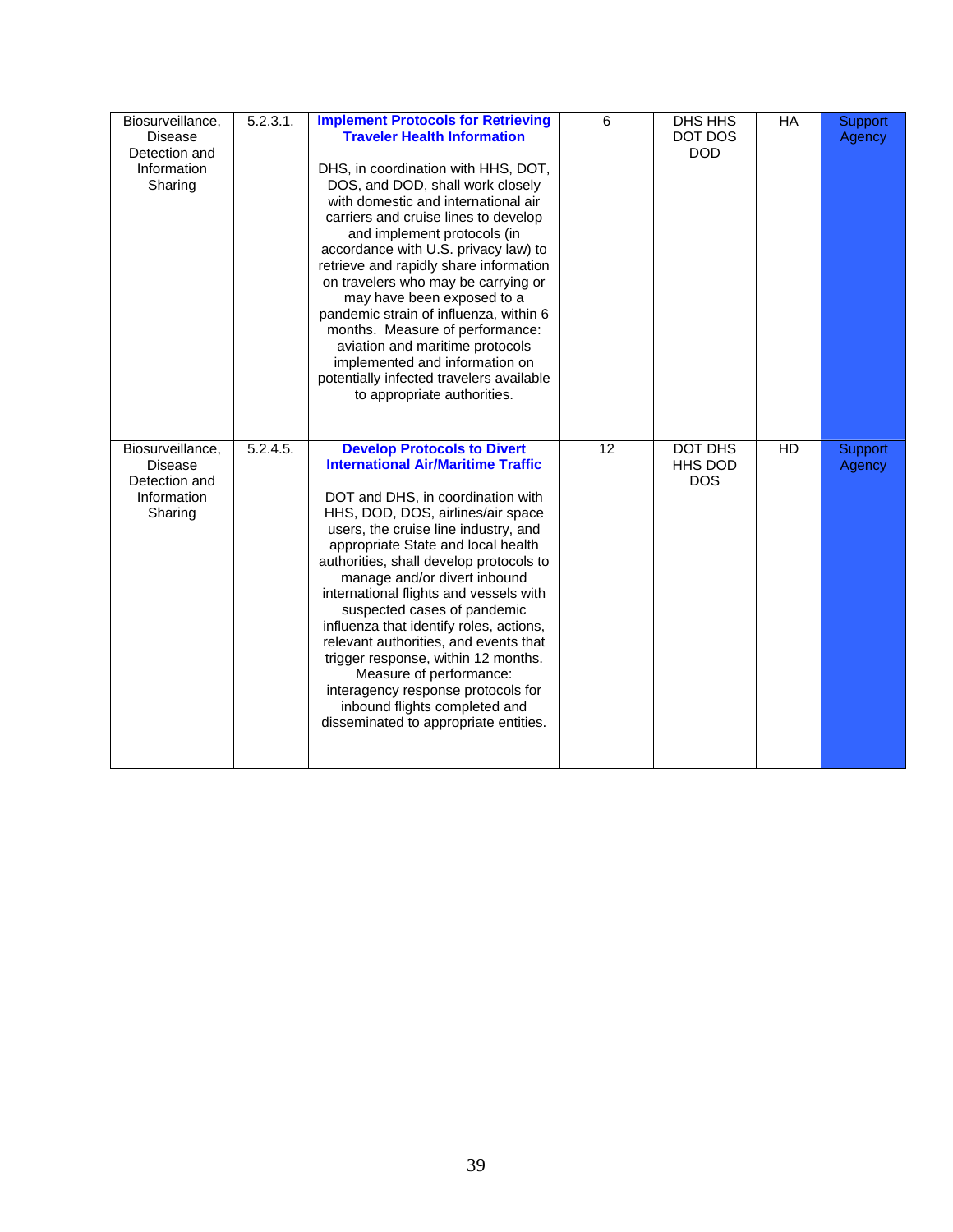| | | | | | | |
|---|---|---|---|---|---|---|
| Biosurveillance, Disease Detection and Information Sharing | 5.2.3.1. | **Implement Protocols for Retrieving Traveler Health Information**<br><br>DHS, in coordination with HHS, DOT, DOS, and DOD, shall work closely with domestic and international air carriers and cruise lines to develop and implement protocols (in accordance with U.S. privacy law) to retrieve and rapidly share information on travelers who may be carrying or may have been exposed to a pandemic strain of influenza, within 6 months. Measure of performance: aviation and maritime protocols implemented and information on potentially infected travelers available to appropriate authorities. | 6 | DHS HHS DOT DOS DOD | HA | Support Agency |
| Biosurveillance, Disease Detection and Information Sharing | 5.2.4.5. | **Develop Protocols to Divert International Air/Maritime Traffic**<br><br>DOT and DHS, in coordination with HHS, DOD, DOS, airlines/air space users, the cruise line industry, and appropriate State and local health authorities, shall develop protocols to manage and/or divert inbound international flights and vessels with suspected cases of pandemic influenza that identify roles, actions, relevant authorities, and events that trigger response, within 12 months. Measure of performance: interagency response protocols for inbound flights completed and disseminated to appropriate entities. | 12 | DOT DHS HHS DOD DOS | HD | Support Agency |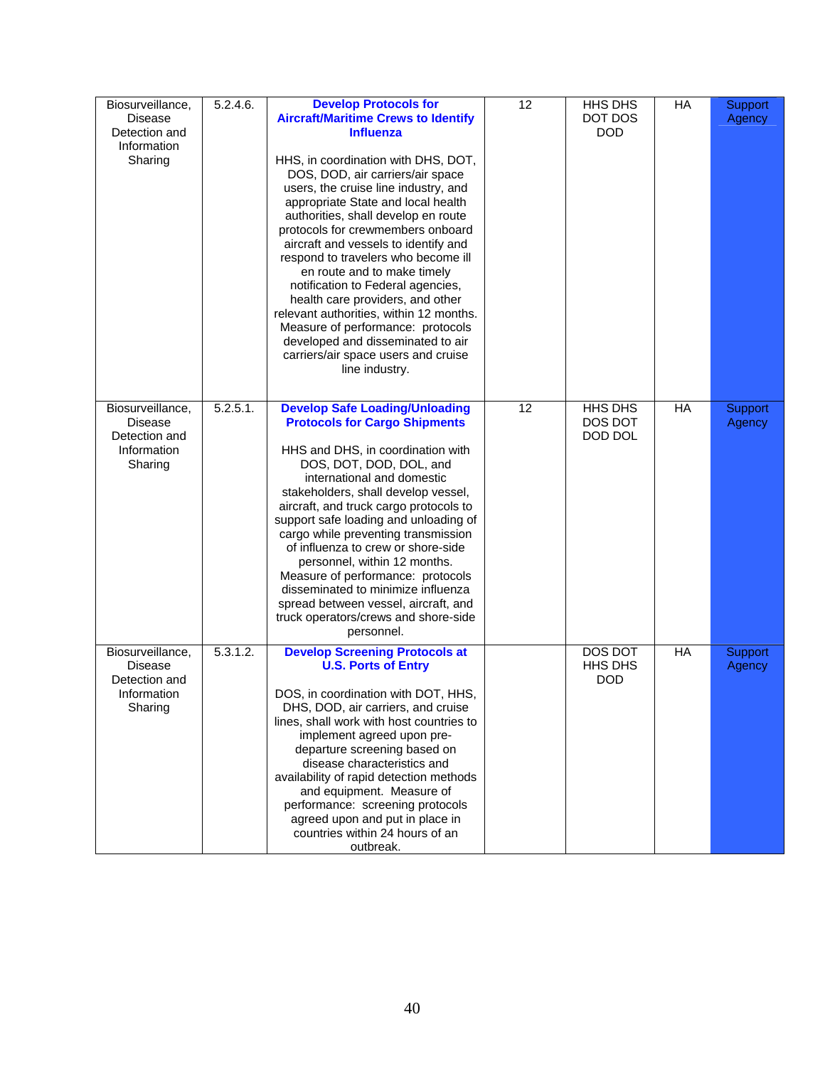| Biosurveillance, Disease Detection and Information Sharing | 5.2.4.6. | **Develop Protocols for Aircraft/Maritime Crews to Identify Influenza**<br><br>HHS, in coordination with DHS, DOT, DOS, DOD, air carriers/air space users, the cruise line industry, and appropriate State and local health authorities, shall develop en route protocols for crewmembers onboard aircraft and vessels to identify and respond to travelers who become ill en route and to make timely notification to Federal agencies, health care providers, and other relevant authorities, within 12 months. Measure of performance: protocols developed and disseminated to air carriers/air space users and cruise line industry. | 12 | HHS DHS DOT DOS DOD | HA | Support Agency |
|---|---|---|---|---|---|---|
| Biosurveillance, Disease Detection and Information Sharing | 5.2.5.1. | **Develop Safe Loading/Unloading Protocols for Cargo Shipments**<br><br>HHS and DHS, in coordination with DOS, DOT, DOD, DOL, and international and domestic stakeholders, shall develop vessel, aircraft, and truck cargo protocols to support safe loading and unloading of cargo while preventing transmission of influenza to crew or shore-side personnel, within 12 months. Measure of performance: protocols disseminated to minimize influenza spread between vessel, aircraft, and truck operators/crews and shore-side personnel. | 12 | HHS DHS DOS DOT DOD DOL | HA | Support Agency |
| Biosurveillance, Disease Detection and Information Sharing | 5.3.1.2. | **Develop Screening Protocols at U.S. Ports of Entry**<br><br>DOS, in coordination with DOT, HHS, DHS, DOD, air carriers, and cruise lines, shall work with host countries to implement agreed upon pre-departure screening based on disease characteristics and availability of rapid detection methods and equipment. Measure of performance: screening protocols agreed upon and put in place in countries within 24 hours of an outbreak. | | DOS DOT HHS DHS DOD | HA | Support Agency |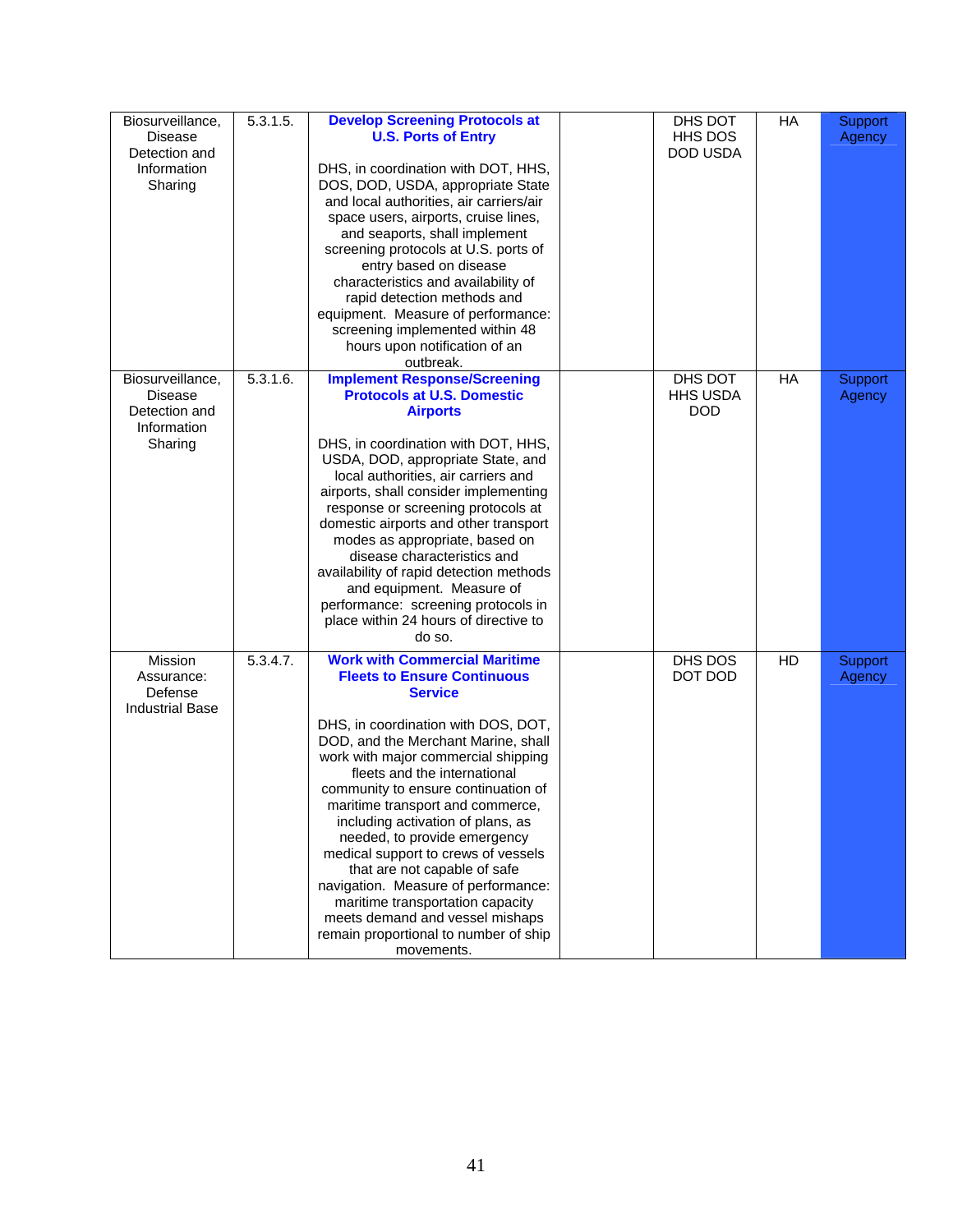| Biosurveillance, Disease Detection and Information Sharing | 5.3.1.5. | **Develop Screening Protocols at U.S. Ports of Entry**<br><br>DHS, in coordination with DOT, HHS, DOS, DOD, USDA, appropriate State and local authorities, air carriers/air space users, airports, cruise lines, and seaports, shall implement screening protocols at U.S. ports of entry based on disease characteristics and availability of rapid detection methods and equipment. Measure of performance: screening implemented within 48 hours upon notification of an outbreak. | | DHS DOT HHS DOS DOD USDA | HA | Support Agency |
|---|---|---|---|---|---|---|
| Biosurveillance, Disease Detection and Information Sharing | 5.3.1.6. | **Implement Response/Screening Protocols at U.S. Domestic Airports**<br><br>DHS, in coordination with DOT, HHS, USDA, DOD, appropriate State, and local authorities, air carriers and airports, shall consider implementing response or screening protocols at domestic airports and other transport modes as appropriate, based on disease characteristics and availability of rapid detection methods and equipment. Measure of performance: screening protocols in place within 24 hours of directive to do so. | | DHS DOT HHS USDA DOD | HA | Support Agency |
| Mission Assurance: Defense Industrial Base | 5.3.4.7. | **Work with Commercial Maritime Fleets to Ensure Continuous Service**<br><br>DHS, in coordination with DOS, DOT, DOD, and the Merchant Marine, shall work with major commercial shipping fleets and the international community to ensure continuation of maritime transport and commerce, including activation of plans, as needed, to provide emergency medical support to crews of vessels that are not capable of safe navigation. Measure of performance: maritime transportation capacity meets demand and vessel mishaps remain proportional to number of ship movements. | | DHS DOS DOT DOD | HD | Support Agency |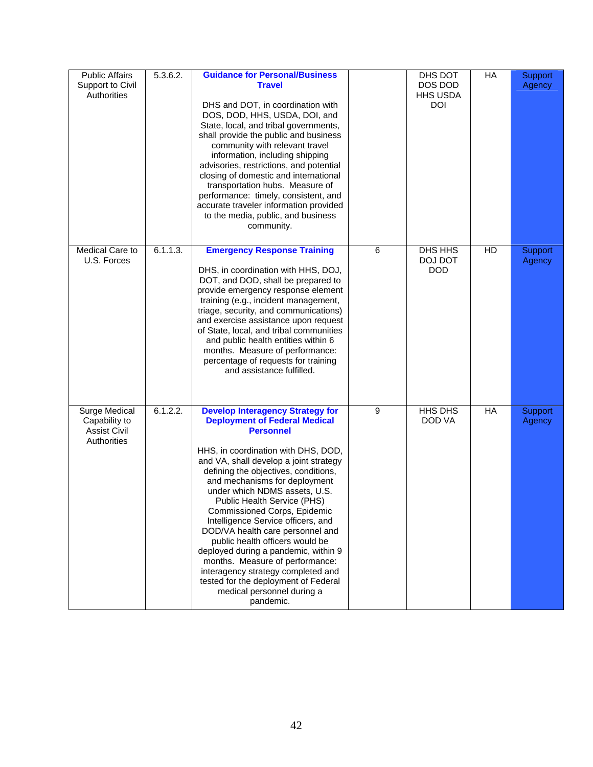| Public Affairs Support to Civil Authorities | 5.3.6.2. | **Guidance for Personal/Business Travel**<br><br>DHS and DOT, in coordination with DOS, DOD, HHS, USDA, DOI, and State, local, and tribal governments, shall provide the public and business community with relevant travel information, including shipping advisories, restrictions, and potential closing of domestic and international transportation hubs. Measure of performance: timely, consistent, and accurate traveler information provided to the media, public, and business community. | | DHS DOT DOS DOD HHS USDA DOI | HA | Support Agency |
|---|---|---|---|---|---|---|
| Medical Care to U.S. Forces | 6.1.1.3. | **Emergency Response Training**<br><br>DHS, in coordination with HHS, DOJ, DOT, and DOD, shall be prepared to provide emergency response element training (e.g., incident management, triage, security, and communications) and exercise assistance upon request of State, local, and tribal communities and public health entities within 6 months. Measure of performance: percentage of requests for training and assistance fulfilled. | 6 | DHS HHS DOJ DOT DOD | HD | Support Agency |
| Surge Medical Capability to Assist Civil Authorities | 6.1.2.2. | **Develop Interagency Strategy for Deployment of Federal Medical Personnel**<br><br>HHS, in coordination with DHS, DOD, and VA, shall develop a joint strategy defining the objectives, conditions, and mechanisms for deployment under which NDMS assets, U.S. Public Health Service (PHS) Commissioned Corps, Epidemic Intelligence Service officers, and DOD/VA health care personnel and public health officers would be deployed during a pandemic, within 9 months. Measure of performance: interagency strategy completed and tested for the deployment of Federal medical personnel during a pandemic. | 9 | HHS DHS DOD VA | HA | Support Agency |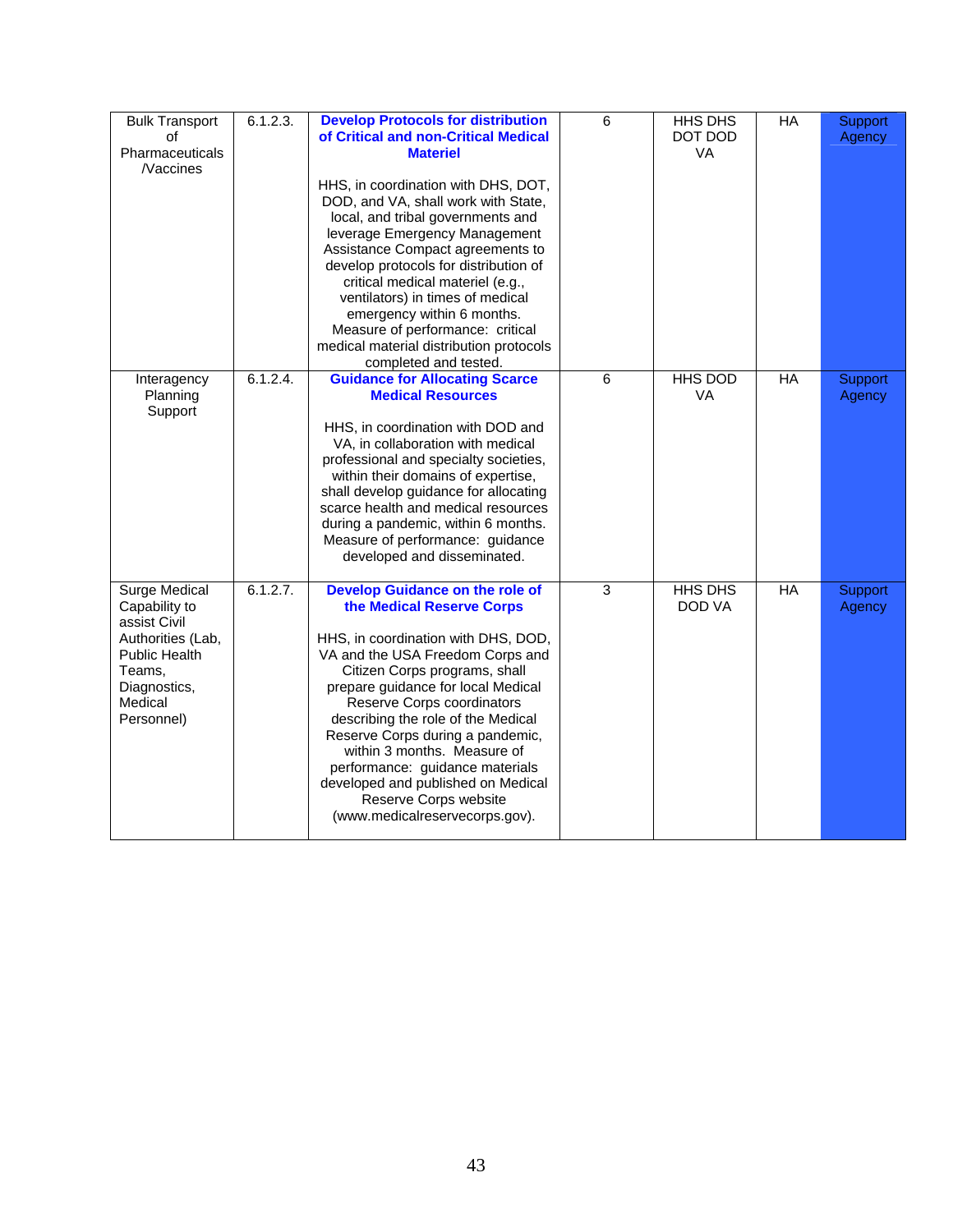| | | | | | | |
|---|---|---|---|---|---|---|
| Bulk Transport of Pharmaceuticals /Vaccines | 6.1.2.3. | **Develop Protocols for distribution of Critical and non-Critical Medical Materiel**<br><br>HHS, in coordination with DHS, DOT, DOD, and VA, shall work with State, local, and tribal governments and leverage Emergency Management Assistance Compact agreements to develop protocols for distribution of critical medical materiel (e.g., ventilators) in times of medical emergency within 6 months. Measure of performance: critical medical material distribution protocols completed and tested. | 6 | HHS DHS DOT DOD VA | HA | Support Agency |
| Interagency Planning Support | 6.1.2.4. | **Guidance for Allocating Scarce Medical Resources**<br><br>HHS, in coordination with DOD and VA, in collaboration with medical professional and specialty societies, within their domains of expertise, shall develop guidance for allocating scarce health and medical resources during a pandemic, within 6 months. Measure of performance: guidance developed and disseminated. | 6 | HHS DOD VA | HA | Support Agency |
| Surge Medical Capability to assist Civil Authorities (Lab, Public Health Teams, Diagnostics, Medical Personnel) | 6.1.2.7. | **Develop Guidance on the role of the Medical Reserve Corps**<br><br>HHS, in coordination with DHS, DOD, VA and the USA Freedom Corps and Citizen Corps programs, shall prepare guidance for local Medical Reserve Corps coordinators describing the role of the Medical Reserve Corps during a pandemic, within 3 months. Measure of performance: guidance materials developed and published on Medical Reserve Corps website (www.medicalreservecorps.gov). | 3 | HHS DHS DOD VA | HA | Support Agency |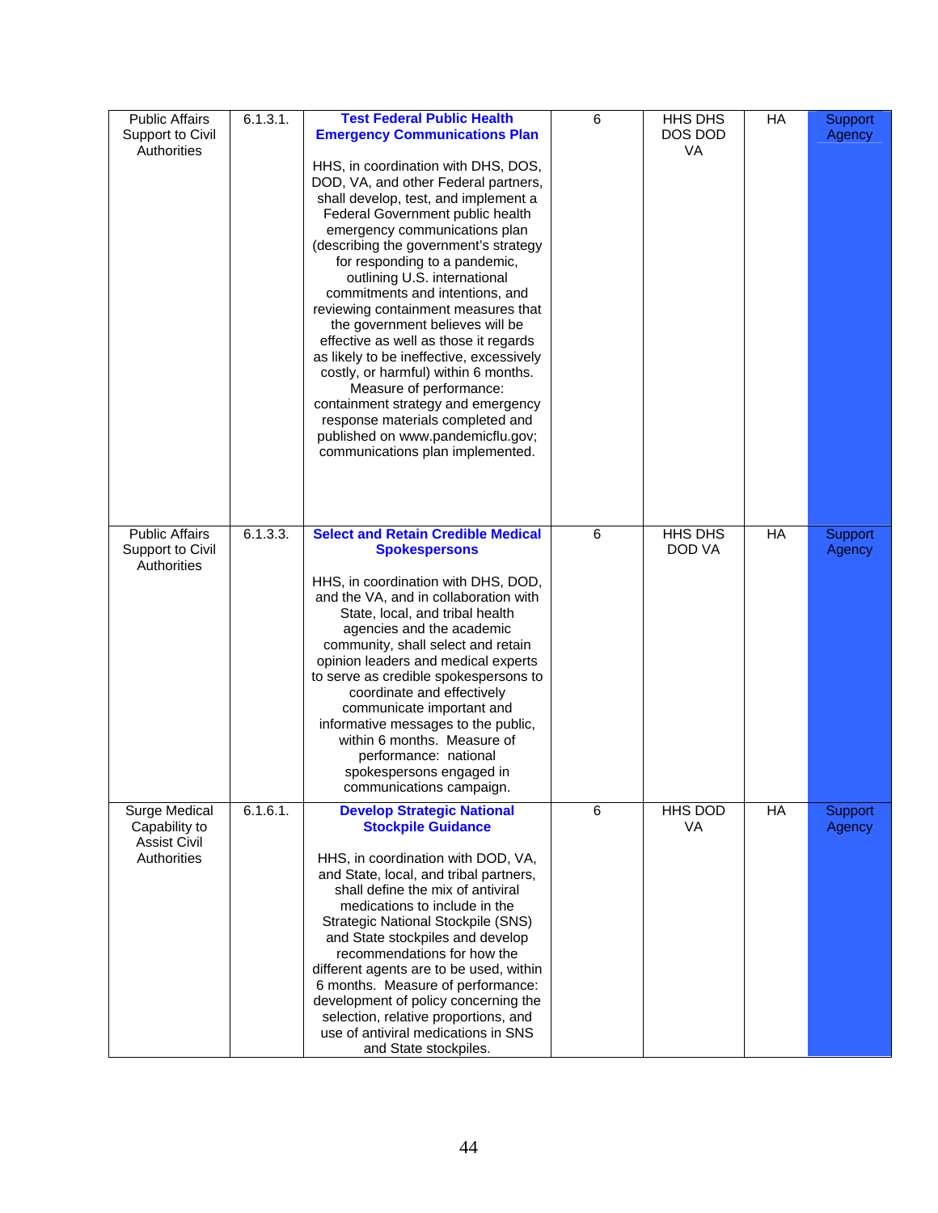| Public Affairs Support to Civil Authorities | 6.1.3.1. | **Test Federal Public Health Emergency Communications Plan**<br><br>HHS, in coordination with DHS, DOS, DOD, VA, and other Federal partners, shall develop, test, and implement a Federal Government public health emergency communications plan (describing the government's strategy for responding to a pandemic, outlining U.S. international commitments and intentions, and reviewing containment measures that the government believes will be effective as well as those it regards as likely to be ineffective, excessively costly, or harmful) within 6 months. Measure of performance: containment strategy and emergency response materials completed and published on www.pandemicflu.gov; communications plan implemented. | 6 | HHS DHS DOS DOD VA | HA | Support Agency |
|---|---|---|---|---|---|---|
| Public Affairs Support to Civil Authorities | 6.1.3.3. | **Select and Retain Credible Medical Spokespersons**<br><br>HHS, in coordination with DHS, DOD, and the VA, and in collaboration with State, local, and tribal health agencies and the academic community, shall select and retain opinion leaders and medical experts to serve as credible spokespersons to coordinate and effectively communicate important and informative messages to the public, within 6 months. Measure of performance: national spokespersons engaged in communications campaign. | 6 | HHS DHS DOD VA | HA | Support Agency |
| Surge Medical Capability to Assist Civil Authorities | 6.1.6.1. | **Develop Strategic National Stockpile Guidance**<br><br>HHS, in coordination with DOD, VA, and State, local, and tribal partners, shall define the mix of antiviral medications to include in the Strategic National Stockpile (SNS) and State stockpiles and develop recommendations for how the different agents are to be used, within 6 months. Measure of performance: development of policy concerning the selection, relative proportions, and use of antiviral medications in SNS and State stockpiles. | 6 | HHS DOD VA | HA | Support Agency |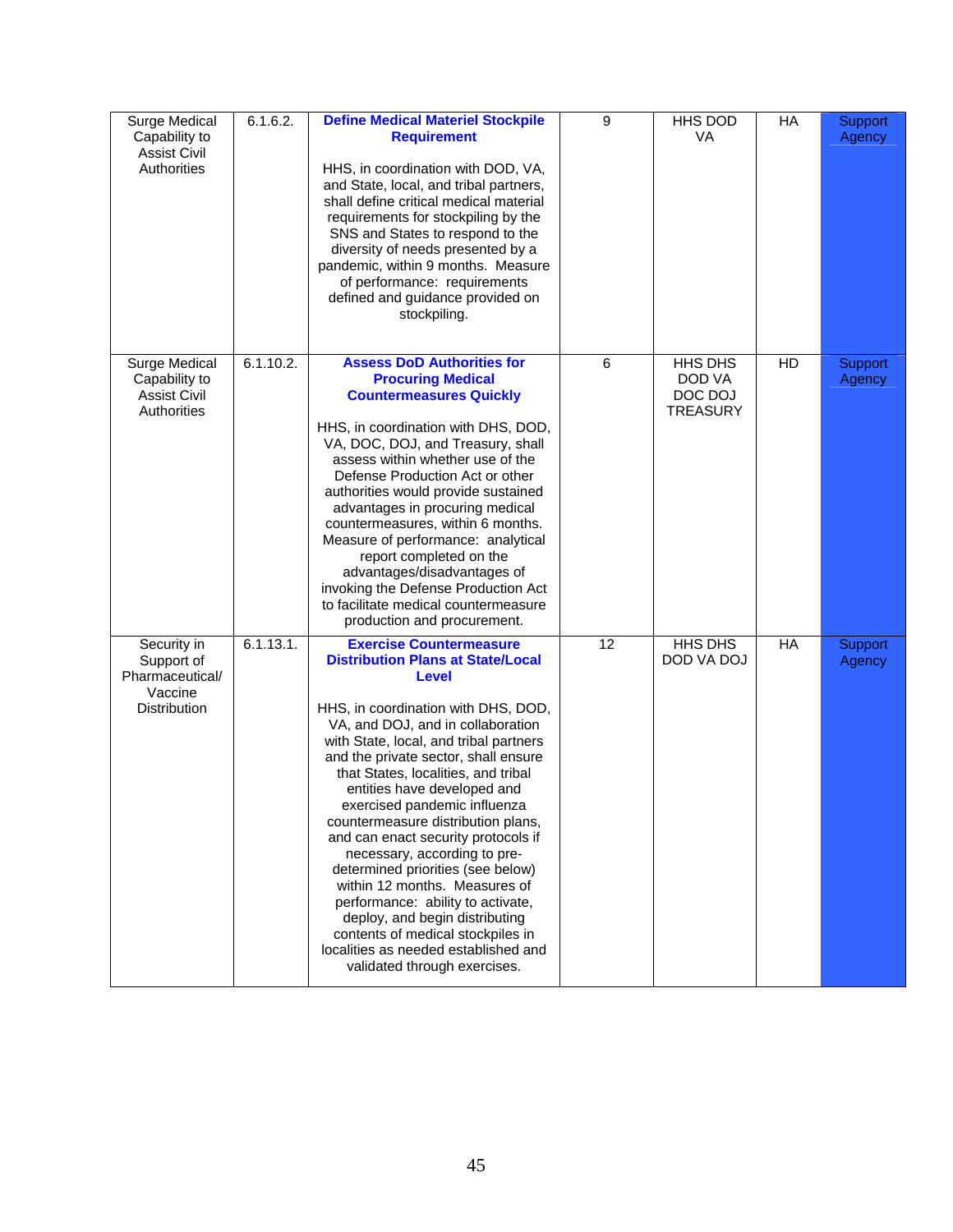| Surge Medical Capability to Assist Civil Authorities | 6.1.6.2. | **Define Medical Materiel Stockpile Requirement**<br><br>HHS, in coordination with DOD, VA, and State, local, and tribal partners, shall define critical medical material requirements for stockpiling by the SNS and States to respond to the diversity of needs presented by a pandemic, within 9 months. Measure of performance: requirements defined and guidance provided on stockpiling. | 9 | HHS DOD VA | HA | Support Agency |
|---|---|---|---|---|---|---|
| Surge Medical Capability to Assist Civil Authorities | 6.1.10.2. | **Assess DoD Authorities for Procuring Medical Countermeasures Quickly**<br><br>HHS, in coordination with DHS, DOD, VA, DOC, DOJ, and Treasury, shall assess within whether use of the Defense Production Act or other authorities would provide sustained advantages in procuring medical countermeasures, within 6 months. Measure of performance: analytical report completed on the advantages/disadvantages of invoking the Defense Production Act to facilitate medical countermeasure production and procurement. | 6 | HHS DHS DOD VA DOC DOJ TREASURY | HD | Support Agency |
| Security in Support of Pharmaceutical/ Vaccine Distribution | 6.1.13.1. | **Exercise Countermeasure Distribution Plans at State/Local Level**<br><br>HHS, in coordination with DHS, DOD, VA, and DOJ, and in collaboration with State, local, and tribal partners and the private sector, shall ensure that States, localities, and tribal entities have developed and exercised pandemic influenza countermeasure distribution plans, and can enact security protocols if necessary, according to pre-determined priorities (see below) within 12 months. Measures of performance: ability to activate, deploy, and begin distributing contents of medical stockpiles in localities as needed established and validated through exercises. | 12 | HHS DHS DOD VA DOJ | HA | Support Agency |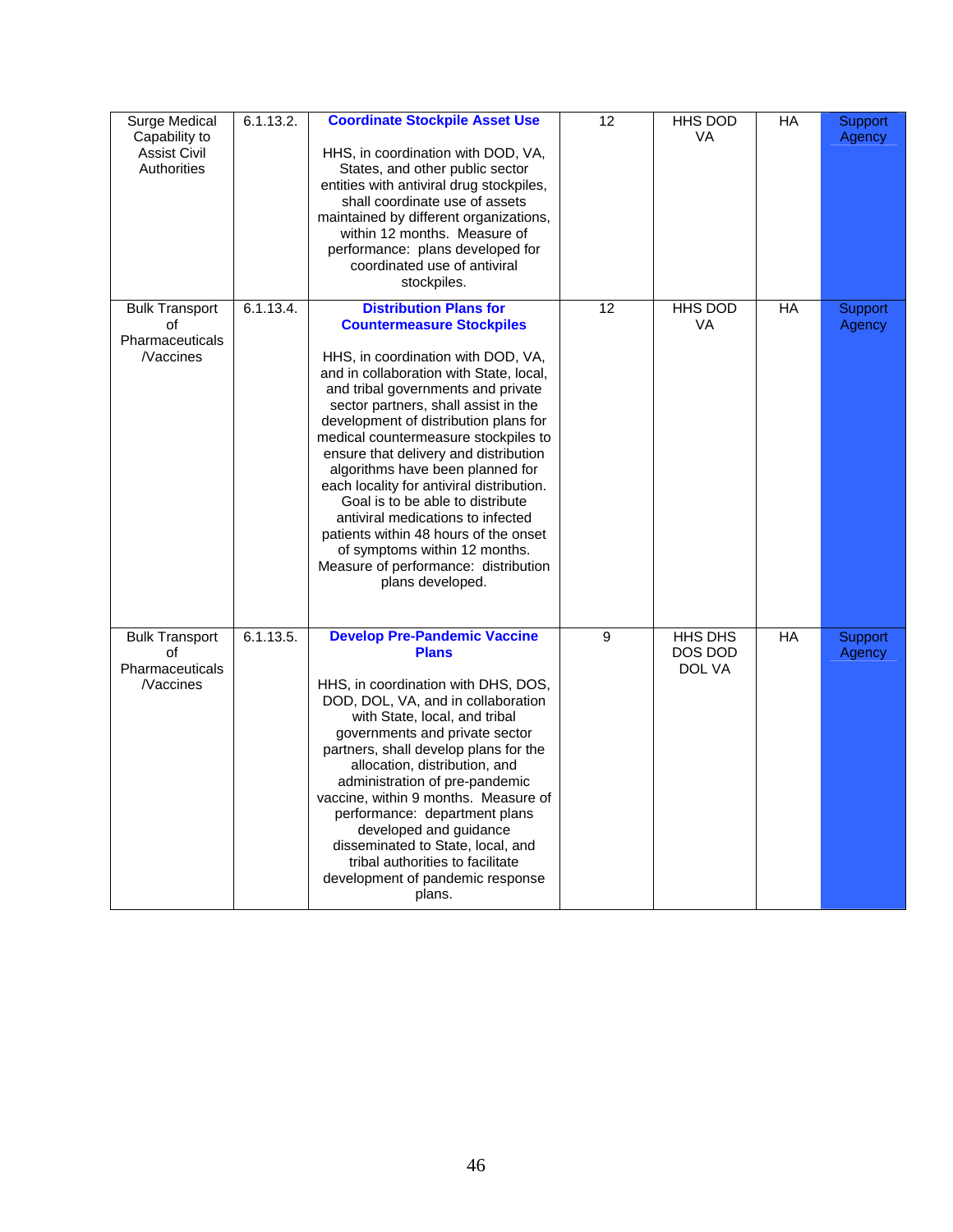| Surge Medical Capability to Assist Civil Authorities | 6.1.13.2. | **Coordinate Stockpile Asset Use**<br><br>HHS, in coordination with DOD, VA, States, and other public sector entities with antiviral drug stockpiles, shall coordinate use of assets maintained by different organizations, within 12 months. Measure of performance: plans developed for coordinated use of antiviral stockpiles. | 12 | HHS DOD VA | HA | Support Agency |
|---|---|---|---|---|---|---|
| Bulk Transport of Pharmaceuticals /Vaccines | 6.1.13.4. | **Distribution Plans for Countermeasure Stockpiles**<br><br>HHS, in coordination with DOD, VA, and in collaboration with State, local, and tribal governments and private sector partners, shall assist in the development of distribution plans for medical countermeasure stockpiles to ensure that delivery and distribution algorithms have been planned for each locality for antiviral distribution. Goal is to be able to distribute antiviral medications to infected patients within 48 hours of the onset of symptoms within 12 months. Measure of performance: distribution plans developed. | 12 | HHS DOD VA | HA | Support Agency |
| Bulk Transport of Pharmaceuticals /Vaccines | 6.1.13.5. | **Develop Pre-Pandemic Vaccine Plans**<br><br>HHS, in coordination with DHS, DOS, DOD, DOL, VA, and in collaboration with State, local, and tribal governments and private sector partners, shall develop plans for the allocation, distribution, and administration of pre-pandemic vaccine, within 9 months. Measure of performance: department plans developed and guidance disseminated to State, local, and tribal authorities to facilitate development of pandemic response plans. | 9 | HHS DHS DOS DOD DOL VA | HA | Support Agency |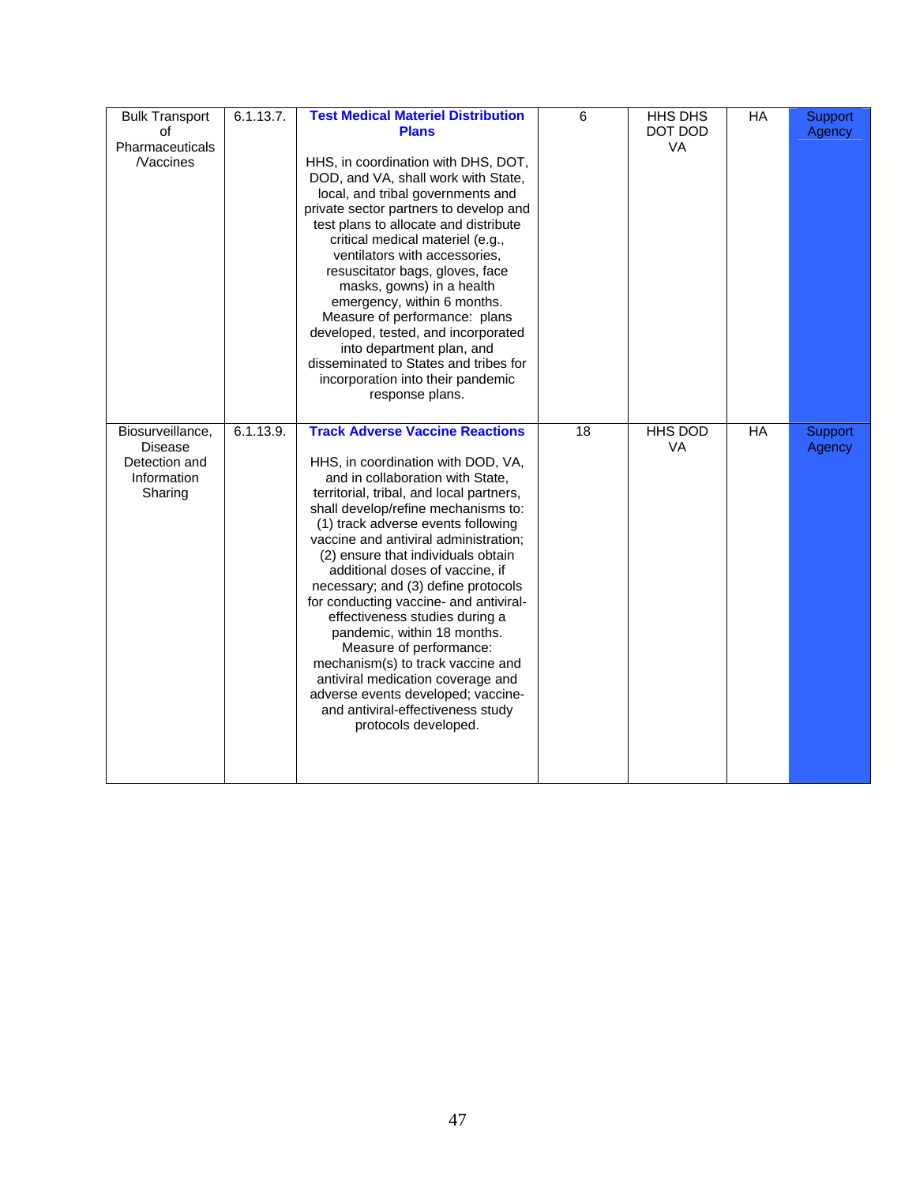| Bulk Transport of Pharmaceuticals /Vaccines | 6.1.13.7. | **Test Medical Materiel Distribution Plans**<br><br>HHS, in coordination with DHS, DOT, DOD, and VA, shall work with State, local, and tribal governments and private sector partners to develop and test plans to allocate and distribute critical medical materiel (e.g., ventilators with accessories, resuscitator bags, gloves, face masks, gowns) in a health emergency, within 6 months. Measure of performance: plans developed, tested, and incorporated into department plan, and disseminated to States and tribes for incorporation into their pandemic response plans. | 6 | HHS DHS DOT DOD VA | HA | Support Agency |
|---|---|---|---|---|---|---|
| Biosurveillance, Disease Detection and Information Sharing | 6.1.13.9. | **Track Adverse Vaccine Reactions**<br><br>HHS, in coordination with DOD, VA, and in collaboration with State, territorial, tribal, and local partners, shall develop/refine mechanisms to: (1) track adverse events following vaccine and antiviral administration; (2) ensure that individuals obtain additional doses of vaccine, if necessary; and (3) define protocols for conducting vaccine- and antiviral-effectiveness studies during a pandemic, within 18 months. Measure of performance: mechanism(s) to track vaccine and antiviral medication coverage and adverse events developed; vaccine- and antiviral-effectiveness study protocols developed. | 18 | HHS DOD VA | HA | Support Agency |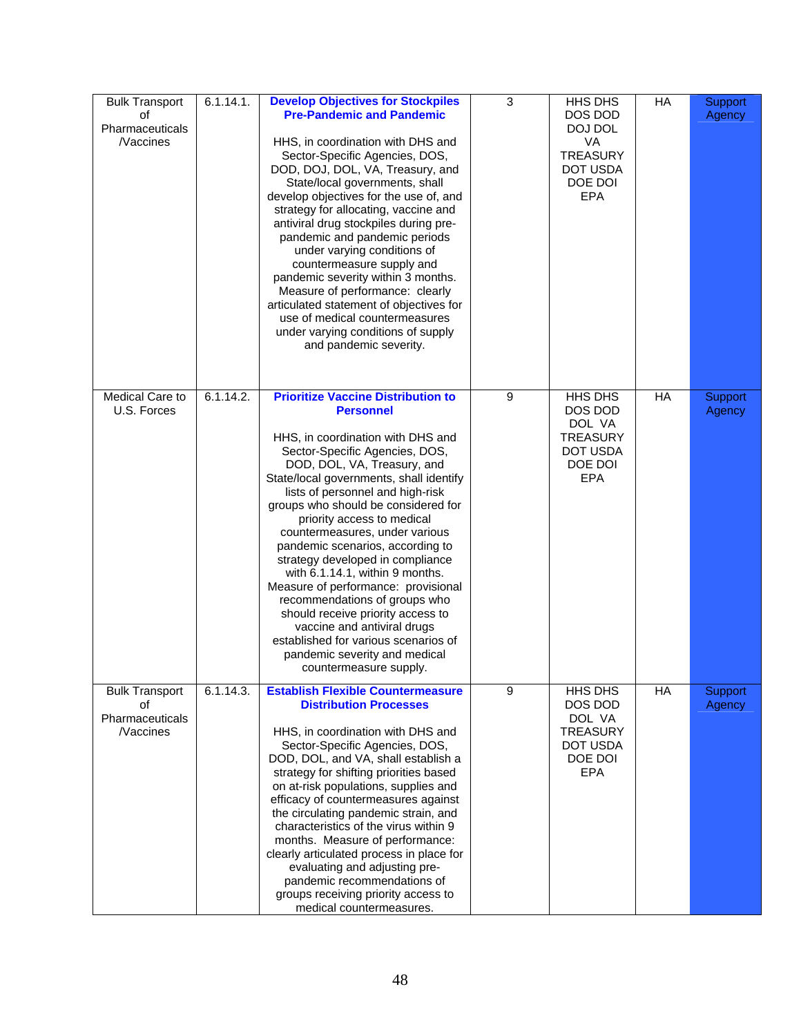| Bulk Transport of Pharmaceuticals /Vaccines | 6.1.14.1. | **Develop Objectives for Stockpiles Pre-Pandemic and Pandemic**<br><br>HHS, in coordination with DHS and Sector-Specific Agencies, DOS, DOD, DOJ, DOL, VA, Treasury, and State/local governments, shall develop objectives for the use of, and strategy for allocating, vaccine and antiviral drug stockpiles during pre-pandemic and pandemic periods under varying conditions of countermeasure supply and pandemic severity within 3 months. Measure of performance: clearly articulated statement of objectives for use of medical countermeasures under varying conditions of supply and pandemic severity. | 3 | HHS DHS DOS DOD DOJ DOL VA TREASURY DOT USDA DOE DOI EPA | HA | Support Agency |
|---|---|---|---|---|---|---|
| Medical Care to U.S. Forces | 6.1.14.2. | **Prioritize Vaccine Distribution to Personnel**<br><br>HHS, in coordination with DHS and Sector-Specific Agencies, DOS, DOD, DOL, VA, Treasury, and State/local governments, shall identify lists of personnel and high-risk groups who should be considered for priority access to medical countermeasures, under various pandemic scenarios, according to strategy developed in compliance with 6.1.14.1, within 9 months. Measure of performance: provisional recommendations of groups who should receive priority access to vaccine and antiviral drugs established for various scenarios of pandemic severity and medical countermeasure supply. | 9 | HHS DHS DOS DOD DOL VA TREASURY DOT USDA DOE DOI EPA | HA | Support Agency |
| Bulk Transport of Pharmaceuticals /Vaccines | 6.1.14.3. | **Establish Flexible Countermeasure Distribution Processes**<br><br>HHS, in coordination with DHS and Sector-Specific Agencies, DOS, DOD, DOL, and VA, shall establish a strategy for shifting priorities based on at-risk populations, supplies and efficacy of countermeasures against the circulating pandemic strain, and characteristics of the virus within 9 months. Measure of performance: clearly articulated process in place for evaluating and adjusting pre-pandemic recommendations of groups receiving priority access to medical countermeasures. | 9 | HHS DHS DOS DOD DOL VA TREASURY DOT USDA DOE DOI EPA | HA | Support Agency |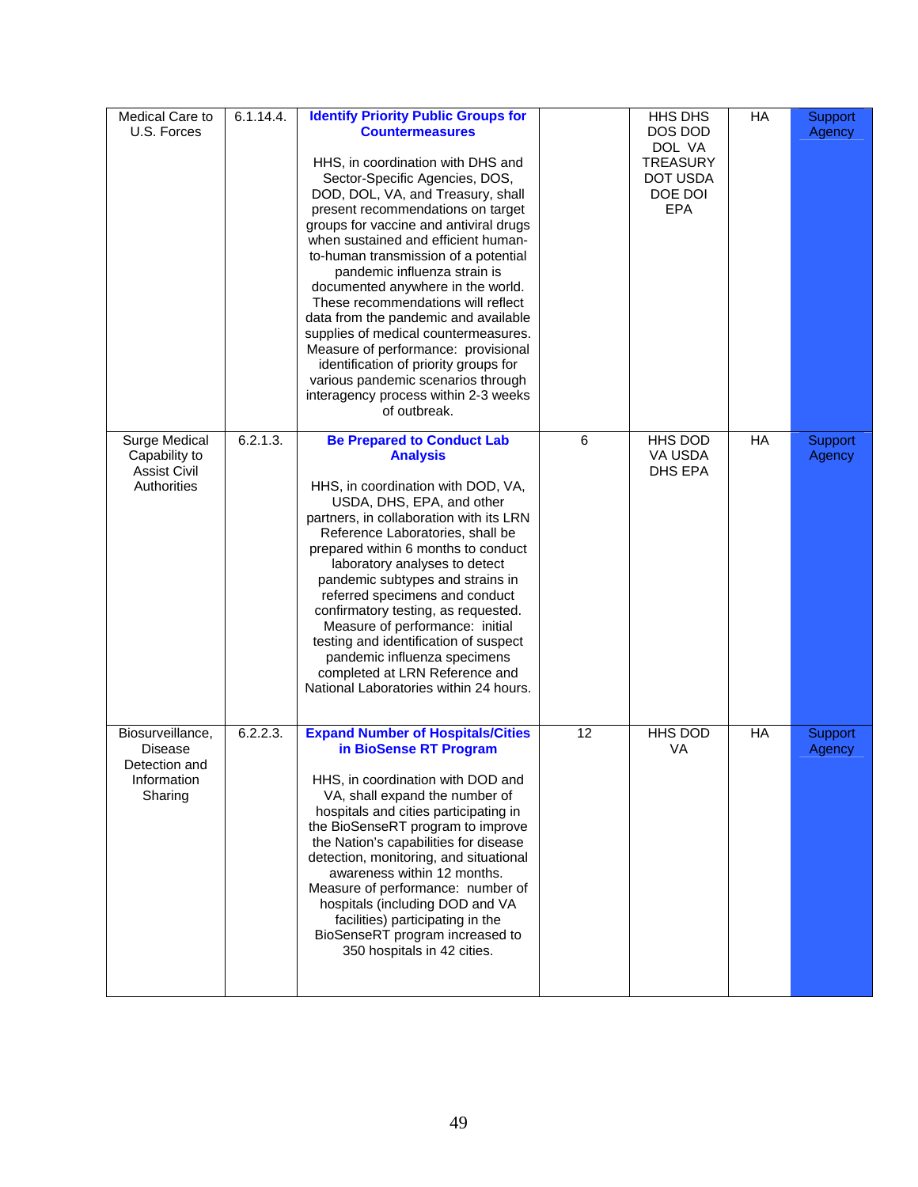| | | | | | | |
|---|---|---|---|---|---|---|
| Medical Care to U.S. Forces | 6.1.14.4. | **Identify Priority Public Groups for Countermeasures**<br><br>HHS, in coordination with DHS and Sector-Specific Agencies, DOS, DOD, DOL, VA, and Treasury, shall present recommendations on target groups for vaccine and antiviral drugs when sustained and efficient human-to-human transmission of a potential pandemic influenza strain is documented anywhere in the world. These recommendations will reflect data from the pandemic and available supplies of medical countermeasures. Measure of performance: provisional identification of priority groups for various pandemic scenarios through interagency process within 2-3 weeks of outbreak. | | HHS DHS DOS DOD DOL VA TREASURY DOT USDA DOE DOI EPA | HA | Support Agency |
| Surge Medical Capability to Assist Civil Authorities | 6.2.1.3. | **Be Prepared to Conduct Lab Analysis**<br><br>HHS, in coordination with DOD, VA, USDA, DHS, EPA, and other partners, in collaboration with its LRN Reference Laboratories, shall be prepared within 6 months to conduct laboratory analyses to detect pandemic subtypes and strains in referred specimens and conduct confirmatory testing, as requested. Measure of performance: initial testing and identification of suspect pandemic influenza specimens completed at LRN Reference and National Laboratories within 24 hours. | 6 | HHS DOD VA USDA DHS EPA | HA | Support Agency |
| Biosurveillance, Disease Detection and Information Sharing | 6.2.2.3. | **Expand Number of Hospitals/Cities in BioSense RT Program**<br><br>HHS, in coordination with DOD and VA, shall expand the number of hospitals and cities participating in the BioSenseRT program to improve the Nation's capabilities for disease detection, monitoring, and situational awareness within 12 months. Measure of performance: number of hospitals (including DOD and VA facilities) participating in the BioSenseRT program increased to 350 hospitals in 42 cities. | 12 | HHS DOD VA | HA | Support Agency |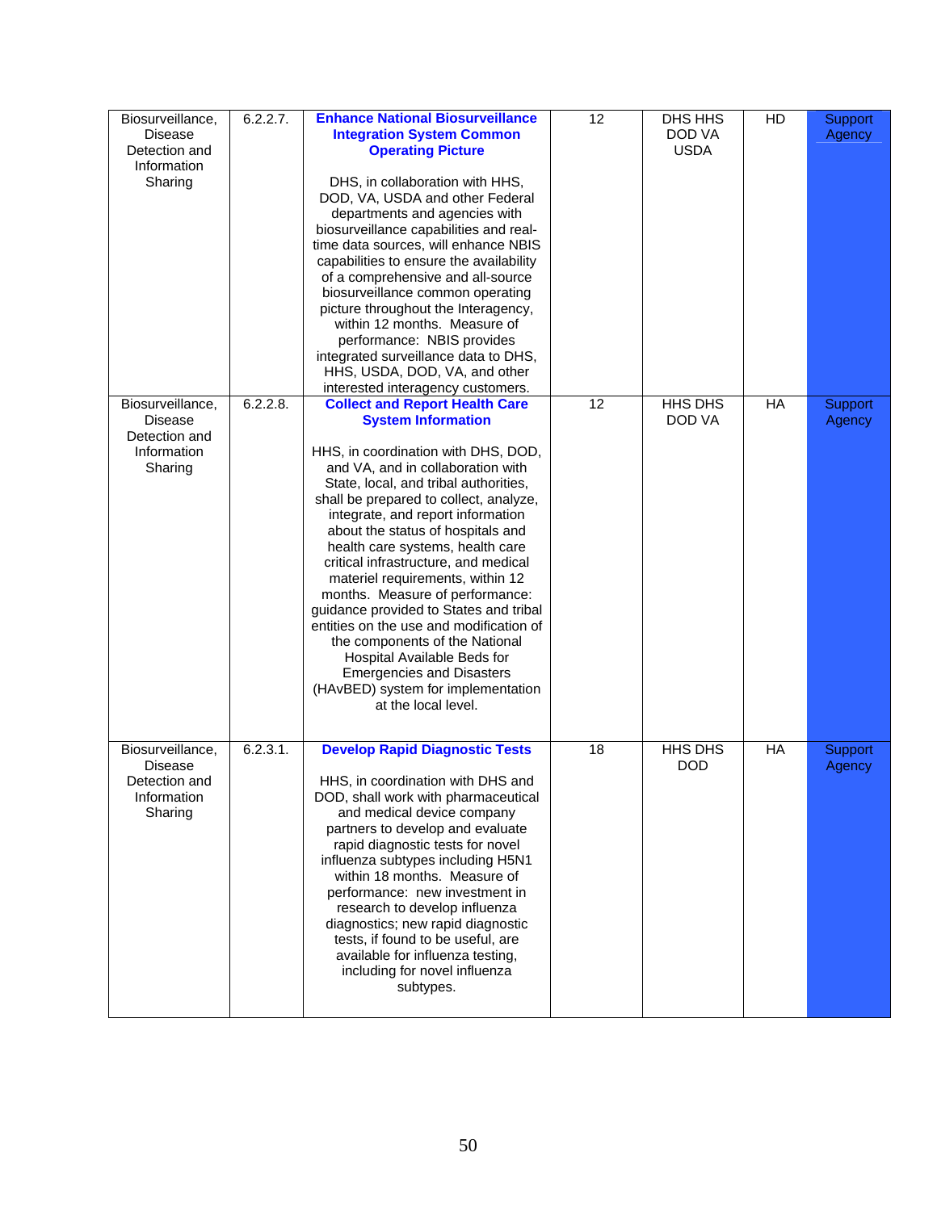| Biosurveillance, Disease Detection and Information Sharing | 6.2.2.7. | **Enhance National Biosurveillance Integration System Common Operating Picture**<br><br>DHS, in collaboration with HHS, DOD, VA, USDA and other Federal departments and agencies with biosurveillance capabilities and real-time data sources, will enhance NBIS capabilities to ensure the availability of a comprehensive and all-source biosurveillance common operating picture throughout the Interagency, within 12 months. Measure of performance: NBIS provides integrated surveillance data to DHS, HHS, USDA, DOD, VA, and other interested interagency customers. | 12 | DHS HHS DOD VA USDA | HD | Support Agency |
|---|---|---|---|---|---|---|
| Biosurveillance, Disease Detection and Information Sharing | 6.2.2.8. | **Collect and Report Health Care System Information**<br><br>HHS, in coordination with DHS, DOD, and VA, and in collaboration with State, local, and tribal authorities, shall be prepared to collect, analyze, integrate, and report information about the status of hospitals and health care systems, health care critical infrastructure, and medical materiel requirements, within 12 months. Measure of performance: guidance provided to States and tribal entities on the use and modification of the components of the National Hospital Available Beds for Emergencies and Disasters (HAvBED) system for implementation at the local level. | 12 | HHS DHS DOD VA | HA | Support Agency |
| Biosurveillance, Disease Detection and Information Sharing | 6.2.3.1. | **Develop Rapid Diagnostic Tests**<br><br>HHS, in coordination with DHS and DOD, shall work with pharmaceutical and medical device company partners to develop and evaluate rapid diagnostic tests for novel influenza subtypes including H5N1 within 18 months. Measure of performance: new investment in research to develop influenza diagnostics; new rapid diagnostic tests, if found to be useful, are available for influenza testing, including for novel influenza subtypes. | 18 | HHS DHS DOD | HA | Support Agency |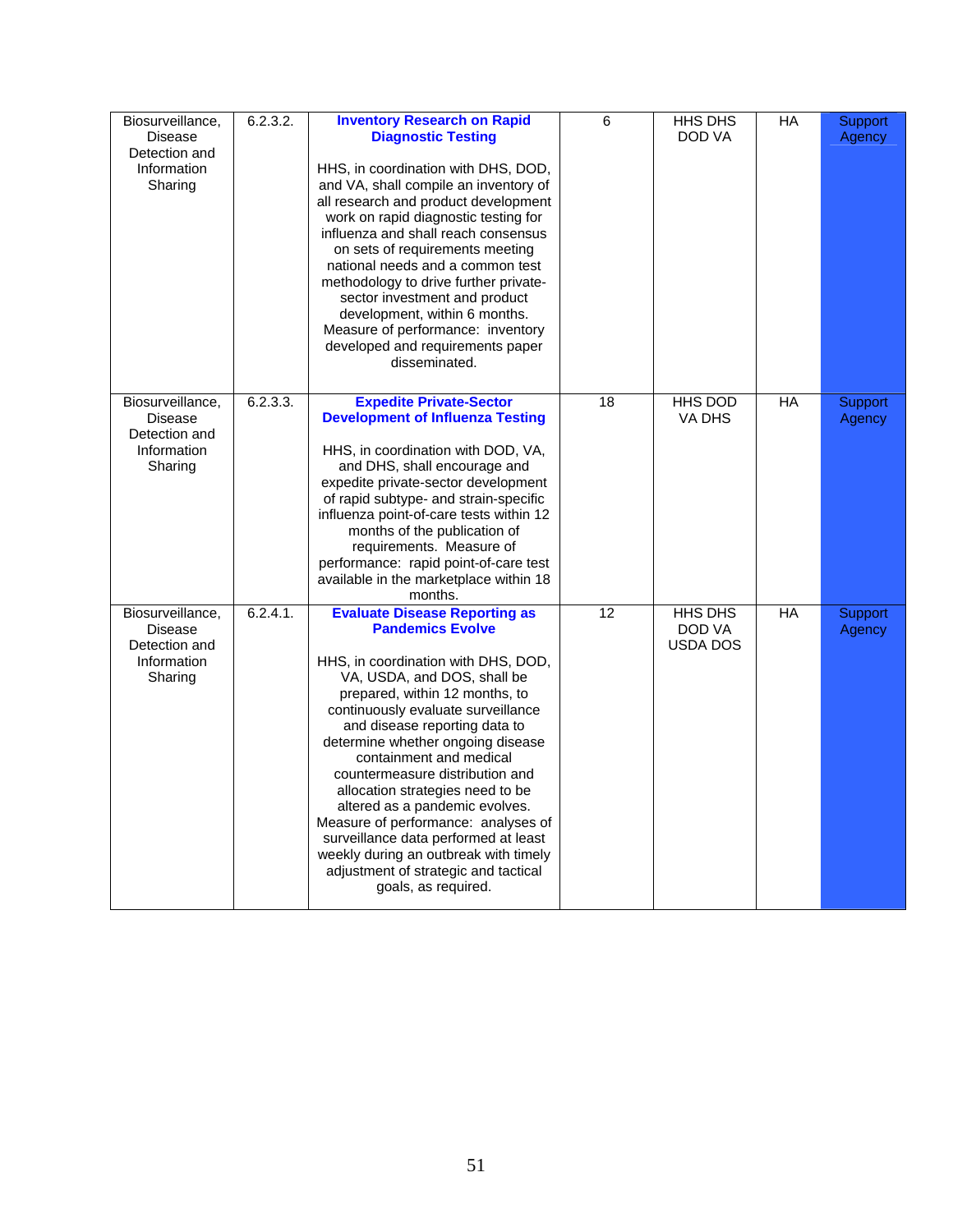| Biosurveillance, Disease Detection and Information Sharing | 6.2.3.2. | **Inventory Research on Rapid Diagnostic Testing**<br><br>HHS, in coordination with DHS, DOD, and VA, shall compile an inventory of all research and product development work on rapid diagnostic testing for influenza and shall reach consensus on sets of requirements meeting national needs and a common test methodology to drive further private-sector investment and product development, within 6 months. Measure of performance: inventory developed and requirements paper disseminated. | 6 | HHS DHS DOD VA | HA | Support Agency |
|---|---|---|---|---|---|---|
| Biosurveillance, Disease Detection and Information Sharing | 6.2.3.3. | **Expedite Private-Sector Development of Influenza Testing**<br><br>HHS, in coordination with DOD, VA, and DHS, shall encourage and expedite private-sector development of rapid subtype- and strain-specific influenza point-of-care tests within 12 months of the publication of requirements. Measure of performance: rapid point-of-care test available in the marketplace within 18 months. | 18 | HHS DOD VA DHS | HA | Support Agency |
| Biosurveillance, Disease Detection and Information Sharing | 6.2.4.1. | **Evaluate Disease Reporting as Pandemics Evolve**<br><br>HHS, in coordination with DHS, DOD, VA, USDA, and DOS, shall be prepared, within 12 months, to continuously evaluate surveillance and disease reporting data to determine whether ongoing disease containment and medical countermeasure distribution and allocation strategies need to be altered as a pandemic evolves. Measure of performance: analyses of surveillance data performed at least weekly during an outbreak with timely adjustment of strategic and tactical goals, as required. | 12 | HHS DHS DOD VA USDA DOS | HA | Support Agency |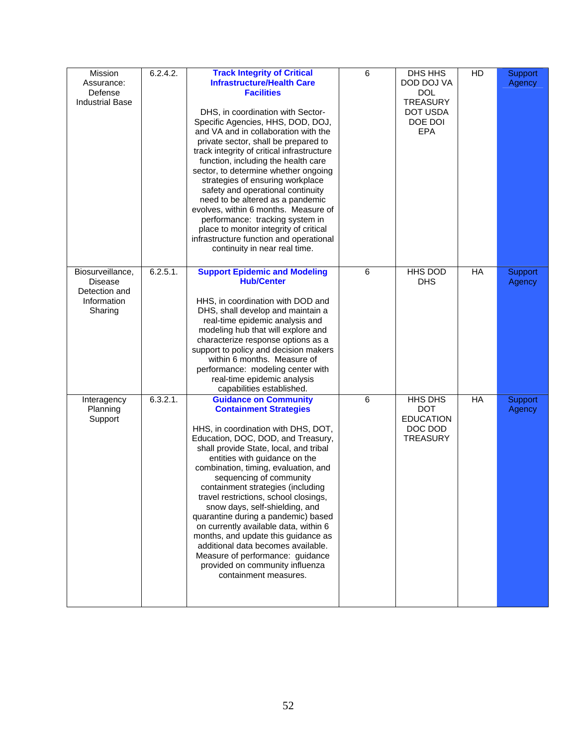| | | | | | | |
|---|---|---|---|---|---|---|
| Mission Assurance: Defense Industrial Base | 6.2.4.2. | **Track Integrity of Critical Infrastructure/Health Care Facilities**<br><br>DHS, in coordination with Sector-Specific Agencies, HHS, DOD, DOJ, and VA and in collaboration with the private sector, shall be prepared to track integrity of critical infrastructure function, including the health care sector, to determine whether ongoing strategies of ensuring workplace safety and operational continuity need to be altered as a pandemic evolves, within 6 months. Measure of performance: tracking system in place to monitor integrity of critical infrastructure function and operational continuity in near real time. | 6 | DHS HHS DOD DOJ VA DOL TREASURY DOT USDA DOE DOI EPA | HD | Support Agency |
| Biosurveillance, Disease Detection and Information Sharing | 6.2.5.1. | **Support Epidemic and Modeling Hub/Center**<br><br>HHS, in coordination with DOD and DHS, shall develop and maintain a real-time epidemic analysis and modeling hub that will explore and characterize response options as a support to policy and decision makers within 6 months. Measure of performance: modeling center with real-time epidemic analysis capabilities established. | 6 | HHS DOD DHS | HA | Support Agency |
| Interagency Planning Support | 6.3.2.1. | **Guidance on Community Containment Strategies**<br><br>HHS, in coordination with DHS, DOT, Education, DOC, DOD, and Treasury, shall provide State, local, and tribal entities with guidance on the combination, timing, evaluation, and sequencing of community containment strategies (including travel restrictions, school closings, snow days, self-shielding, and quarantine during a pandemic) based on currently available data, within 6 months, and update this guidance as additional data becomes available. Measure of performance: guidance provided on community influenza containment measures. | 6 | HHS DHS DOT EDUCATION DOC DOD TREASURY | HA | Support Agency |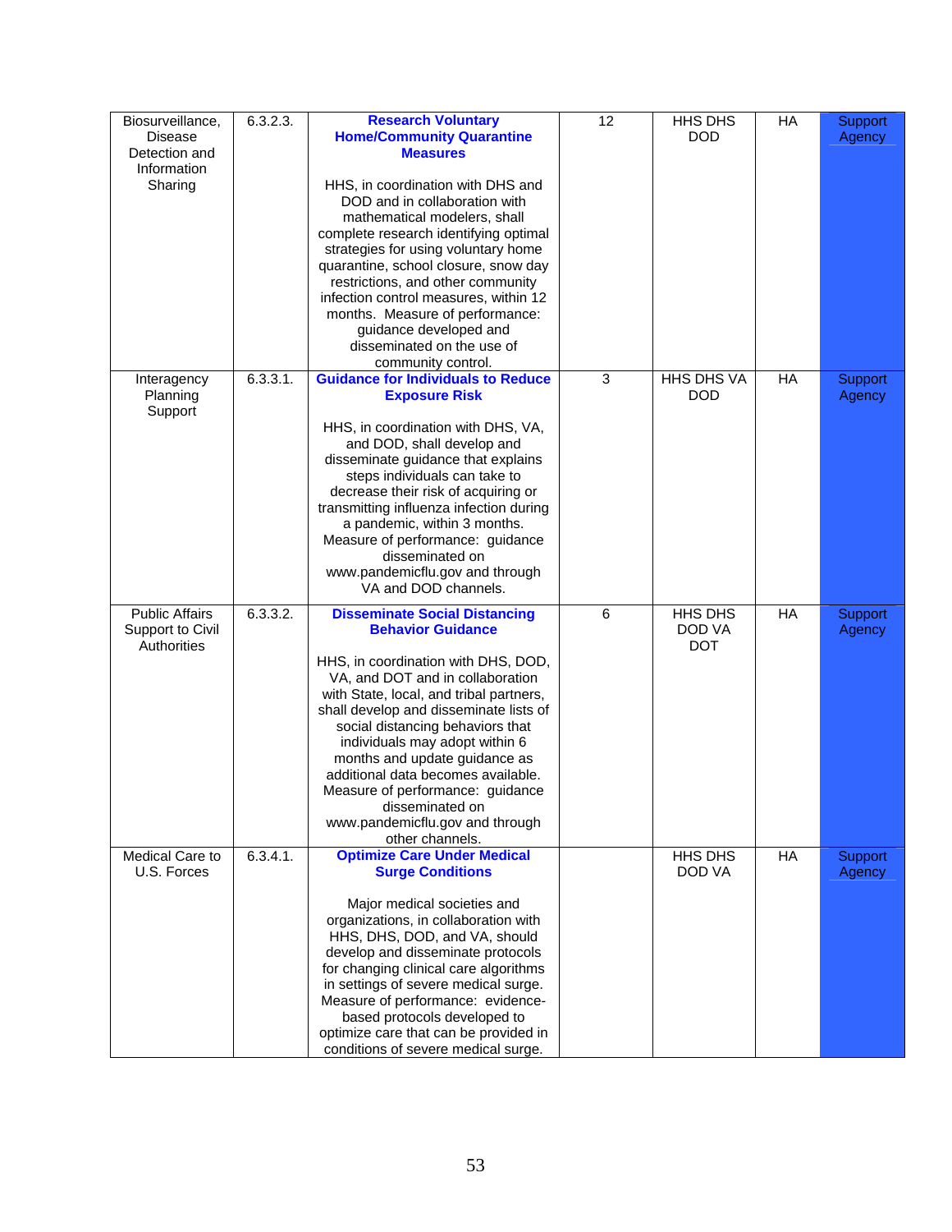| | | | | | | |
|---|---|---|---|---|---|---|
| Biosurveillance, Disease Detection and Information Sharing | 6.3.2.3. | **Research Voluntary Home/Community Quarantine Measures**<br><br>HHS, in coordination with DHS and DOD and in collaboration with mathematical modelers, shall complete research identifying optimal strategies for using voluntary home quarantine, school closure, snow day restrictions, and other community infection control measures, within 12 months. Measure of performance: guidance developed and disseminated on the use of community control. | 12 | HHS DHS DOD | HA | Support Agency |
| Interagency Planning Support | 6.3.3.1. | **Guidance for Individuals to Reduce Exposure Risk**<br><br>HHS, in coordination with DHS, VA, and DOD, shall develop and disseminate guidance that explains steps individuals can take to decrease their risk of acquiring or transmitting influenza infection during a pandemic, within 3 months. Measure of performance: guidance disseminated on www.pandemicflu.gov and through VA and DOD channels. | 3 | HHS DHS VA DOD | HA | Support Agency |
| Public Affairs Support to Civil Authorities | 6.3.3.2. | **Disseminate Social Distancing Behavior Guidance**<br><br>HHS, in coordination with DHS, DOD, VA, and DOT and in collaboration with State, local, and tribal partners, shall develop and disseminate lists of social distancing behaviors that individuals may adopt within 6 months and update guidance as additional data becomes available. Measure of performance: guidance disseminated on www.pandemicflu.gov and through other channels. | 6 | HHS DHS DOD VA DOT | HA | Support Agency |
| Medical Care to U.S. Forces | 6.3.4.1. | **Optimize Care Under Medical Surge Conditions**<br><br>Major medical societies and organizations, in collaboration with HHS, DHS, DOD, and VA, should develop and disseminate protocols for changing clinical care algorithms in settings of severe medical surge. Measure of performance: evidence-based protocols developed to optimize care that can be provided in conditions of severe medical surge. | | HHS DHS DOD VA | HA | Support Agency |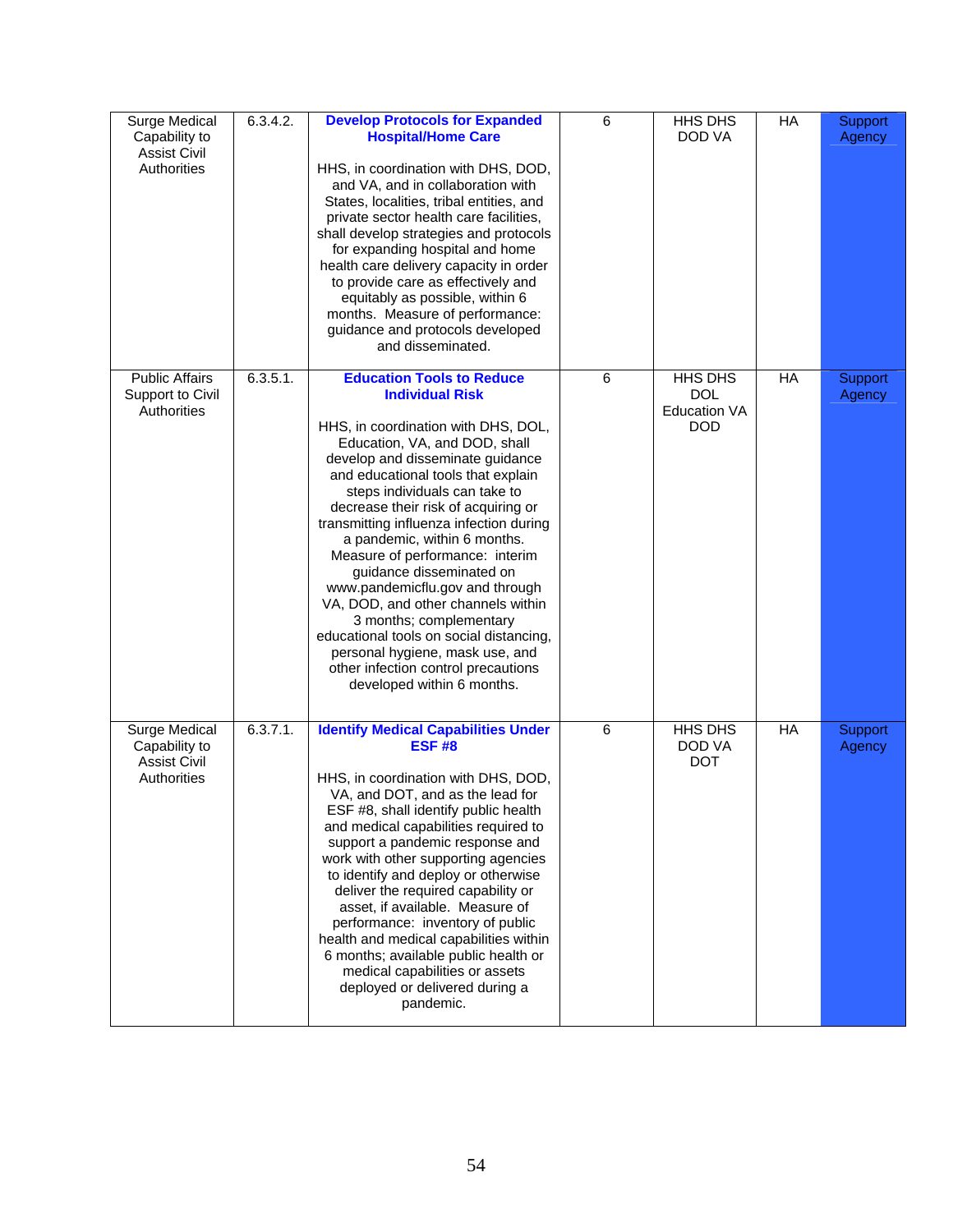| Surge Medical Capability to Assist Civil Authorities | 6.3.4.2. | **Develop Protocols for Expanded Hospital/Home Care**<br><br>HHS, in coordination with DHS, DOD, and VA, and in collaboration with States, localities, tribal entities, and private sector health care facilities, shall develop strategies and protocols for expanding hospital and home health care delivery capacity in order to provide care as effectively and equitably as possible, within 6 months. Measure of performance: guidance and protocols developed and disseminated. | 6 | HHS DHS DOD VA | HA | Support Agency |
|---|---|---|---|---|---|---|
| Public Affairs Support to Civil Authorities | 6.3.5.1. | **Education Tools to Reduce Individual Risk**<br><br>HHS, in coordination with DHS, DOL, Education, VA, and DOD, shall develop and disseminate guidance and educational tools that explain steps individuals can take to decrease their risk of acquiring or transmitting influenza infection during a pandemic, within 6 months. Measure of performance: interim guidance disseminated on www.pandemicflu.gov and through VA, DOD, and other channels within 3 months; complementary educational tools on social distancing, personal hygiene, mask use, and other infection control precautions developed within 6 months. | 6 | HHS DHS DOL Education VA DOD | HA | Support Agency |
| Surge Medical Capability to Assist Civil Authorities | 6.3.7.1. | **Identify Medical Capabilities Under ESF #8**<br><br>HHS, in coordination with DHS, DOD, VA, and DOT, and as the lead for ESF #8, shall identify public health and medical capabilities required to support a pandemic response and work with other supporting agencies to identify and deploy or otherwise deliver the required capability or asset, if available. Measure of performance: inventory of public health and medical capabilities within 6 months; available public health or medical capabilities or assets deployed or delivered during a pandemic. | 6 | HHS DHS DOD VA DOT | HA | Support Agency |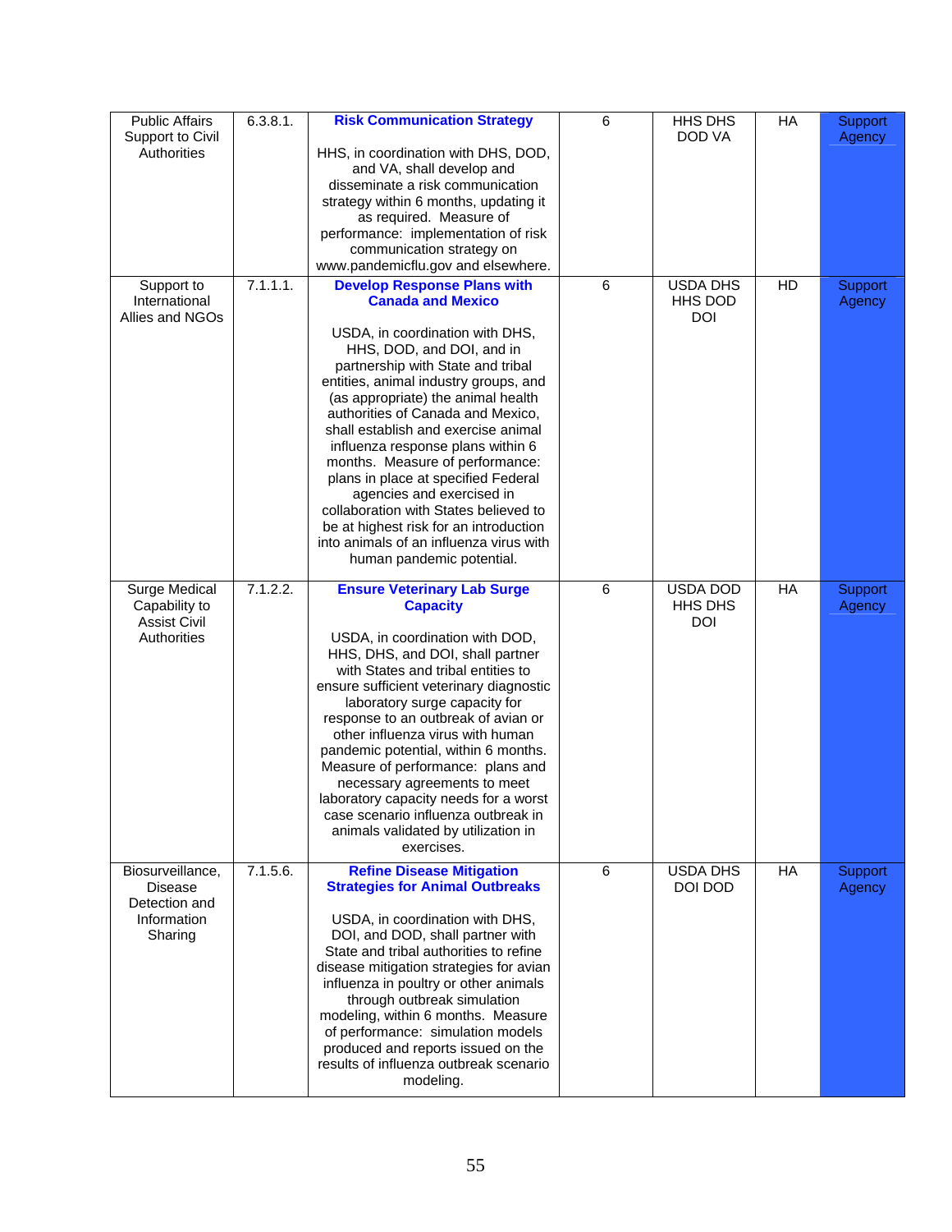| Public Affairs Support to Civil Authorities | 6.3.8.1. | **Risk Communication Strategy**<br><br>HHS, in coordination with DHS, DOD, and VA, shall develop and disseminate a risk communication strategy within 6 months, updating it as required. Measure of performance: implementation of risk communication strategy on www.pandemicflu.gov and elsewhere. | 6 | HHS DHS DOD VA | HA | Support Agency |
|---|---|---|---|---|---|---|
| Support to International Allies and NGOs | 7.1.1.1. | **Develop Response Plans with Canada and Mexico**<br><br>USDA, in coordination with DHS, HHS, DOD, and DOI, and in partnership with State and tribal entities, animal industry groups, and (as appropriate) the animal health authorities of Canada and Mexico, shall establish and exercise animal influenza response plans within 6 months. Measure of performance: plans in place at specified Federal agencies and exercised in collaboration with States believed to be at highest risk for an introduction into animals of an influenza virus with human pandemic potential. | 6 | USDA DHS HHS DOD DOI | HD | Support Agency |
| Surge Medical Capability to Assist Civil Authorities | 7.1.2.2. | **Ensure Veterinary Lab Surge Capacity**<br><br>USDA, in coordination with DOD, HHS, DHS, and DOI, shall partner with States and tribal entities to ensure sufficient veterinary diagnostic laboratory surge capacity for response to an outbreak of avian or other influenza virus with human pandemic potential, within 6 months. Measure of performance: plans and necessary agreements to meet laboratory capacity needs for a worst case scenario influenza outbreak in animals validated by utilization in exercises. | 6 | USDA DOD HHS DHS DOI | HA | Support Agency |
| Biosurveillance, Disease Detection and Information Sharing | 7.1.5.6. | **Refine Disease Mitigation Strategies for Animal Outbreaks**<br><br>USDA, in coordination with DHS, DOI, and DOD, shall partner with State and tribal authorities to refine disease mitigation strategies for avian influenza in poultry or other animals through outbreak simulation modeling, within 6 months. Measure of performance: simulation models produced and reports issued on the results of influenza outbreak scenario modeling. | 6 | USDA DHS DOI DOD | HA | Support Agency |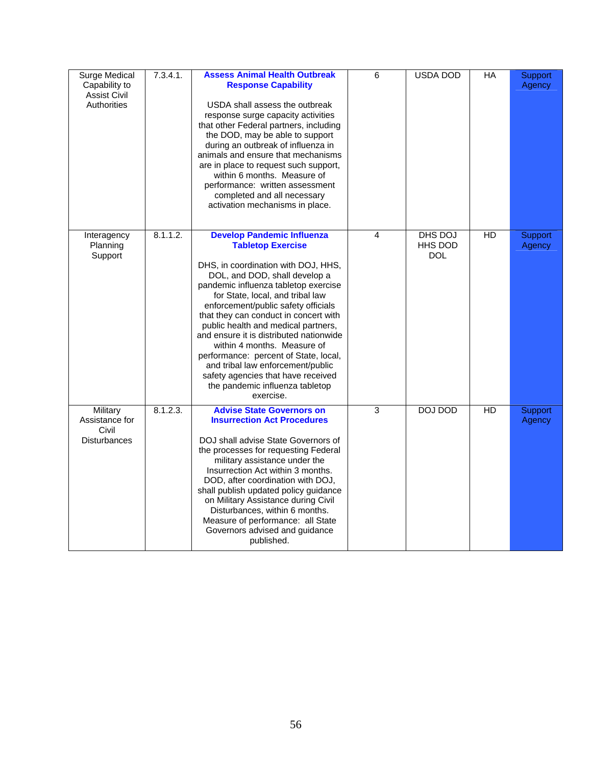| | | | | | | |
|---|---|---|---|---|---|---|
| Surge Medical Capability to Assist Civil Authorities | 7.3.4.1. | **Assess Animal Health Outbreak Response Capability**<br><br>USDA shall assess the outbreak response surge capacity activities that other Federal partners, including the DOD, may be able to support during an outbreak of influenza in animals and ensure that mechanisms are in place to request such support, within 6 months. Measure of performance: written assessment completed and all necessary activation mechanisms in place. | 6 | USDA DOD | HA | Support Agency |
| Interagency Planning Support | 8.1.1.2. | **Develop Pandemic Influenza Tabletop Exercise**<br><br>DHS, in coordination with DOJ, HHS, DOL, and DOD, shall develop a pandemic influenza tabletop exercise for State, local, and tribal law enforcement/public safety officials that they can conduct in concert with public health and medical partners, and ensure it is distributed nationwide within 4 months. Measure of performance: percent of State, local, and tribal law enforcement/public safety agencies that have received the pandemic influenza tabletop exercise. | 4 | DHS DOJ HHS DOD DOL | HD | Support Agency |
| Military Assistance for Civil Disturbances | 8.1.2.3. | **Advise State Governors on Insurrection Act Procedures**<br><br>DOJ shall advise State Governors of the processes for requesting Federal military assistance under the Insurrection Act within 3 months. DOD, after coordination with DOJ, shall publish updated policy guidance on Military Assistance during Civil Disturbances, within 6 months. Measure of performance: all State Governors advised and guidance published. | 3 | DOJ DOD | HD | Support Agency |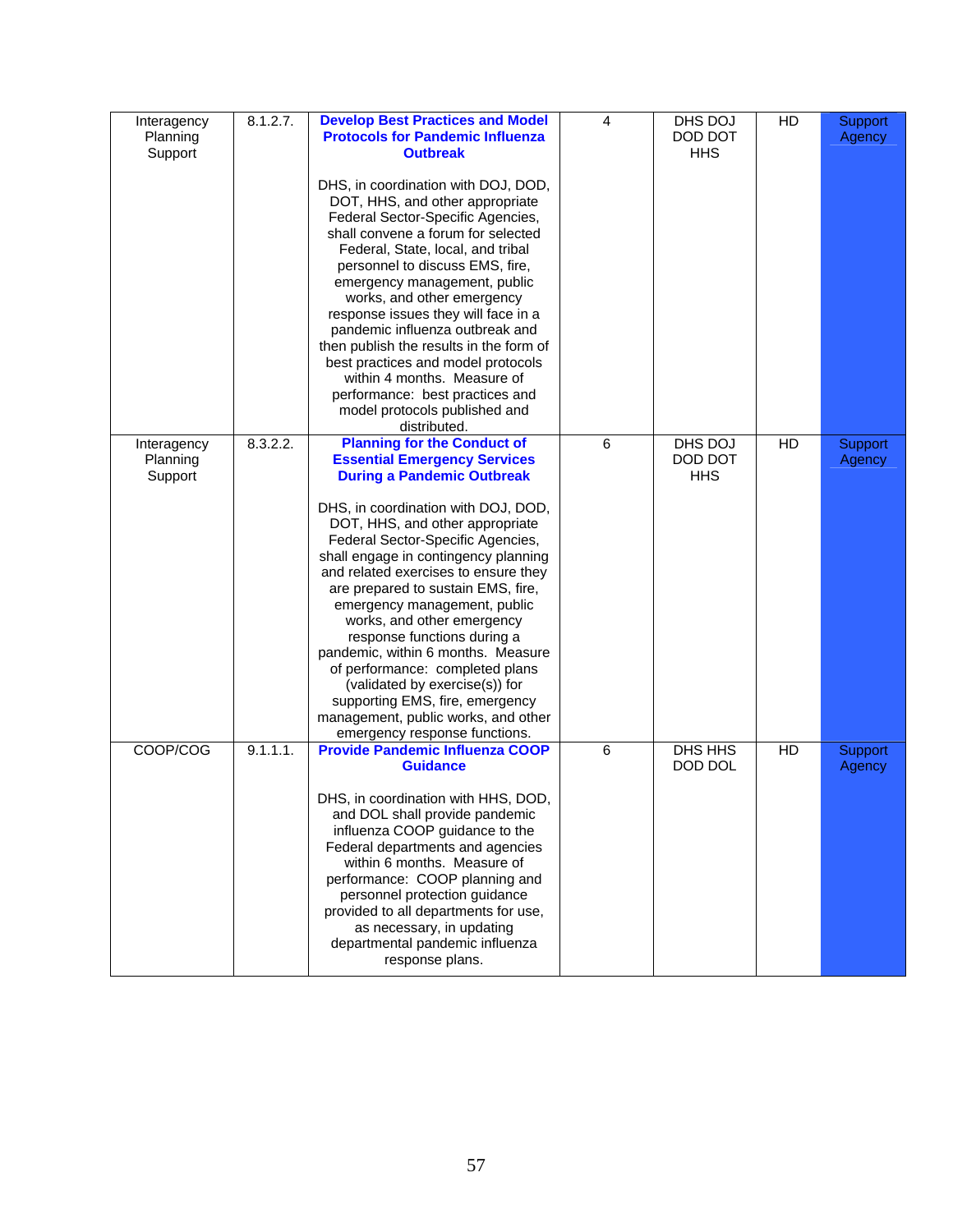| Interagency Planning Support | 8.1.2.7. | **Develop Best Practices and Model Protocols for Pandemic Influenza Outbreak**<br><br>DHS, in coordination with DOJ, DOD, DOT, HHS, and other appropriate Federal Sector-Specific Agencies, shall convene a forum for selected Federal, State, local, and tribal personnel to discuss EMS, fire, emergency management, public works, and other emergency response issues they will face in a pandemic influenza outbreak and then publish the results in the form of best practices and model protocols within 4 months. Measure of performance: best practices and model protocols published and distributed. | 4 | DHS DOJ DOD DOT HHS | HD | Support Agency |
|---|---|---|---|---|---|---|
| Interagency Planning Support | 8.3.2.2. | **Planning for the Conduct of Essential Emergency Services During a Pandemic Outbreak**<br><br>DHS, in coordination with DOJ, DOD, DOT, HHS, and other appropriate Federal Sector-Specific Agencies, shall engage in contingency planning and related exercises to ensure they are prepared to sustain EMS, fire, emergency management, public works, and other emergency response functions during a pandemic, within 6 months. Measure of performance: completed plans (validated by exercise(s)) for supporting EMS, fire, emergency management, public works, and other emergency response functions. | 6 | DHS DOJ DOD DOT HHS | HD | Support Agency |
| COOP/COG | 9.1.1.1. | **Provide Pandemic Influenza COOP Guidance**<br><br>DHS, in coordination with HHS, DOD, and DOL shall provide pandemic influenza COOP guidance to the Federal departments and agencies within 6 months. Measure of performance: COOP planning and personnel protection guidance provided to all departments for use, as necessary, in updating departmental pandemic influenza response plans. | 6 | DHS HHS DOD DOL | HD | Support Agency |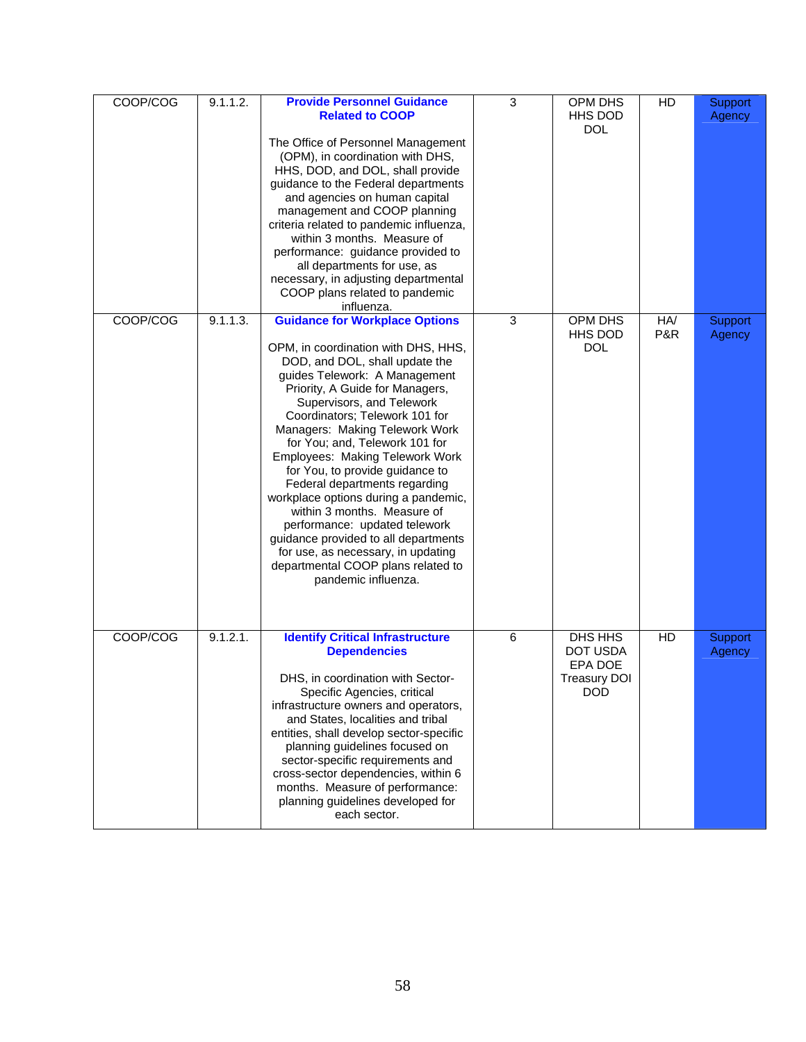| COOP/COG | 9.1.1.2. | **Provide Personnel Guidance Related to COOP**<br><br>The Office of Personnel Management (OPM), in coordination with DHS, HHS, DOD, and DOL, shall provide guidance to the Federal departments and agencies on human capital management and COOP planning criteria related to pandemic influenza, within 3 months. Measure of performance: guidance provided to all departments for use, as necessary, in adjusting departmental COOP plans related to pandemic influenza. | 3 | OPM DHS HHS DOD DOL | HD | Support Agency |
|---|---|---|---|---|---|---|
| COOP/COG | 9.1.1.3. | **Guidance for Workplace Options**<br><br>OPM, in coordination with DHS, HHS, DOD, and DOL, shall update the guides Telework: A Management Priority, A Guide for Managers, Supervisors, and Telework Coordinators; Telework 101 for Managers: Making Telework Work for You; and, Telework 101 for Employees: Making Telework Work for You, to provide guidance to Federal departments regarding workplace options during a pandemic, within 3 months. Measure of performance: updated telework guidance provided to all departments for use, as necessary, in updating departmental COOP plans related to pandemic influenza. | 3 | OPM DHS HHS DOD DOL | HA/ P&R | Support Agency |
| COOP/COG | 9.1.2.1. | **Identify Critical Infrastructure Dependencies**<br><br>DHS, in coordination with Sector-Specific Agencies, critical infrastructure owners and operators, and States, localities and tribal entities, shall develop sector-specific planning guidelines focused on sector-specific requirements and cross-sector dependencies, within 6 months. Measure of performance: planning guidelines developed for each sector. | 6 | DHS HHS DOT USDA EPA DOE Treasury DOI DOD | HD | Support Agency |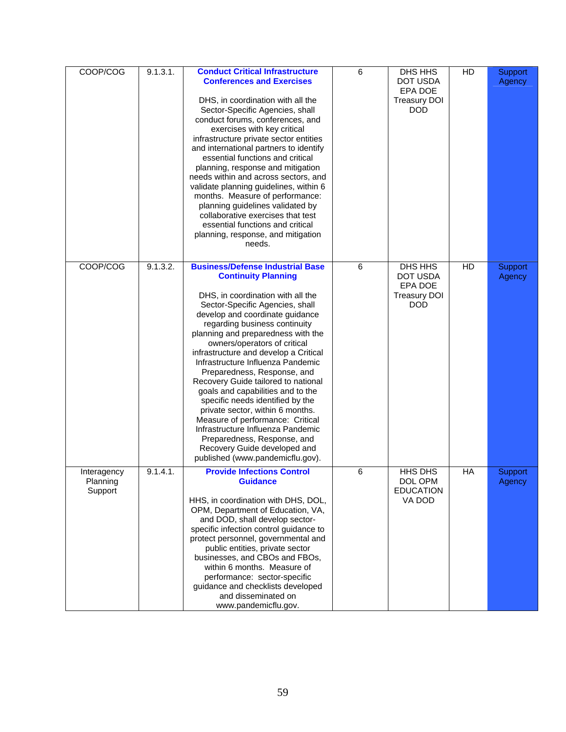| | | | | | | |
|---|---|---|---|---|---|---|
| COOP/COG | 9.1.3.1. | **Conduct Critical Infrastructure Conferences and Exercises**<br><br>DHS, in coordination with all the Sector-Specific Agencies, shall conduct forums, conferences, and exercises with key critical infrastructure private sector entities and international partners to identify essential functions and critical planning, response and mitigation needs within and across sectors, and validate planning guidelines, within 6 months. Measure of performance: planning guidelines validated by collaborative exercises that test essential functions and critical planning, response, and mitigation needs. | 6 | DHS HHS DOT USDA EPA DOE Treasury DOI DOD | HD | Support Agency |
| COOP/COG | 9.1.3.2. | **Business/Defense Industrial Base Continuity Planning**<br><br>DHS, in coordination with all the Sector-Specific Agencies, shall develop and coordinate guidance regarding business continuity planning and preparedness with the owners/operators of critical infrastructure and develop a Critical Infrastructure Influenza Pandemic Preparedness, Response, and Recovery Guide tailored to national goals and capabilities and to the specific needs identified by the private sector, within 6 months. Measure of performance: Critical Infrastructure Influenza Pandemic Preparedness, Response, and Recovery Guide developed and published (www.pandemicflu.gov). | 6 | DHS HHS DOT USDA EPA DOE Treasury DOI DOD | HD | Support Agency |
| Interagency Planning Support | 9.1.4.1. | **Provide Infections Control Guidance**<br><br>HHS, in coordination with DHS, DOL, OPM, Department of Education, VA, and DOD, shall develop sector-specific infection control guidance to protect personnel, governmental and public entities, private sector businesses, and CBOs and FBOs, within 6 months. Measure of performance: sector-specific guidance and checklists developed and disseminated on www.pandemicflu.gov. | 6 | HHS DHS DOL OPM EDUCATION VA DOD | HA | Support Agency |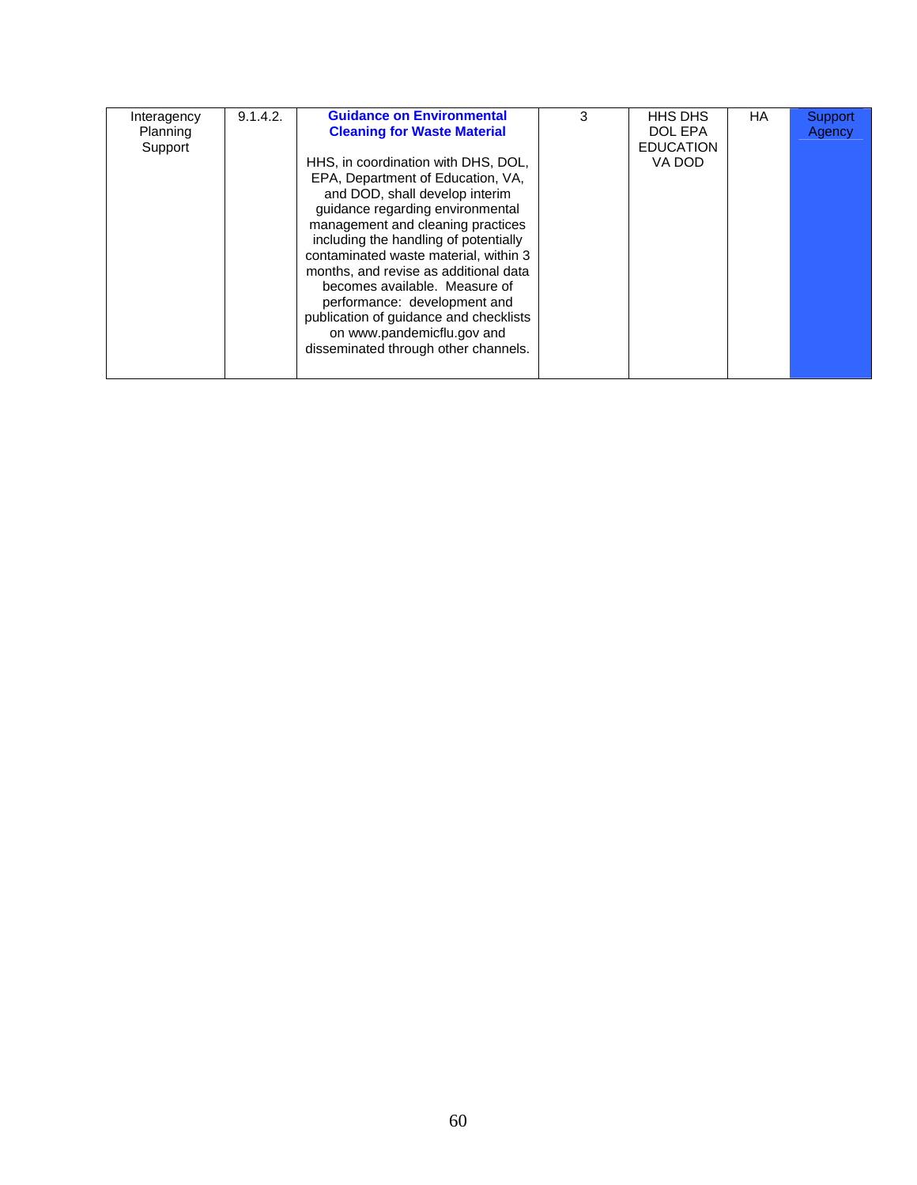| Interagency Planning Support | 9.1.4.2. | **Guidance on Environmental Cleaning for Waste Material**<br><br>HHS, in coordination with DHS, DOL, EPA, Department of Education, VA, and DOD, shall develop interim guidance regarding environmental management and cleaning practices including the handling of potentially contaminated waste material, within 3 months, and revise as additional data becomes available. Measure of performance: development and publication of guidance and checklists on www.pandemicflu.gov and disseminated through other channels. | 3 | HHS DHS DOL EPA EDUCATION VA DOD | HA | Support Agency |
|---|---|---|---|---|---|---|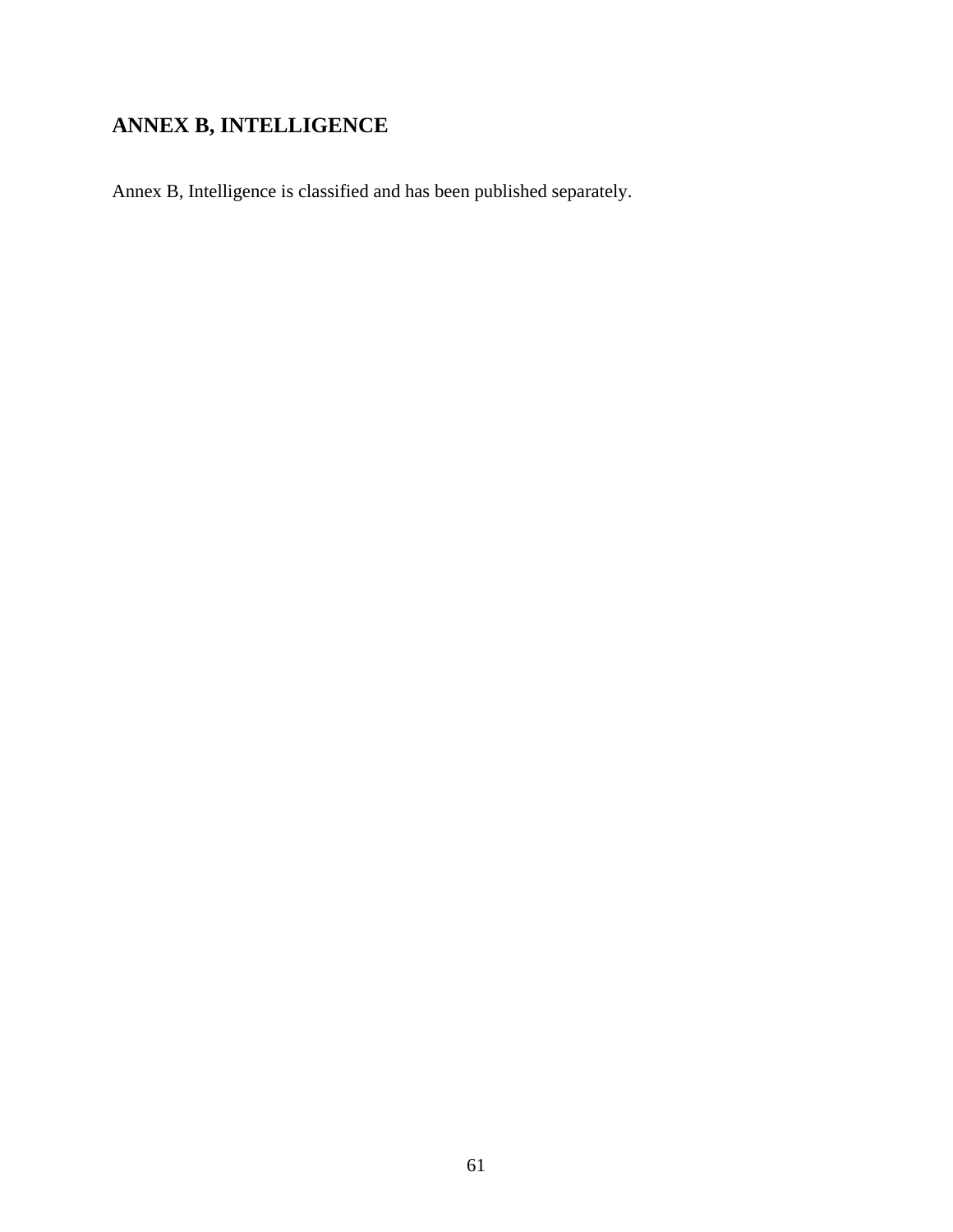## ANNEX B, INTELLIGENCE

Annex B, Intelligence is classified and has been published separately.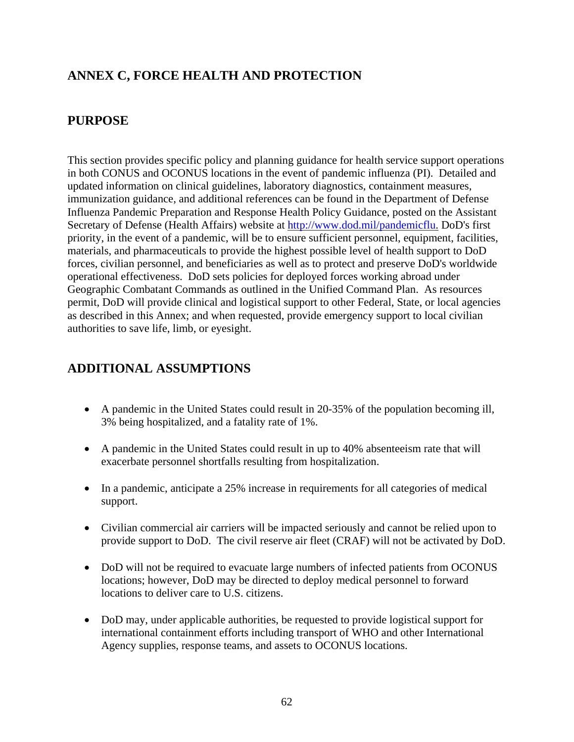## ANNEX C, FORCE HEALTH AND PROTECTION

## PURPOSE

This section provides specific policy and planning guidance for health service support operations in both CONUS and OCONUS locations in the event of pandemic influenza (PI). Detailed and updated information on clinical guidelines, laboratory diagnostics, containment measures, immunization guidance, and additional references can be found in the Department of Defense Influenza Pandemic Preparation and Response Health Policy Guidance, posted on the Assistant Secretary of Defense (Health Affairs) website at [http://www.dod.mil/pandemicflu.](http://www.dod.mil/pandemicflu) DoD's first priority, in the event of a pandemic, will be to ensure sufficient personnel, equipment, facilities, materials, and pharmaceuticals to provide the highest possible level of health support to DoD forces, civilian personnel, and beneficiaries as well as to protect and preserve DoD's worldwide operational effectiveness. DoD sets policies for deployed forces working abroad under Geographic Combatant Commands as outlined in the Unified Command Plan. As resources permit, DoD will provide clinical and logistical support to other Federal, State, or local agencies as described in this Annex; and when requested, provide emergency support to local civilian authorities to save life, limb, or eyesight.

## ADDITIONAL ASSUMPTIONS

- A pandemic in the United States could result in 20-35% of the population becoming ill, 3% being hospitalized, and a fatality rate of 1%.
- A pandemic in the United States could result in up to 40% absenteeism rate that will exacerbate personnel shortfalls resulting from hospitalization.
- In a pandemic, anticipate a 25% increase in requirements for all categories of medical support.
- Civilian commercial air carriers will be impacted seriously and cannot be relied upon to provide support to DoD. The civil reserve air fleet (CRAF) will not be activated by DoD.
- DoD will not be required to evacuate large numbers of infected patients from OCONUS locations; however, DoD may be directed to deploy medical personnel to forward locations to deliver care to U.S. citizens.
- DoD may, under applicable authorities, be requested to provide logistical support for international containment efforts including transport of WHO and other International Agency supplies, response teams, and assets to OCONUS locations.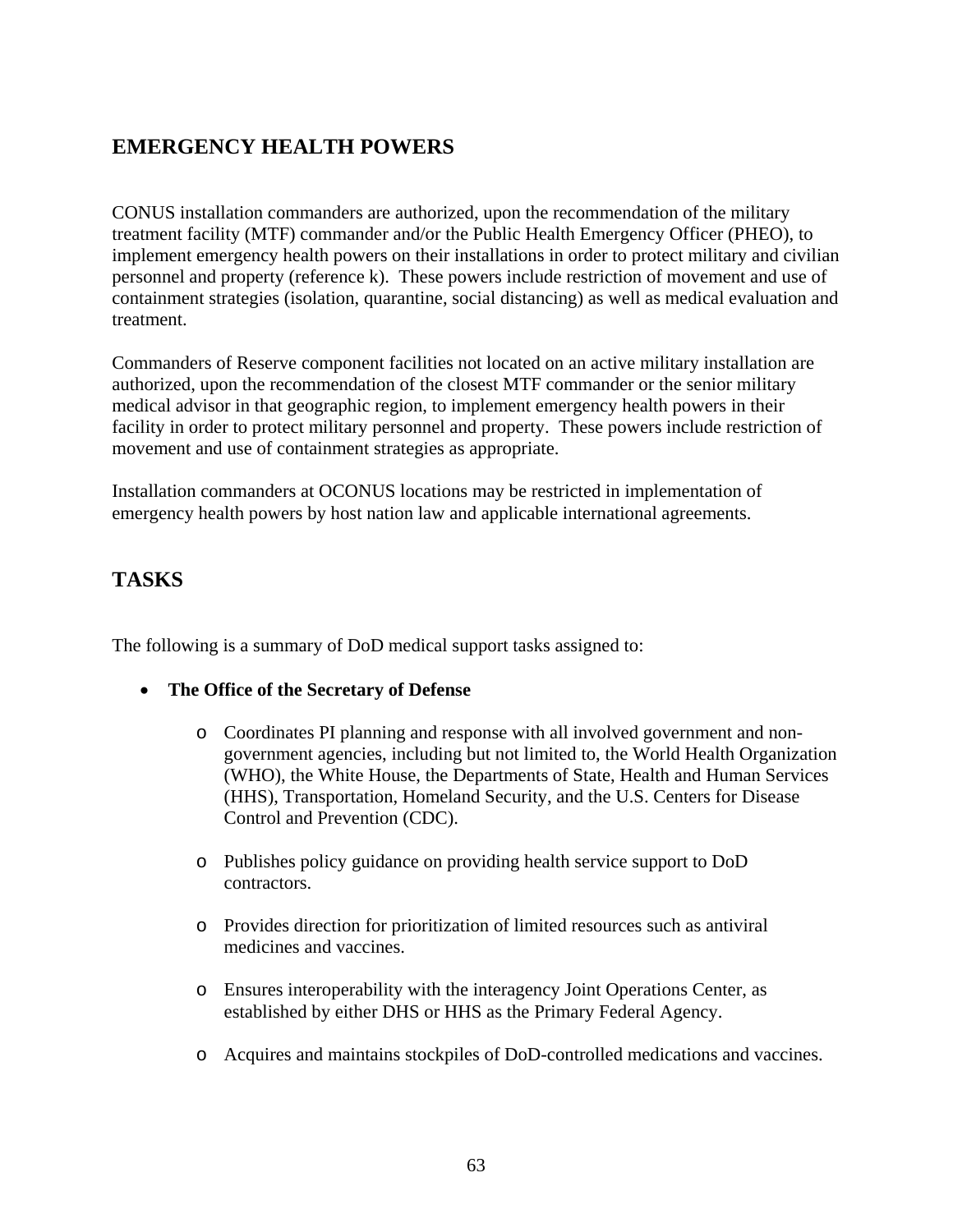## EMERGENCY HEALTH POWERS

CONUS installation commanders are authorized, upon the recommendation of the military treatment facility (MTF) commander and/or the Public Health Emergency Officer (PHEO), to implement emergency health powers on their installations in order to protect military and civilian personnel and property (reference k). These powers include restriction of movement and use of containment strategies (isolation, quarantine, social distancing) as well as medical evaluation and treatment.

Commanders of Reserve component facilities not located on an active military installation are authorized, upon the recommendation of the closest MTF commander or the senior military medical advisor in that geographic region, to implement emergency health powers in their facility in order to protect military personnel and property. These powers include restriction of movement and use of containment strategies as appropriate.

Installation commanders at OCONUS locations may be restricted in implementation of emergency health powers by host nation law and applicable international agreements.

## TASKS

The following is a summary of DoD medical support tasks assigned to:

- **The Office of the Secretary of Defense**
  - Coordinates PI planning and response with all involved government and non-government agencies, including but not limited to, the World Health Organization (WHO), the White House, the Departments of State, Health and Human Services (HHS), Transportation, Homeland Security, and the U.S. Centers for Disease Control and Prevention (CDC).
  - Publishes policy guidance on providing health service support to DoD contractors.
  - Provides direction for prioritization of limited resources such as antiviral medicines and vaccines.
  - Ensures interoperability with the interagency Joint Operations Center, as established by either DHS or HHS as the Primary Federal Agency.
  - Acquires and maintains stockpiles of DoD-controlled medications and vaccines.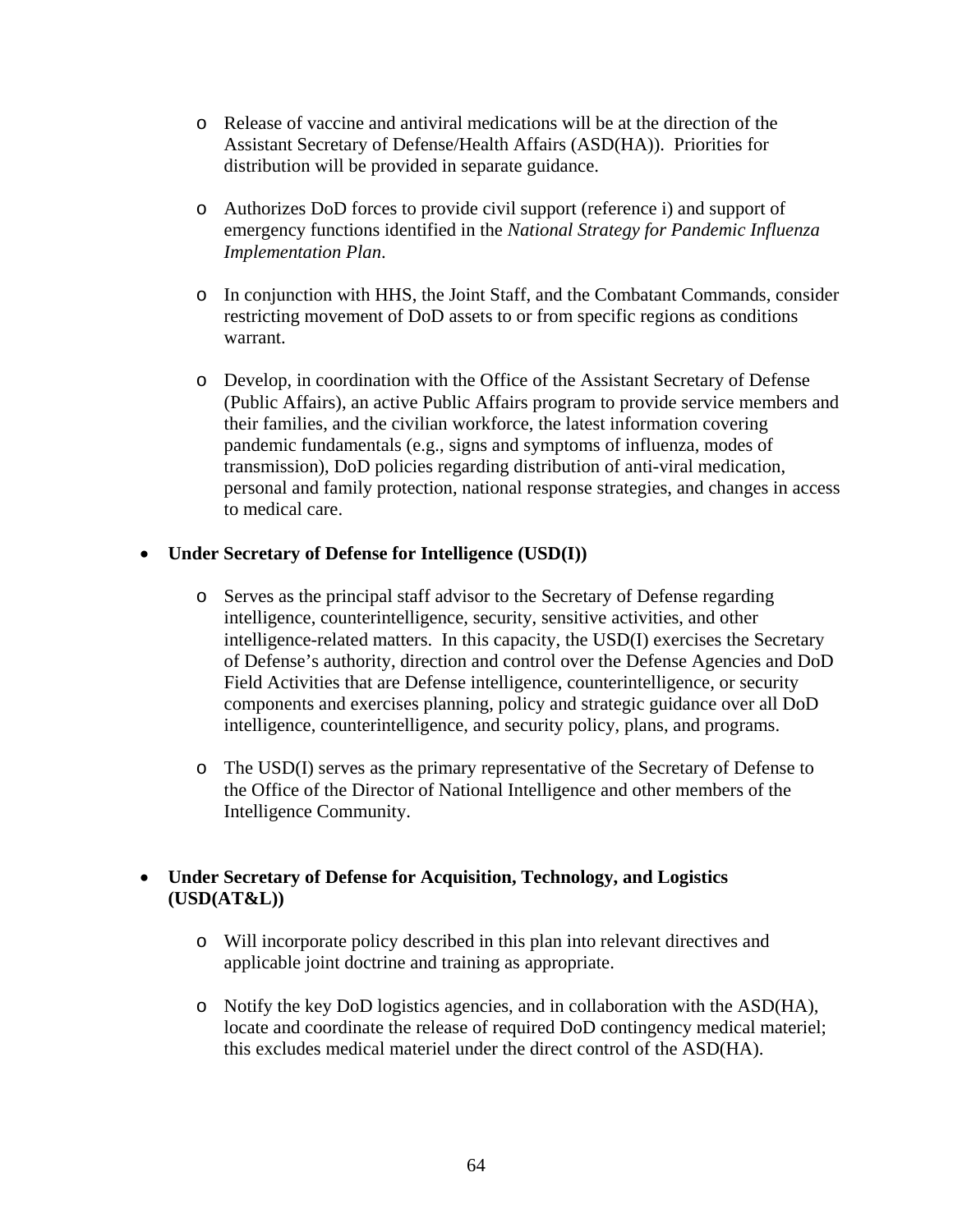- Release of vaccine and antiviral medications will be at the direction of the Assistant Secretary of Defense/Health Affairs (ASD(HA)). Priorities for distribution will be provided in separate guidance.

  - Authorizes DoD forces to provide civil support (reference i) and support of emergency functions identified in the *National Strategy for Pandemic Influenza Implementation Plan*.

  - In conjunction with HHS, the Joint Staff, and the Combatant Commands, consider restricting movement of DoD assets to or from specific regions as conditions warrant.

  - Develop, in coordination with the Office of the Assistant Secretary of Defense (Public Affairs), an active Public Affairs program to provide service members and their families, and the civilian workforce, the latest information covering pandemic fundamentals (e.g., signs and symptoms of influenza, modes of transmission), DoD policies regarding distribution of anti-viral medication, personal and family protection, national response strategies, and changes in access to medical care.

- **Under Secretary of Defense for Intelligence (USD(I))**

  - Serves as the principal staff advisor to the Secretary of Defense regarding intelligence, counterintelligence, security, sensitive activities, and other intelligence-related matters. In this capacity, the USD(I) exercises the Secretary of Defense's authority, direction and control over the Defense Agencies and DoD Field Activities that are Defense intelligence, counterintelligence, or security components and exercises planning, policy and strategic guidance over all DoD intelligence, counterintelligence, and security policy, plans, and programs.

  - The USD(I) serves as the primary representative of the Secretary of Defense to the Office of the Director of National Intelligence and other members of the Intelligence Community.

- **Under Secretary of Defense for Acquisition, Technology, and Logistics (USD(AT&L))**

  - Will incorporate policy described in this plan into relevant directives and applicable joint doctrine and training as appropriate.

  - Notify the key DoD logistics agencies, and in collaboration with the ASD(HA), locate and coordinate the release of required DoD contingency medical materiel; this excludes medical materiel under the direct control of the ASD(HA).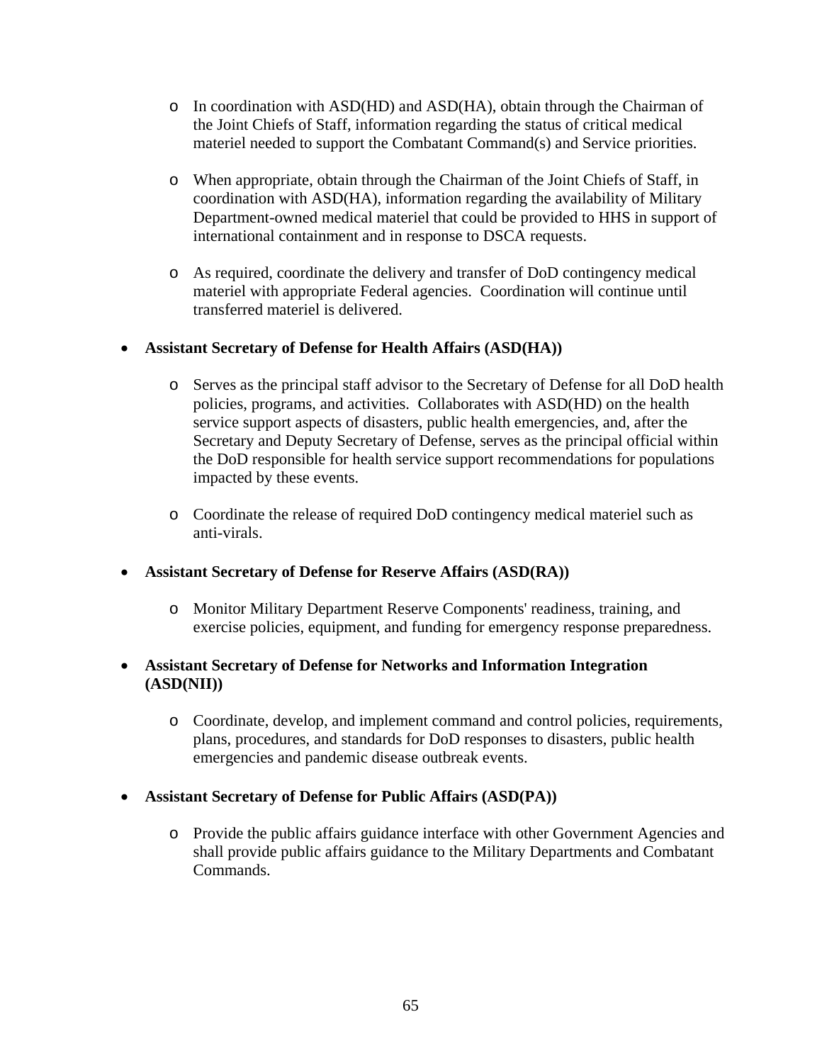- In coordination with ASD(HD) and ASD(HA), obtain through the Chairman of the Joint Chiefs of Staff, information regarding the status of critical medical materiel needed to support the Combatant Command(s) and Service priorities.

  - When appropriate, obtain through the Chairman of the Joint Chiefs of Staff, in coordination with ASD(HA), information regarding the availability of Military Department-owned medical materiel that could be provided to HHS in support of international containment and in response to DSCA requests.

  - As required, coordinate the delivery and transfer of DoD contingency medical materiel with appropriate Federal agencies. Coordination will continue until transferred materiel is delivered.

- **Assistant Secretary of Defense for Health Affairs (ASD(HA))**

  - Serves as the principal staff advisor to the Secretary of Defense for all DoD health policies, programs, and activities. Collaborates with ASD(HD) on the health service support aspects of disasters, public health emergencies, and, after the Secretary and Deputy Secretary of Defense, serves as the principal official within the DoD responsible for health service support recommendations for populations impacted by these events.

  - Coordinate the release of required DoD contingency medical materiel such as anti-virals.

- **Assistant Secretary of Defense for Reserve Affairs (ASD(RA))**

  - Monitor Military Department Reserve Components' readiness, training, and exercise policies, equipment, and funding for emergency response preparedness.

- **Assistant Secretary of Defense for Networks and Information Integration (ASD(NII))**

  - Coordinate, develop, and implement command and control policies, requirements, plans, procedures, and standards for DoD responses to disasters, public health emergencies and pandemic disease outbreak events.

- **Assistant Secretary of Defense for Public Affairs (ASD(PA))**

  - Provide the public affairs guidance interface with other Government Agencies and shall provide public affairs guidance to the Military Departments and Combatant Commands.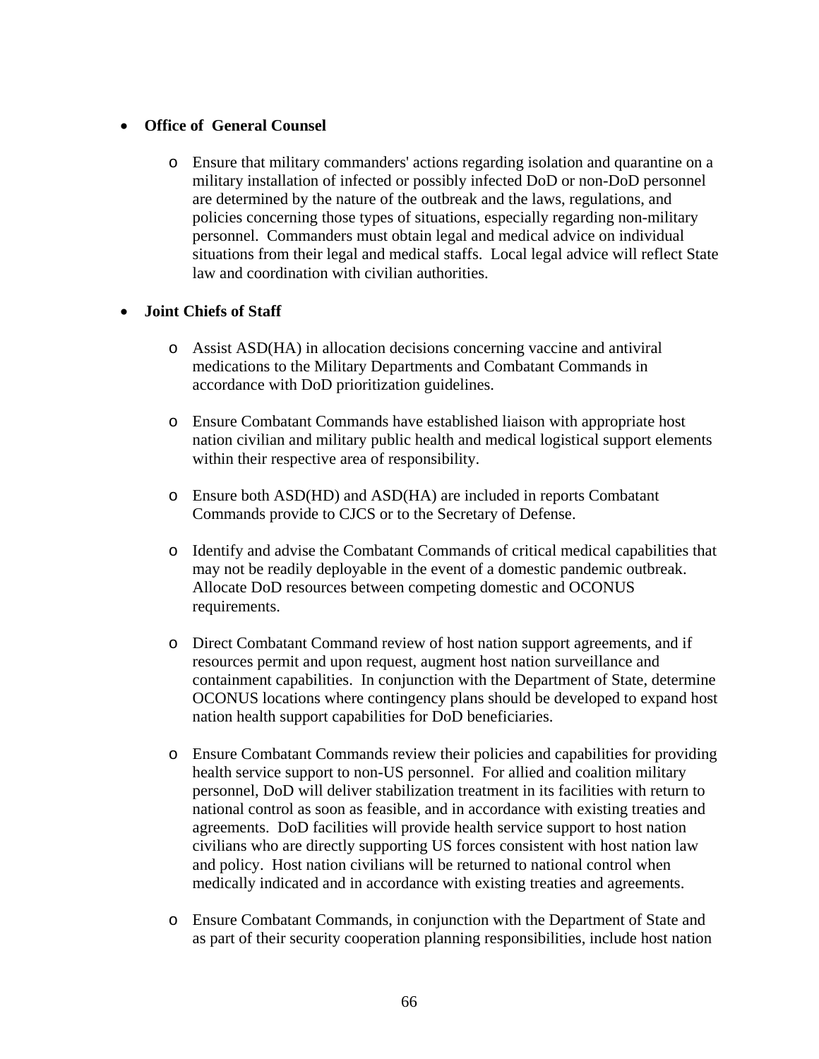- **Office of General Counsel**

  - Ensure that military commanders' actions regarding isolation and quarantine on a military installation of infected or possibly infected DoD or non-DoD personnel are determined by the nature of the outbreak and the laws, regulations, and policies concerning those types of situations, especially regarding non-military personnel. Commanders must obtain legal and medical advice on individual situations from their legal and medical staffs. Local legal advice will reflect State law and coordination with civilian authorities.

- **Joint Chiefs of Staff**

  - Assist ASD(HA) in allocation decisions concerning vaccine and antiviral medications to the Military Departments and Combatant Commands in accordance with DoD prioritization guidelines.

  - Ensure Combatant Commands have established liaison with appropriate host nation civilian and military public health and medical logistical support elements within their respective area of responsibility.

  - Ensure both ASD(HD) and ASD(HA) are included in reports Combatant Commands provide to CJCS or to the Secretary of Defense.

  - Identify and advise the Combatant Commands of critical medical capabilities that may not be readily deployable in the event of a domestic pandemic outbreak. Allocate DoD resources between competing domestic and OCONUS requirements.

  - Direct Combatant Command review of host nation support agreements, and if resources permit and upon request, augment host nation surveillance and containment capabilities. In conjunction with the Department of State, determine OCONUS locations where contingency plans should be developed to expand host nation health support capabilities for DoD beneficiaries.

  - Ensure Combatant Commands review their policies and capabilities for providing health service support to non-US personnel. For allied and coalition military personnel, DoD will deliver stabilization treatment in its facilities with return to national control as soon as feasible, and in accordance with existing treaties and agreements. DoD facilities will provide health service support to host nation civilians who are directly supporting US forces consistent with host nation law and policy. Host nation civilians will be returned to national control when medically indicated and in accordance with existing treaties and agreements.

  - Ensure Combatant Commands, in conjunction with the Department of State and as part of their security cooperation planning responsibilities, include host nation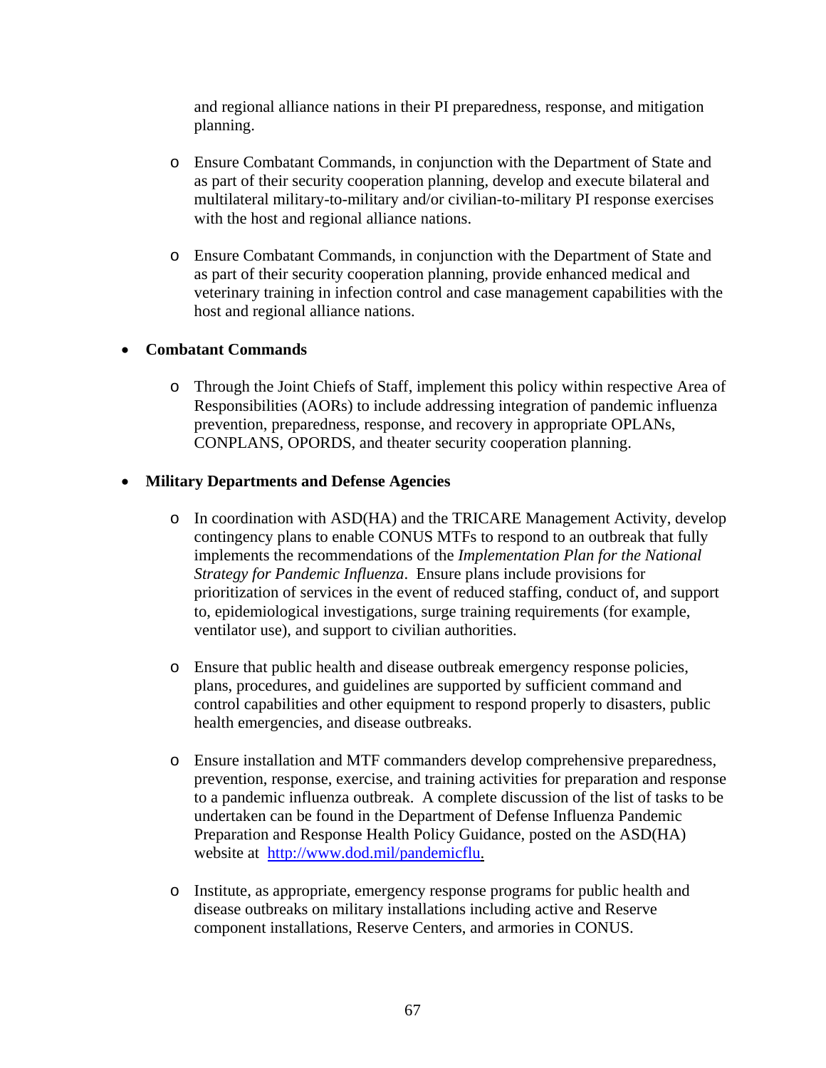and regional alliance nations in their PI preparedness, response, and mitigation planning.

  - Ensure Combatant Commands, in conjunction with the Department of State and as part of their security cooperation planning, develop and execute bilateral and multilateral military-to-military and/or civilian-to-military PI response exercises with the host and regional alliance nations.

  - Ensure Combatant Commands, in conjunction with the Department of State and as part of their security cooperation planning, provide enhanced medical and veterinary training in infection control and case management capabilities with the host and regional alliance nations.

- **Combatant Commands**

  - Through the Joint Chiefs of Staff, implement this policy within respective Area of Responsibilities (AORs) to include addressing integration of pandemic influenza prevention, preparedness, response, and recovery in appropriate OPLANs, CONPLANS, OPORDS, and theater security cooperation planning.

- **Military Departments and Defense Agencies**

  - In coordination with ASD(HA) and the TRICARE Management Activity, develop contingency plans to enable CONUS MTFs to respond to an outbreak that fully implements the recommendations of the *Implementation Plan for the National Strategy for Pandemic Influenza*. Ensure plans include provisions for prioritization of services in the event of reduced staffing, conduct of, and support to, epidemiological investigations, surge training requirements (for example, ventilator use), and support to civilian authorities.

  - Ensure that public health and disease outbreak emergency response policies, plans, procedures, and guidelines are supported by sufficient command and control capabilities and other equipment to respond properly to disasters, public health emergencies, and disease outbreaks.

  - Ensure installation and MTF commanders develop comprehensive preparedness, prevention, response, exercise, and training activities for preparation and response to a pandemic influenza outbreak. A complete discussion of the list of tasks to be undertaken can be found in the Department of Defense Influenza Pandemic Preparation and Response Health Policy Guidance, posted on the ASD(HA) website at [http://www.dod.mil/pandemicflu.](http://www.dod.mil/pandemicflu)

  - Institute, as appropriate, emergency response programs for public health and disease outbreaks on military installations including active and Reserve component installations, Reserve Centers, and armories in CONUS.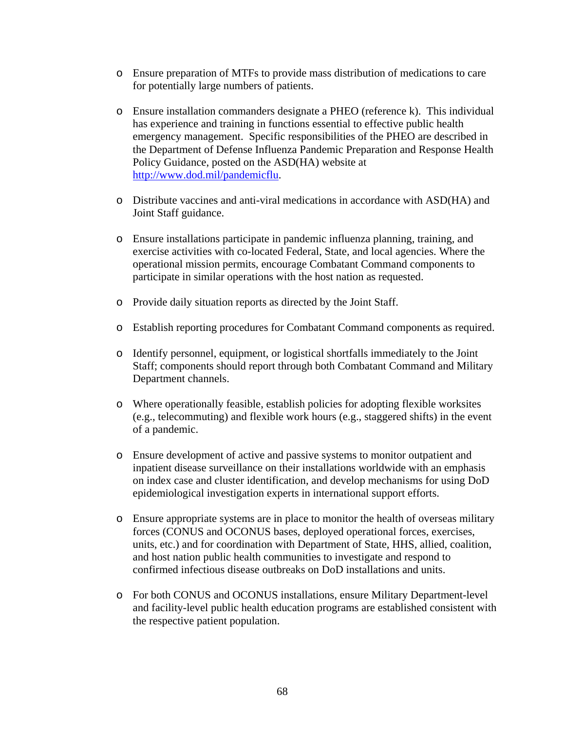- Ensure preparation of MTFs to provide mass distribution of medications to care for potentially large numbers of patients.

- Ensure installation commanders designate a PHEO (reference k). This individual has experience and training in functions essential to effective public health emergency management. Specific responsibilities of the PHEO are described in the Department of Defense Influenza Pandemic Preparation and Response Health Policy Guidance, posted on the ASD(HA) website at [http://www.dod.mil/pandemicflu](http://www.dod.mil/pandemicflu).

- Distribute vaccines and anti-viral medications in accordance with ASD(HA) and Joint Staff guidance.

- Ensure installations participate in pandemic influenza planning, training, and exercise activities with co-located Federal, State, and local agencies. Where the operational mission permits, encourage Combatant Command components to participate in similar operations with the host nation as requested.

- Provide daily situation reports as directed by the Joint Staff.

- Establish reporting procedures for Combatant Command components as required.

- Identify personnel, equipment, or logistical shortfalls immediately to the Joint Staff; components should report through both Combatant Command and Military Department channels.

- Where operationally feasible, establish policies for adopting flexible worksites (e.g., telecommuting) and flexible work hours (e.g., staggered shifts) in the event of a pandemic.

- Ensure development of active and passive systems to monitor outpatient and inpatient disease surveillance on their installations worldwide with an emphasis on index case and cluster identification, and develop mechanisms for using DoD epidemiological investigation experts in international support efforts.

- Ensure appropriate systems are in place to monitor the health of overseas military forces (CONUS and OCONUS bases, deployed operational forces, exercises, units, etc.) and for coordination with Department of State, HHS, allied, coalition, and host nation public health communities to investigate and respond to confirmed infectious disease outbreaks on DoD installations and units.

- For both CONUS and OCONUS installations, ensure Military Department-level and facility-level public health education programs are established consistent with the respective patient population.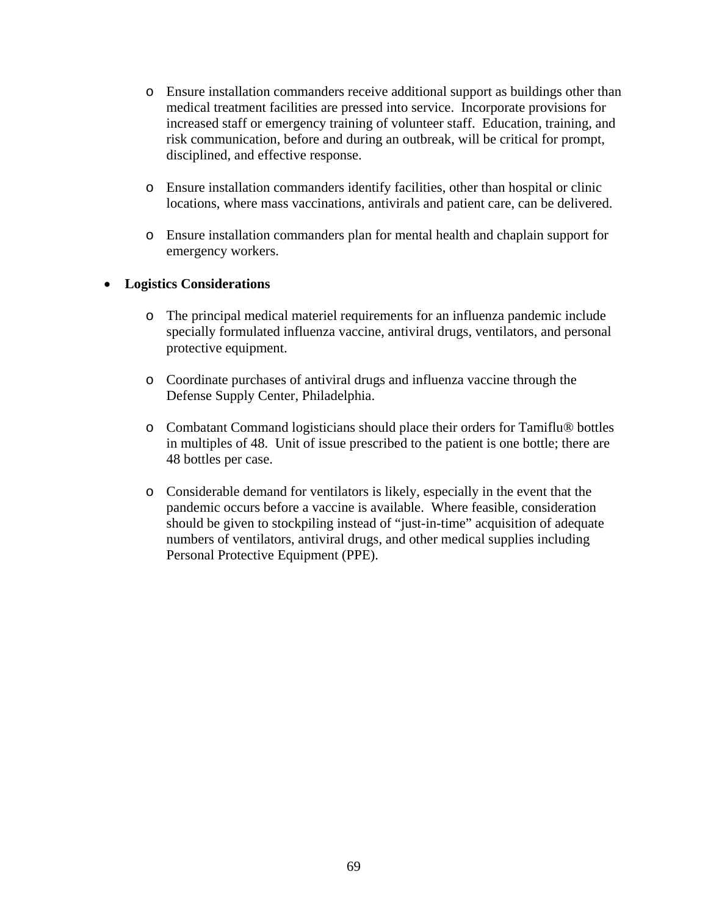- Ensure installation commanders receive additional support as buildings other than medical treatment facilities are pressed into service. Incorporate provisions for increased staff or emergency training of volunteer staff. Education, training, and risk communication, before and during an outbreak, will be critical for prompt, disciplined, and effective response.

  - Ensure installation commanders identify facilities, other than hospital or clinic locations, where mass vaccinations, antivirals and patient care, can be delivered.

  - Ensure installation commanders plan for mental health and chaplain support for emergency workers.

- **Logistics Considerations**

  - The principal medical materiel requirements for an influenza pandemic include specially formulated influenza vaccine, antiviral drugs, ventilators, and personal protective equipment.

  - Coordinate purchases of antiviral drugs and influenza vaccine through the Defense Supply Center, Philadelphia.

  - Combatant Command logisticians should place their orders for Tamiflu® bottles in multiples of 48. Unit of issue prescribed to the patient is one bottle; there are 48 bottles per case.

  - Considerable demand for ventilators is likely, especially in the event that the pandemic occurs before a vaccine is available. Where feasible, consideration should be given to stockpiling instead of "just-in-time" acquisition of adequate numbers of ventilators, antiviral drugs, and other medical supplies including Personal Protective Equipment (PPE).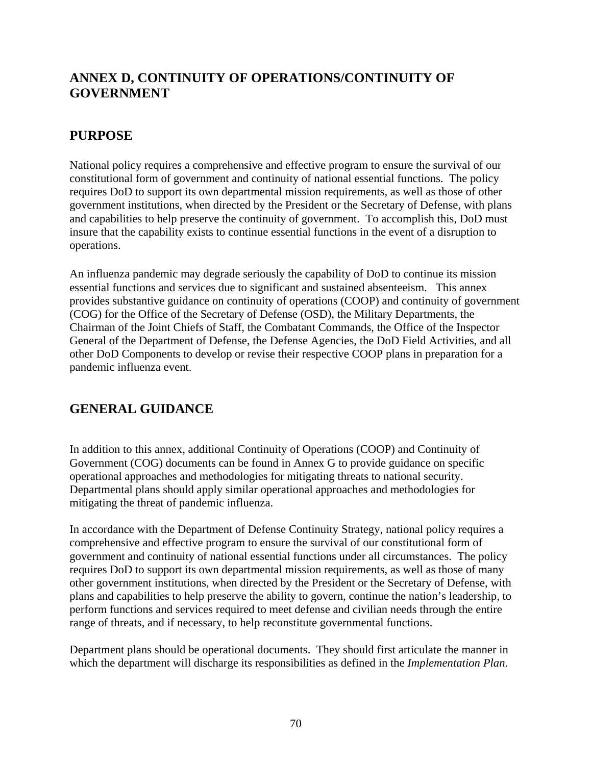## ANNEX D, CONTINUITY OF OPERATIONS/CONTINUITY OF GOVERNMENT

## PURPOSE

National policy requires a comprehensive and effective program to ensure the survival of our constitutional form of government and continuity of national essential functions. The policy requires DoD to support its own departmental mission requirements, as well as those of other government institutions, when directed by the President or the Secretary of Defense, with plans and capabilities to help preserve the continuity of government. To accomplish this, DoD must insure that the capability exists to continue essential functions in the event of a disruption to operations.

An influenza pandemic may degrade seriously the capability of DoD to continue its mission essential functions and services due to significant and sustained absenteeism. This annex provides substantive guidance on continuity of operations (COOP) and continuity of government (COG) for the Office of the Secretary of Defense (OSD), the Military Departments, the Chairman of the Joint Chiefs of Staff, the Combatant Commands, the Office of the Inspector General of the Department of Defense, the Defense Agencies, the DoD Field Activities, and all other DoD Components to develop or revise their respective COOP plans in preparation for a pandemic influenza event.

## GENERAL GUIDANCE

In addition to this annex, additional Continuity of Operations (COOP) and Continuity of Government (COG) documents can be found in Annex G to provide guidance on specific operational approaches and methodologies for mitigating threats to national security. Departmental plans should apply similar operational approaches and methodologies for mitigating the threat of pandemic influenza.

In accordance with the Department of Defense Continuity Strategy, national policy requires a comprehensive and effective program to ensure the survival of our constitutional form of government and continuity of national essential functions under all circumstances. The policy requires DoD to support its own departmental mission requirements, as well as those of many other government institutions, when directed by the President or the Secretary of Defense, with plans and capabilities to help preserve the ability to govern, continue the nation's leadership, to perform functions and services required to meet defense and civilian needs through the entire range of threats, and if necessary, to help reconstitute governmental functions.

Department plans should be operational documents. They should first articulate the manner in which the department will discharge its responsibilities as defined in the *Implementation Plan*.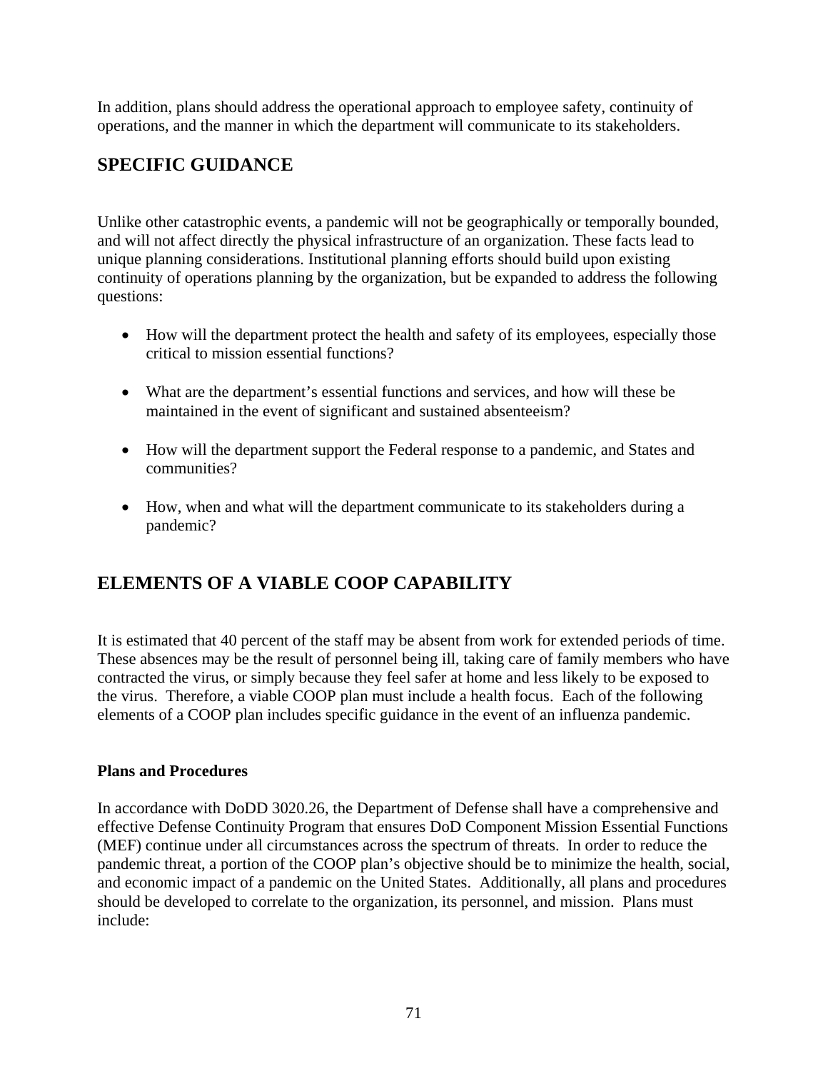In addition, plans should address the operational approach to employee safety, continuity of operations, and the manner in which the department will communicate to its stakeholders.

## SPECIFIC GUIDANCE

Unlike other catastrophic events, a pandemic will not be geographically or temporally bounded, and will not affect directly the physical infrastructure of an organization. These facts lead to unique planning considerations. Institutional planning efforts should build upon existing continuity of operations planning by the organization, but be expanded to address the following questions:

- How will the department protect the health and safety of its employees, especially those critical to mission essential functions?
- What are the department's essential functions and services, and how will these be maintained in the event of significant and sustained absenteeism?
- How will the department support the Federal response to a pandemic, and States and communities?
- How, when and what will the department communicate to its stakeholders during a pandemic?

## ELEMENTS OF A VIABLE COOP CAPABILITY

It is estimated that 40 percent of the staff may be absent from work for extended periods of time. These absences may be the result of personnel being ill, taking care of family members who have contracted the virus, or simply because they feel safer at home and less likely to be exposed to the virus. Therefore, a viable COOP plan must include a health focus. Each of the following elements of a COOP plan includes specific guidance in the event of an influenza pandemic.

**Plans and Procedures**

In accordance with DoDD 3020.26, the Department of Defense shall have a comprehensive and effective Defense Continuity Program that ensures DoD Component Mission Essential Functions (MEF) continue under all circumstances across the spectrum of threats. In order to reduce the pandemic threat, a portion of the COOP plan's objective should be to minimize the health, social, and economic impact of a pandemic on the United States. Additionally, all plans and procedures should be developed to correlate to the organization, its personnel, and mission. Plans must include: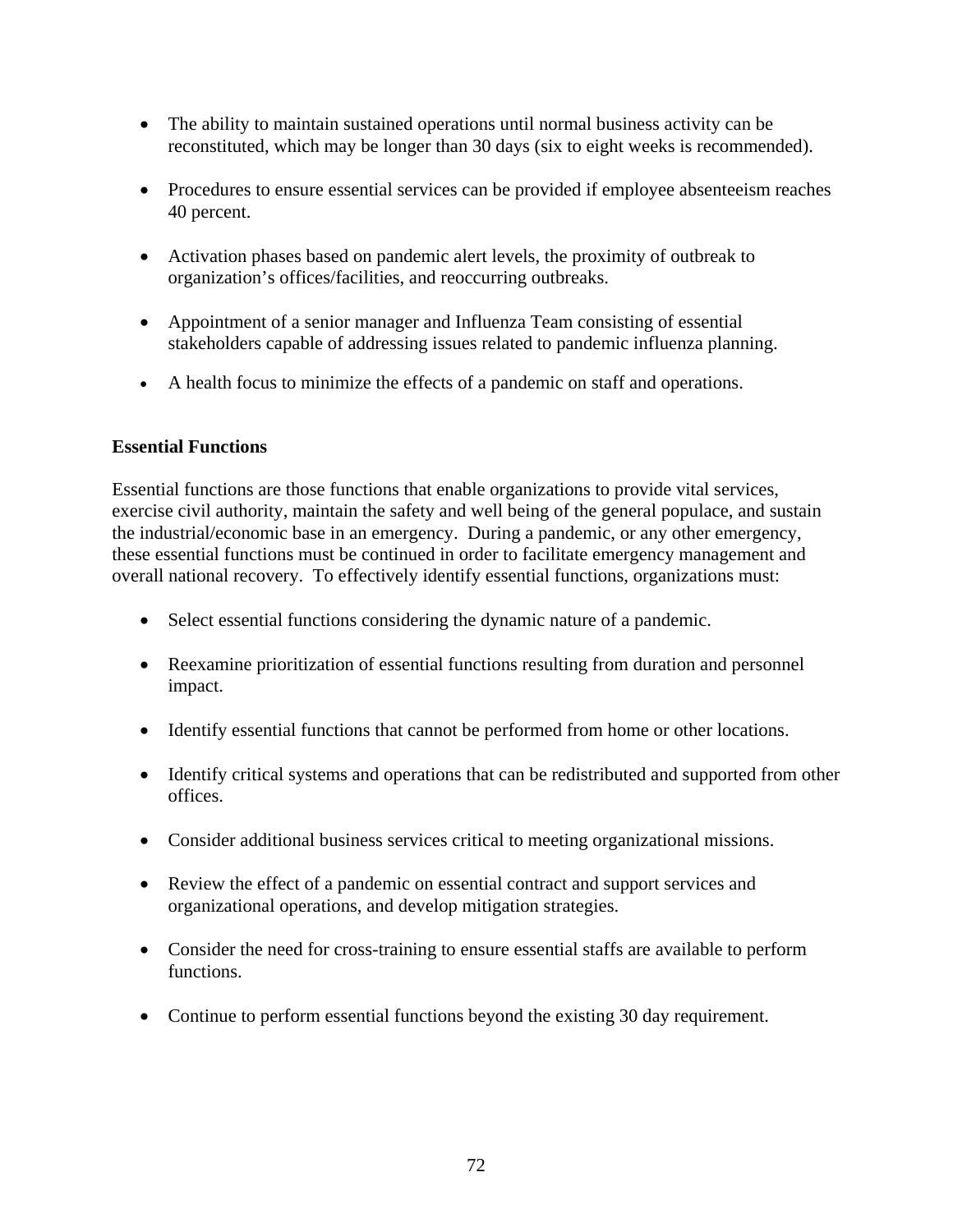- The ability to maintain sustained operations until normal business activity can be reconstituted, which may be longer than 30 days (six to eight weeks is recommended).

- Procedures to ensure essential services can be provided if employee absenteeism reaches 40 percent.

- Activation phases based on pandemic alert levels, the proximity of outbreak to organization's offices/facilities, and reoccurring outbreaks.

- Appointment of a senior manager and Influenza Team consisting of essential stakeholders capable of addressing issues related to pandemic influenza planning.

- A health focus to minimize the effects of a pandemic on staff and operations.

**Essential Functions**

Essential functions are those functions that enable organizations to provide vital services, exercise civil authority, maintain the safety and well being of the general populace, and sustain the industrial/economic base in an emergency. During a pandemic, or any other emergency, these essential functions must be continued in order to facilitate emergency management and overall national recovery. To effectively identify essential functions, organizations must:

- Select essential functions considering the dynamic nature of a pandemic.

- Reexamine prioritization of essential functions resulting from duration and personnel impact.

- Identify essential functions that cannot be performed from home or other locations.

- Identify critical systems and operations that can be redistributed and supported from other offices.

- Consider additional business services critical to meeting organizational missions.

- Review the effect of a pandemic on essential contract and support services and organizational operations, and develop mitigation strategies.

- Consider the need for cross-training to ensure essential staffs are available to perform functions.

- Continue to perform essential functions beyond the existing 30 day requirement.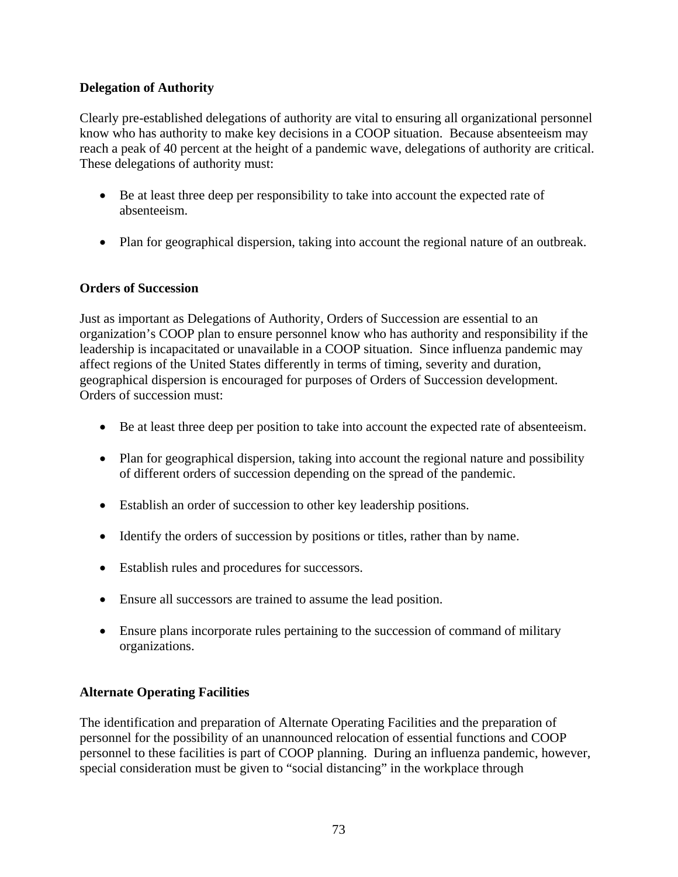**Delegation of Authority**

Clearly pre-established delegations of authority are vital to ensuring all organizational personnel know who has authority to make key decisions in a COOP situation. Because absenteeism may reach a peak of 40 percent at the height of a pandemic wave, delegations of authority are critical. These delegations of authority must:

- Be at least three deep per responsibility to take into account the expected rate of absenteeism.
- Plan for geographical dispersion, taking into account the regional nature of an outbreak.

**Orders of Succession**

Just as important as Delegations of Authority, Orders of Succession are essential to an organization's COOP plan to ensure personnel know who has authority and responsibility if the leadership is incapacitated or unavailable in a COOP situation. Since influenza pandemic may affect regions of the United States differently in terms of timing, severity and duration, geographical dispersion is encouraged for purposes of Orders of Succession development. Orders of succession must:

- Be at least three deep per position to take into account the expected rate of absenteeism.
- Plan for geographical dispersion, taking into account the regional nature and possibility of different orders of succession depending on the spread of the pandemic.
- Establish an order of succession to other key leadership positions.
- Identify the orders of succession by positions or titles, rather than by name.
- Establish rules and procedures for successors.
- Ensure all successors are trained to assume the lead position.
- Ensure plans incorporate rules pertaining to the succession of command of military organizations.

**Alternate Operating Facilities**

The identification and preparation of Alternate Operating Facilities and the preparation of personnel for the possibility of an unannounced relocation of essential functions and COOP personnel to these facilities is part of COOP planning. During an influenza pandemic, however, special consideration must be given to "social distancing" in the workplace through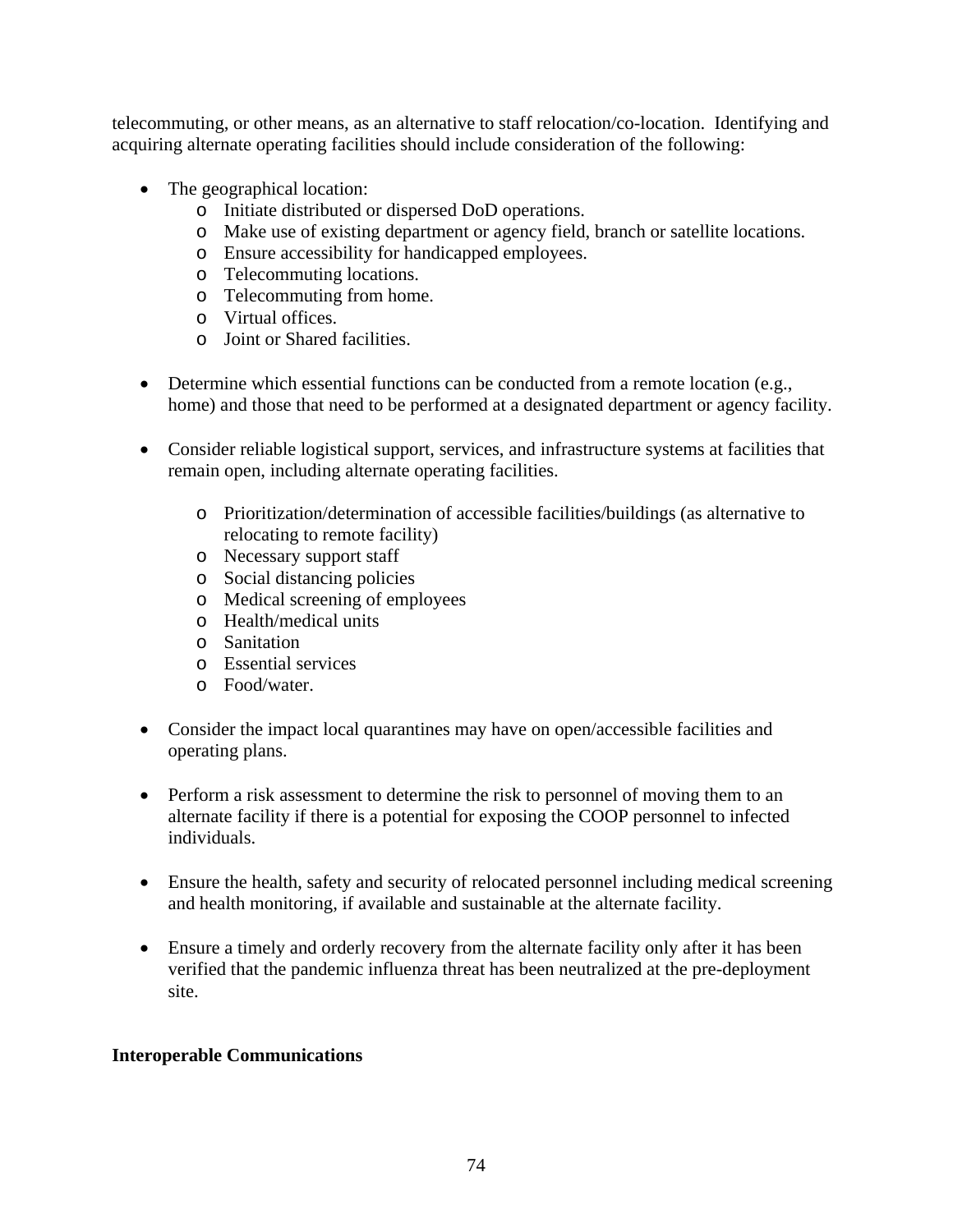telecommuting, or other means, as an alternative to staff relocation/co-location. Identifying and acquiring alternate operating facilities should include consideration of the following:

- The geographical location:
  - Initiate distributed or dispersed DoD operations.
  - Make use of existing department or agency field, branch or satellite locations.
  - Ensure accessibility for handicapped employees.
  - Telecommuting locations.
  - Telecommuting from home.
  - Virtual offices.
  - Joint or Shared facilities.

- Determine which essential functions can be conducted from a remote location (e.g., home) and those that need to be performed at a designated department or agency facility.

- Consider reliable logistical support, services, and infrastructure systems at facilities that remain open, including alternate operating facilities.
  - Prioritization/determination of accessible facilities/buildings (as alternative to relocating to remote facility)
  - Necessary support staff
  - Social distancing policies
  - Medical screening of employees
  - Health/medical units
  - Sanitation
  - Essential services
  - Food/water.

- Consider the impact local quarantines may have on open/accessible facilities and operating plans.

- Perform a risk assessment to determine the risk to personnel of moving them to an alternate facility if there is a potential for exposing the COOP personnel to infected individuals.

- Ensure the health, safety and security of relocated personnel including medical screening and health monitoring, if available and sustainable at the alternate facility.

- Ensure a timely and orderly recovery from the alternate facility only after it has been verified that the pandemic influenza threat has been neutralized at the pre-deployment site.

**Interoperable Communications**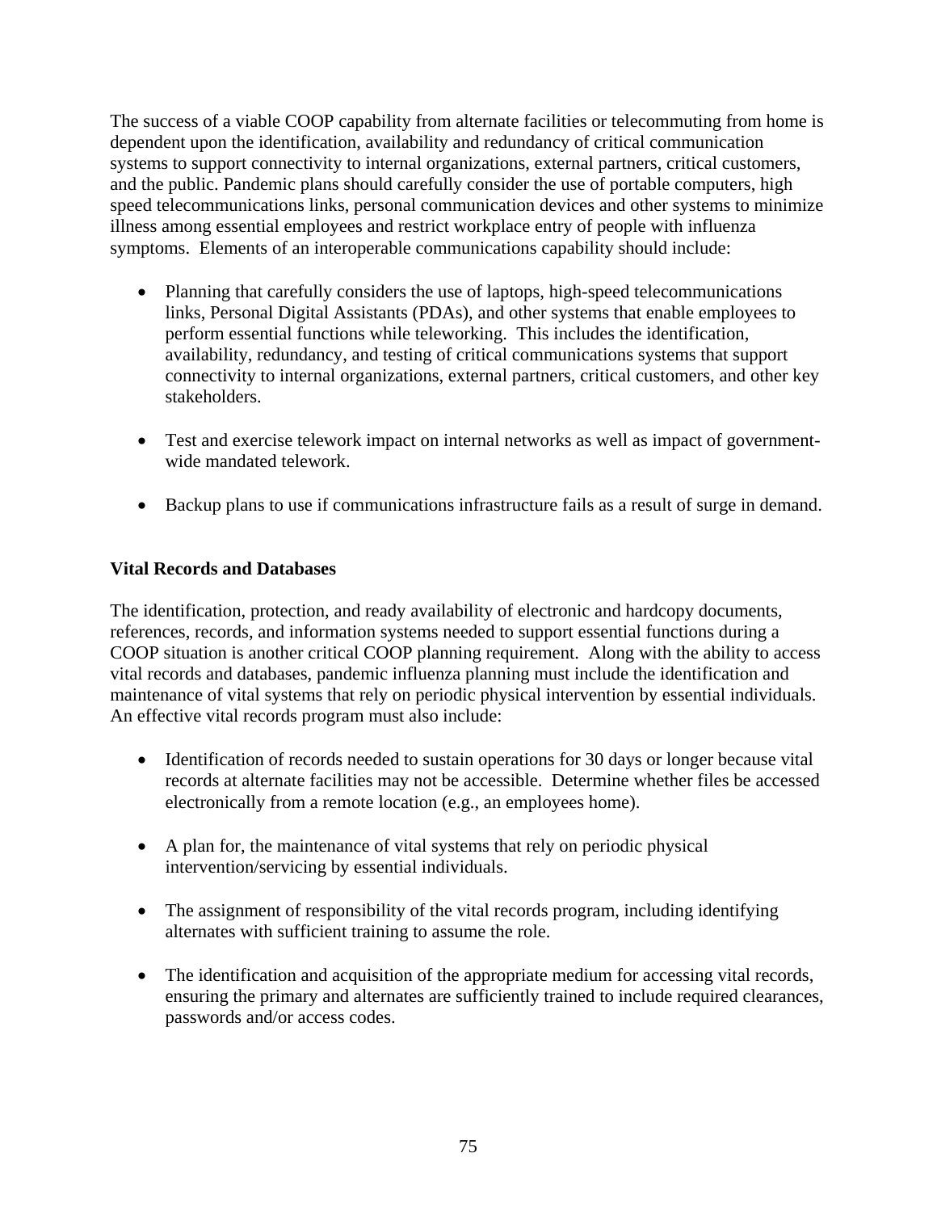The success of a viable COOP capability from alternate facilities or telecommuting from home is dependent upon the identification, availability and redundancy of critical communication systems to support connectivity to internal organizations, external partners, critical customers, and the public. Pandemic plans should carefully consider the use of portable computers, high speed telecommunications links, personal communication devices and other systems to minimize illness among essential employees and restrict workplace entry of people with influenza symptoms. Elements of an interoperable communications capability should include:

- Planning that carefully considers the use of laptops, high-speed telecommunications links, Personal Digital Assistants (PDAs), and other systems that enable employees to perform essential functions while teleworking. This includes the identification, availability, redundancy, and testing of critical communications systems that support connectivity to internal organizations, external partners, critical customers, and other key stakeholders.

- Test and exercise telework impact on internal networks as well as impact of government-wide mandated telework.

- Backup plans to use if communications infrastructure fails as a result of surge in demand.

**Vital Records and Databases**

The identification, protection, and ready availability of electronic and hardcopy documents, references, records, and information systems needed to support essential functions during a COOP situation is another critical COOP planning requirement. Along with the ability to access vital records and databases, pandemic influenza planning must include the identification and maintenance of vital systems that rely on periodic physical intervention by essential individuals. An effective vital records program must also include:

- Identification of records needed to sustain operations for 30 days or longer because vital records at alternate facilities may not be accessible. Determine whether files be accessed electronically from a remote location (e.g., an employees home).

- A plan for, the maintenance of vital systems that rely on periodic physical intervention/servicing by essential individuals.

- The assignment of responsibility of the vital records program, including identifying alternates with sufficient training to assume the role.

- The identification and acquisition of the appropriate medium for accessing vital records, ensuring the primary and alternates are sufficiently trained to include required clearances, passwords and/or access codes.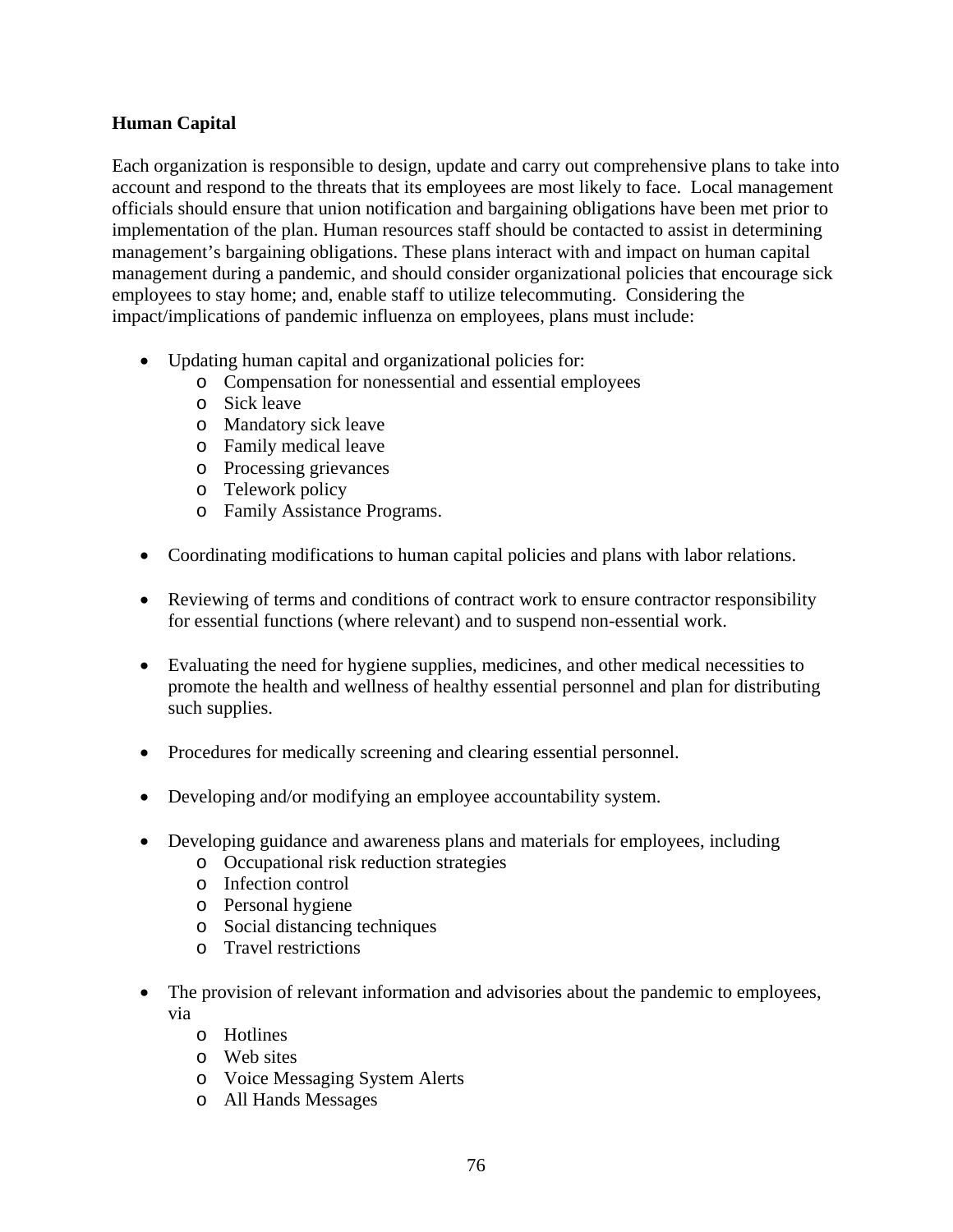**Human Capital**

Each organization is responsible to design, update and carry out comprehensive plans to take into account and respond to the threats that its employees are most likely to face. Local management officials should ensure that union notification and bargaining obligations have been met prior to implementation of the plan. Human resources staff should be contacted to assist in determining management's bargaining obligations. These plans interact with and impact on human capital management during a pandemic, and should consider organizational policies that encourage sick employees to stay home; and, enable staff to utilize telecommuting. Considering the impact/implications of pandemic influenza on employees, plans must include:

- Updating human capital and organizational policies for:
  - Compensation for nonessential and essential employees
  - Sick leave
  - Mandatory sick leave
  - Family medical leave
  - Processing grievances
  - Telework policy
  - Family Assistance Programs.
- Coordinating modifications to human capital policies and plans with labor relations.
- Reviewing of terms and conditions of contract work to ensure contractor responsibility for essential functions (where relevant) and to suspend non-essential work.
- Evaluating the need for hygiene supplies, medicines, and other medical necessities to promote the health and wellness of healthy essential personnel and plan for distributing such supplies.
- Procedures for medically screening and clearing essential personnel.
- Developing and/or modifying an employee accountability system.
- Developing guidance and awareness plans and materials for employees, including
  - Occupational risk reduction strategies
  - Infection control
  - Personal hygiene
  - Social distancing techniques
  - Travel restrictions
- The provision of relevant information and advisories about the pandemic to employees, via
  - Hotlines
  - Web sites
  - Voice Messaging System Alerts
  - All Hands Messages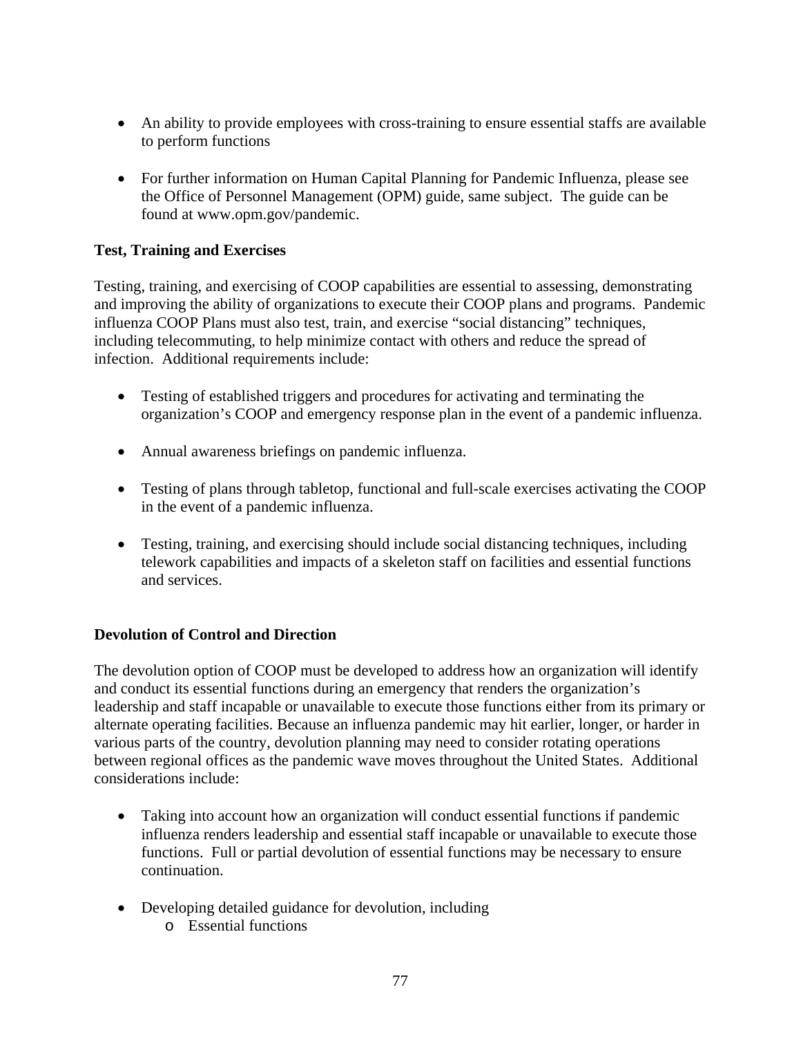- An ability to provide employees with cross-training to ensure essential staffs are available to perform functions

- For further information on Human Capital Planning for Pandemic Influenza, please see the Office of Personnel Management (OPM) guide, same subject. The guide can be found at www.opm.gov/pandemic.

**Test, Training and Exercises**

Testing, training, and exercising of COOP capabilities are essential to assessing, demonstrating and improving the ability of organizations to execute their COOP plans and programs. Pandemic influenza COOP Plans must also test, train, and exercise "social distancing" techniques, including telecommuting, to help minimize contact with others and reduce the spread of infection. Additional requirements include:

- Testing of established triggers and procedures for activating and terminating the organization's COOP and emergency response plan in the event of a pandemic influenza.

- Annual awareness briefings on pandemic influenza.

- Testing of plans through tabletop, functional and full-scale exercises activating the COOP in the event of a pandemic influenza.

- Testing, training, and exercising should include social distancing techniques, including telework capabilities and impacts of a skeleton staff on facilities and essential functions and services.

**Devolution of Control and Direction**

The devolution option of COOP must be developed to address how an organization will identify and conduct its essential functions during an emergency that renders the organization's leadership and staff incapable or unavailable to execute those functions either from its primary or alternate operating facilities. Because an influenza pandemic may hit earlier, longer, or harder in various parts of the country, devolution planning may need to consider rotating operations between regional offices as the pandemic wave moves throughout the United States. Additional considerations include:

- Taking into account how an organization will conduct essential functions if pandemic influenza renders leadership and essential staff incapable or unavailable to execute those functions. Full or partial devolution of essential functions may be necessary to ensure continuation.

- Developing detailed guidance for devolution, including
  - Essential functions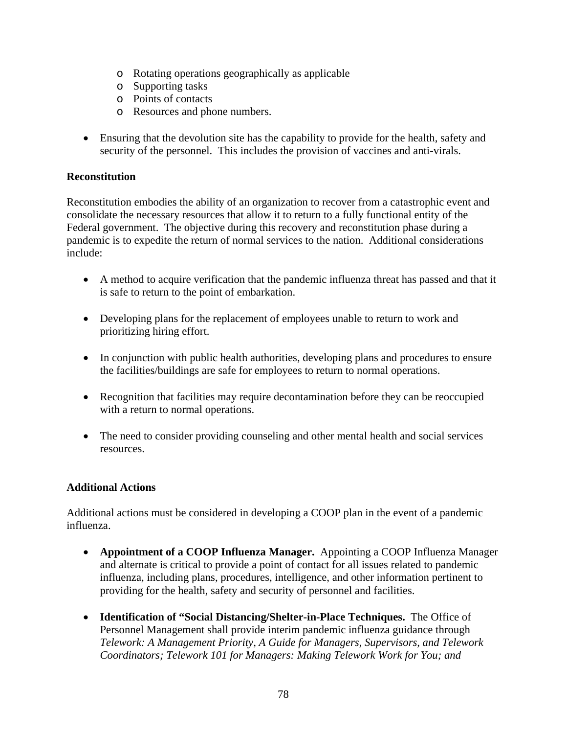- Rotating operations geographically as applicable
    - Supporting tasks
    - Points of contacts
    - Resources and phone numbers.

- Ensuring that the devolution site has the capability to provide for the health, safety and security of the personnel. This includes the provision of vaccines and anti-virals.

**Reconstitution**

Reconstitution embodies the ability of an organization to recover from a catastrophic event and consolidate the necessary resources that allow it to return to a fully functional entity of the Federal government. The objective during this recovery and reconstitution phase during a pandemic is to expedite the return of normal services to the nation. Additional considerations include:

- A method to acquire verification that the pandemic influenza threat has passed and that it is safe to return to the point of embarkation.

- Developing plans for the replacement of employees unable to return to work and prioritizing hiring effort.

- In conjunction with public health authorities, developing plans and procedures to ensure the facilities/buildings are safe for employees to return to normal operations.

- Recognition that facilities may require decontamination before they can be reoccupied with a return to normal operations.

- The need to consider providing counseling and other mental health and social services resources.

**Additional Actions**

Additional actions must be considered in developing a COOP plan in the event of a pandemic influenza.

- **Appointment of a COOP Influenza Manager.** Appointing a COOP Influenza Manager and alternate is critical to provide a point of contact for all issues related to pandemic influenza, including plans, procedures, intelligence, and other information pertinent to providing for the health, safety and security of personnel and facilities.

- **Identification of "Social Distancing/Shelter-in-Place Techniques.** The Office of Personnel Management shall provide interim pandemic influenza guidance through *Telework: A Management Priority, A Guide for Managers, Supervisors, and Telework Coordinators; Telework 101 for Managers: Making Telework Work for You; and*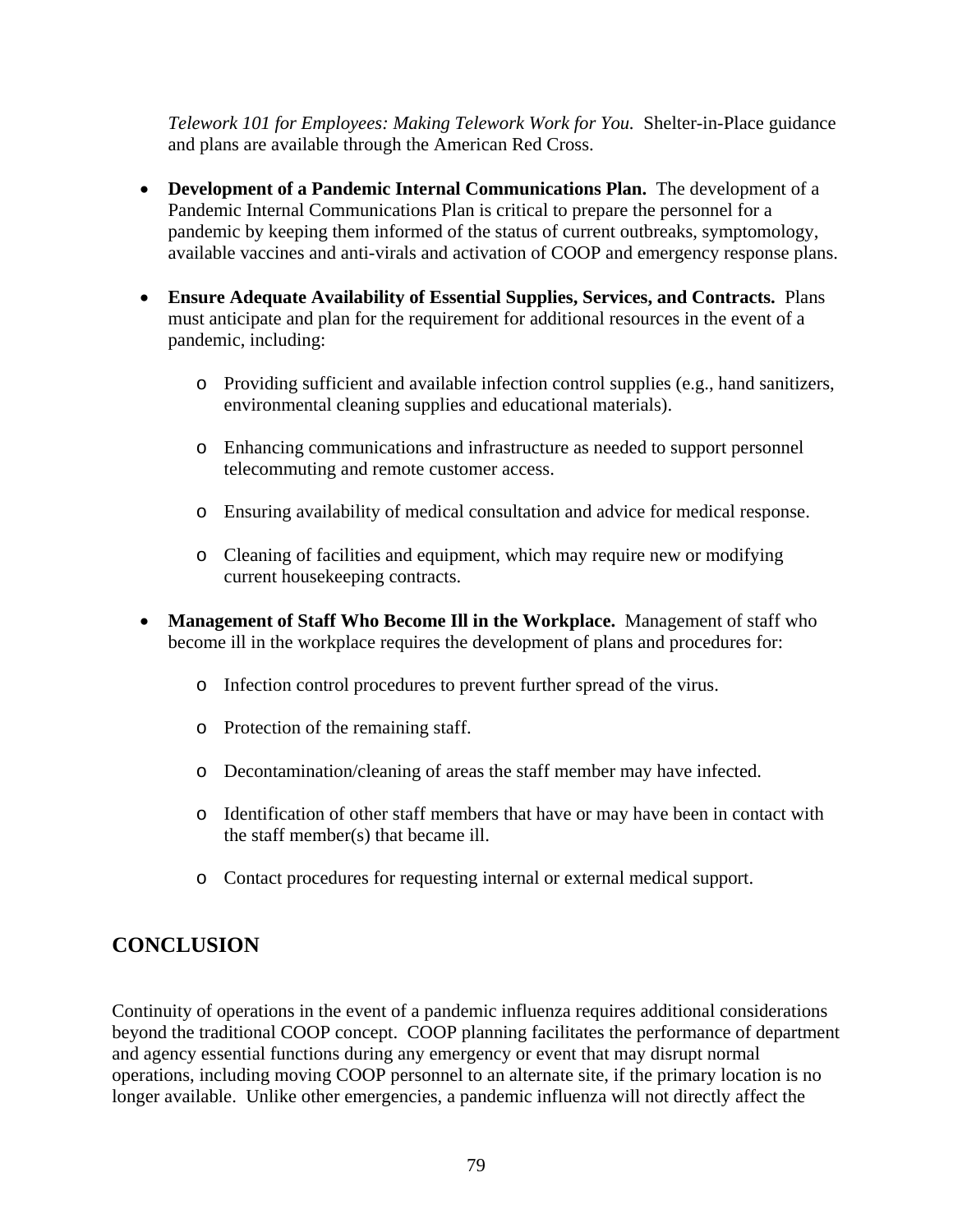*Telework 101 for Employees: Making Telework Work for You.* Shelter-in-Place guidance and plans are available through the American Red Cross.

- **Development of a Pandemic Internal Communications Plan.** The development of a Pandemic Internal Communications Plan is critical to prepare the personnel for a pandemic by keeping them informed of the status of current outbreaks, symptomology, available vaccines and anti-virals and activation of COOP and emergency response plans.

- **Ensure Adequate Availability of Essential Supplies, Services, and Contracts.** Plans must anticipate and plan for the requirement for additional resources in the event of a pandemic, including:

  - Providing sufficient and available infection control supplies (e.g., hand sanitizers, environmental cleaning supplies and educational materials).

  - Enhancing communications and infrastructure as needed to support personnel telecommuting and remote customer access.

  - Ensuring availability of medical consultation and advice for medical response.

  - Cleaning of facilities and equipment, which may require new or modifying current housekeeping contracts.

- **Management of Staff Who Become Ill in the Workplace.** Management of staff who become ill in the workplace requires the development of plans and procedures for:

  - Infection control procedures to prevent further spread of the virus.

  - Protection of the remaining staff.

  - Decontamination/cleaning of areas the staff member may have infected.

  - Identification of other staff members that have or may have been in contact with the staff member(s) that became ill.

  - Contact procedures for requesting internal or external medical support.

## CONCLUSION

Continuity of operations in the event of a pandemic influenza requires additional considerations beyond the traditional COOP concept. COOP planning facilitates the performance of department and agency essential functions during any emergency or event that may disrupt normal operations, including moving COOP personnel to an alternate site, if the primary location is no longer available. Unlike other emergencies, a pandemic influenza will not directly affect the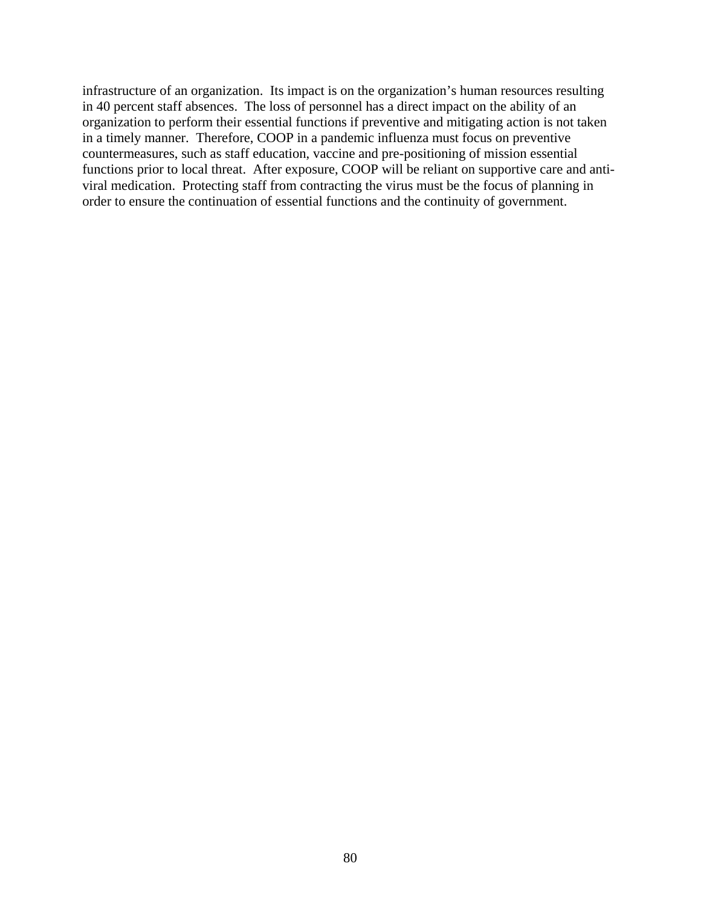infrastructure of an organization. Its impact is on the organization's human resources resulting in 40 percent staff absences. The loss of personnel has a direct impact on the ability of an organization to perform their essential functions if preventive and mitigating action is not taken in a timely manner. Therefore, COOP in a pandemic influenza must focus on preventive countermeasures, such as staff education, vaccine and pre-positioning of mission essential functions prior to local threat. After exposure, COOP will be reliant on supportive care and anti-viral medication. Protecting staff from contracting the virus must be the focus of planning in order to ensure the continuation of essential functions and the continuity of government.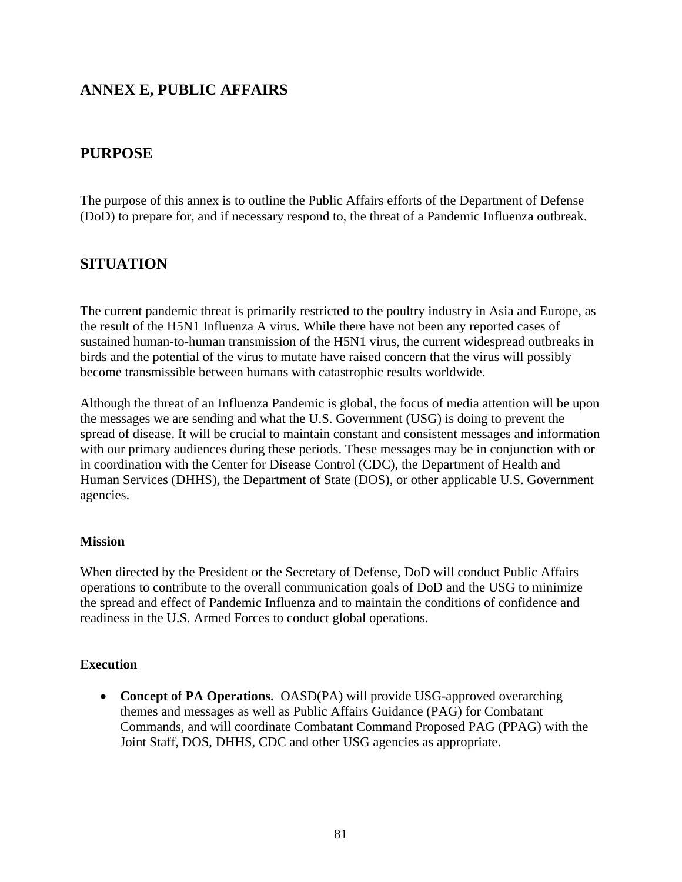## ANNEX E, PUBLIC AFFAIRS

## PURPOSE

The purpose of this annex is to outline the Public Affairs efforts of the Department of Defense (DoD) to prepare for, and if necessary respond to, the threat of a Pandemic Influenza outbreak.

## SITUATION

The current pandemic threat is primarily restricted to the poultry industry in Asia and Europe, as the result of the H5N1 Influenza A virus. While there have not been any reported cases of sustained human-to-human transmission of the H5N1 virus, the current widespread outbreaks in birds and the potential of the virus to mutate have raised concern that the virus will possibly become transmissible between humans with catastrophic results worldwide.

Although the threat of an Influenza Pandemic is global, the focus of media attention will be upon the messages we are sending and what the U.S. Government (USG) is doing to prevent the spread of disease. It will be crucial to maintain constant and consistent messages and information with our primary audiences during these periods. These messages may be in conjunction with or in coordination with the Center for Disease Control (CDC), the Department of Health and Human Services (DHHS), the Department of State (DOS), or other applicable U.S. Government agencies.

#### Mission

When directed by the President or the Secretary of Defense, DoD will conduct Public Affairs operations to contribute to the overall communication goals of DoD and the USG to minimize the spread and effect of Pandemic Influenza and to maintain the conditions of confidence and readiness in the U.S. Armed Forces to conduct global operations.

#### Execution

- **Concept of PA Operations.** OASD(PA) will provide USG-approved overarching themes and messages as well as Public Affairs Guidance (PAG) for Combatant Commands, and will coordinate Combatant Command Proposed PAG (PPAG) with the Joint Staff, DOS, DHHS, CDC and other USG agencies as appropriate.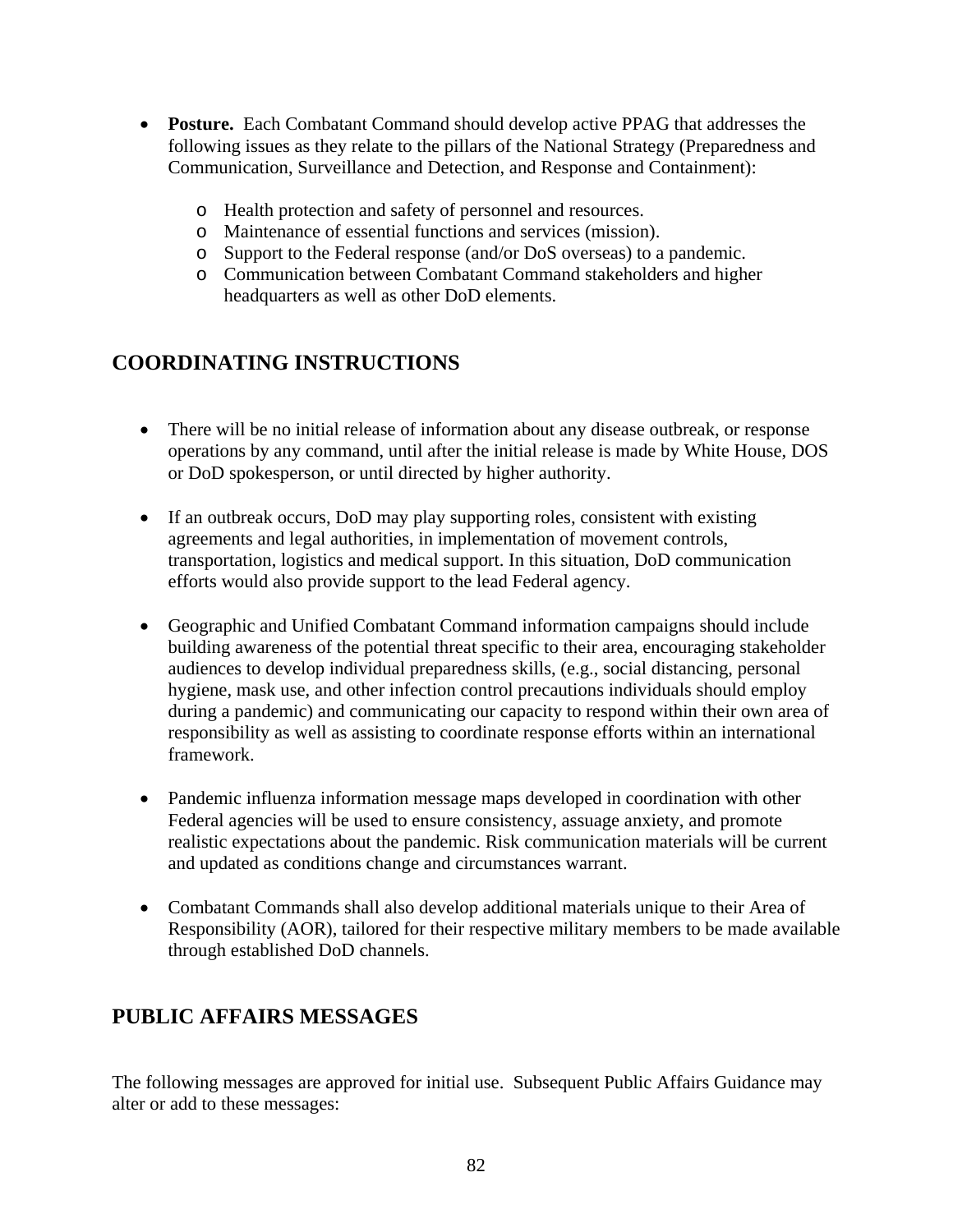- **Posture.** Each Combatant Command should develop active PPAG that addresses the following issues as they relate to the pillars of the National Strategy (Preparedness and Communication, Surveillance and Detection, and Response and Containment):
    - Health protection and safety of personnel and resources.
    - Maintenance of essential functions and services (mission).
    - Support to the Federal response (and/or DoS overseas) to a pandemic.
    - Communication between Combatant Command stakeholders and higher headquarters as well as other DoD elements.

## COORDINATING INSTRUCTIONS

- There will be no initial release of information about any disease outbreak, or response operations by any command, until after the initial release is made by White House, DOS or DoD spokesperson, or until directed by higher authority.

- If an outbreak occurs, DoD may play supporting roles, consistent with existing agreements and legal authorities, in implementation of movement controls, transportation, logistics and medical support. In this situation, DoD communication efforts would also provide support to the lead Federal agency.

- Geographic and Unified Combatant Command information campaigns should include building awareness of the potential threat specific to their area, encouraging stakeholder audiences to develop individual preparedness skills, (e.g., social distancing, personal hygiene, mask use, and other infection control precautions individuals should employ during a pandemic) and communicating our capacity to respond within their own area of responsibility as well as assisting to coordinate response efforts within an international framework.

- Pandemic influenza information message maps developed in coordination with other Federal agencies will be used to ensure consistency, assuage anxiety, and promote realistic expectations about the pandemic. Risk communication materials will be current and updated as conditions change and circumstances warrant.

- Combatant Commands shall also develop additional materials unique to their Area of Responsibility (AOR), tailored for their respective military members to be made available through established DoD channels.

## PUBLIC AFFAIRS MESSAGES

The following messages are approved for initial use. Subsequent Public Affairs Guidance may alter or add to these messages: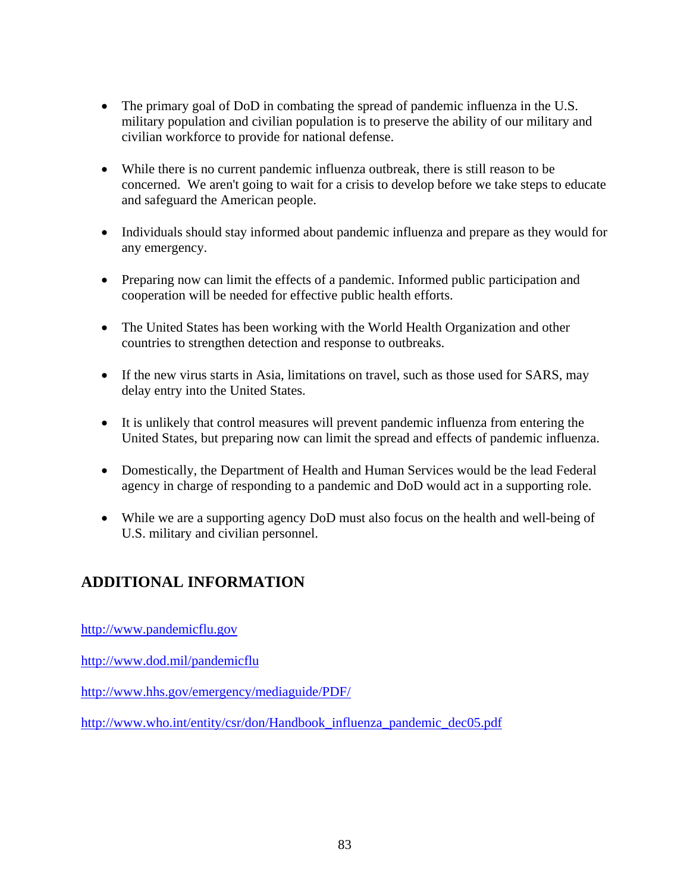- The primary goal of DoD in combating the spread of pandemic influenza in the U.S. military population and civilian population is to preserve the ability of our military and civilian workforce to provide for national defense.

- While there is no current pandemic influenza outbreak, there is still reason to be concerned. We aren't going to wait for a crisis to develop before we take steps to educate and safeguard the American people.

- Individuals should stay informed about pandemic influenza and prepare as they would for any emergency.

- Preparing now can limit the effects of a pandemic. Informed public participation and cooperation will be needed for effective public health efforts.

- The United States has been working with the World Health Organization and other countries to strengthen detection and response to outbreaks.

- If the new virus starts in Asia, limitations on travel, such as those used for SARS, may delay entry into the United States.

- It is unlikely that control measures will prevent pandemic influenza from entering the United States, but preparing now can limit the spread and effects of pandemic influenza.

- Domestically, the Department of Health and Human Services would be the lead Federal agency in charge of responding to a pandemic and DoD would act in a supporting role.

- While we are a supporting agency DoD must also focus on the health and well-being of U.S. military and civilian personnel.

## ADDITIONAL INFORMATION

http://www.pandemicflu.gov

http://www.dod.mil/pandemicflu

http://www.hhs.gov/emergency/mediaguide/PDF/

http://www.who.int/entity/csr/don/Handbook_influenza_pandemic_dec05.pdf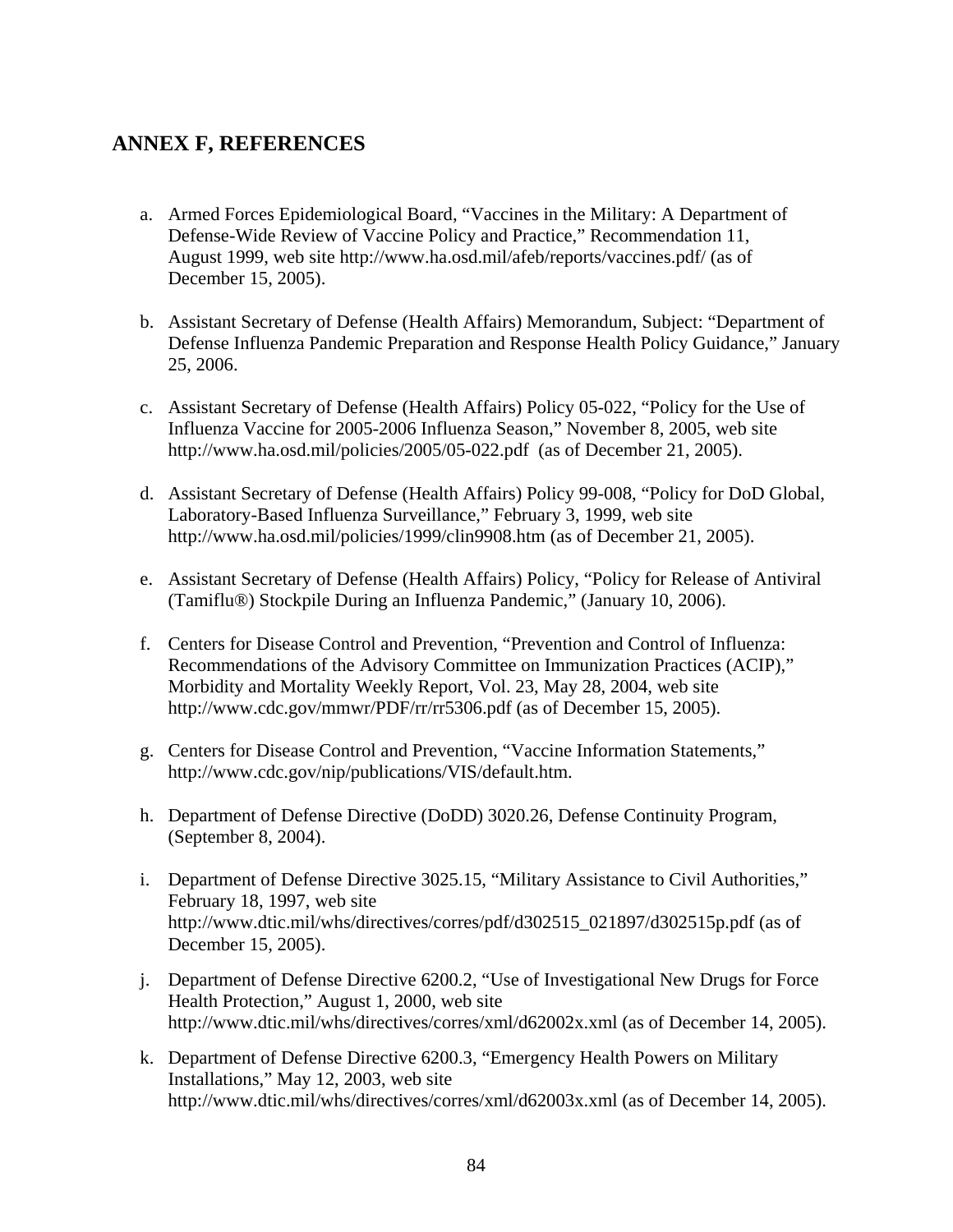## ANNEX F, REFERENCES

a. Armed Forces Epidemiological Board, "Vaccines in the Military: A Department of Defense-Wide Review of Vaccine Policy and Practice," Recommendation 11, August 1999, web site http://www.ha.osd.mil/afeb/reports/vaccines.pdf/ (as of December 15, 2005).

b. Assistant Secretary of Defense (Health Affairs) Memorandum, Subject: "Department of Defense Influenza Pandemic Preparation and Response Health Policy Guidance," January 25, 2006.

c. Assistant Secretary of Defense (Health Affairs) Policy 05-022, "Policy for the Use of Influenza Vaccine for 2005-2006 Influenza Season," November 8, 2005, web site http://www.ha.osd.mil/policies/2005/05-022.pdf (as of December 21, 2005).

d. Assistant Secretary of Defense (Health Affairs) Policy 99-008, "Policy for DoD Global, Laboratory-Based Influenza Surveillance," February 3, 1999, web site http://www.ha.osd.mil/policies/1999/clin9908.htm (as of December 21, 2005).

e. Assistant Secretary of Defense (Health Affairs) Policy, "Policy for Release of Antiviral (Tamiflu®) Stockpile During an Influenza Pandemic," (January 10, 2006).

f. Centers for Disease Control and Prevention, "Prevention and Control of Influenza: Recommendations of the Advisory Committee on Immunization Practices (ACIP)," Morbidity and Mortality Weekly Report, Vol. 23, May 28, 2004, web site http://www.cdc.gov/mmwr/PDF/rr/rr5306.pdf (as of December 15, 2005).

g. Centers for Disease Control and Prevention, "Vaccine Information Statements," http://www.cdc.gov/nip/publications/VIS/default.htm.

h. Department of Defense Directive (DoDD) 3020.26, Defense Continuity Program, (September 8, 2004).

i. Department of Defense Directive 3025.15, "Military Assistance to Civil Authorities," February 18, 1997, web site http://www.dtic.mil/whs/directives/corres/pdf/d302515_021897/d302515p.pdf (as of December 15, 2005).

j. Department of Defense Directive 6200.2, "Use of Investigational New Drugs for Force Health Protection," August 1, 2000, web site http://www.dtic.mil/whs/directives/corres/xml/d62002x.xml (as of December 14, 2005).

k. Department of Defense Directive 6200.3, "Emergency Health Powers on Military Installations," May 12, 2003, web site http://www.dtic.mil/whs/directives/corres/xml/d62003x.xml (as of December 14, 2005).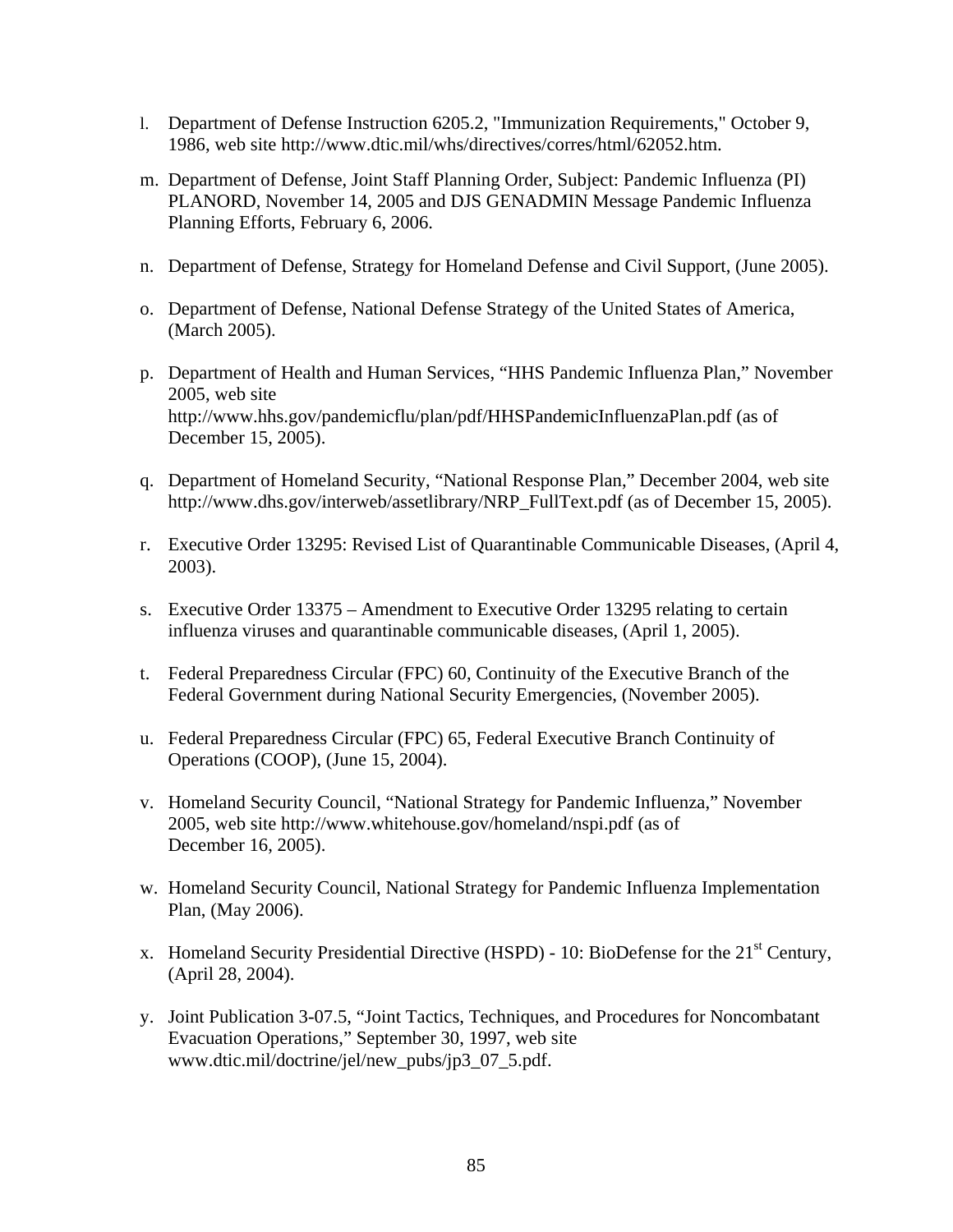l. Department of Defense Instruction 6205.2, "Immunization Requirements," October 9, 1986, web site http://www.dtic.mil/whs/directives/corres/html/62052.htm.

m. Department of Defense, Joint Staff Planning Order, Subject: Pandemic Influenza (PI) PLANORD, November 14, 2005 and DJS GENADMIN Message Pandemic Influenza Planning Efforts, February 6, 2006.

n. Department of Defense, Strategy for Homeland Defense and Civil Support, (June 2005).

o. Department of Defense, National Defense Strategy of the United States of America, (March 2005).

p. Department of Health and Human Services, "HHS Pandemic Influenza Plan," November 2005, web site http://www.hhs.gov/pandemicflu/plan/pdf/HHSPandemicInfluenzaPlan.pdf (as of December 15, 2005).

q. Department of Homeland Security, "National Response Plan," December 2004, web site http://www.dhs.gov/interweb/assetlibrary/NRP_FullText.pdf (as of December 15, 2005).

r. Executive Order 13295: Revised List of Quarantinable Communicable Diseases, (April 4, 2003).

s. Executive Order 13375 – Amendment to Executive Order 13295 relating to certain influenza viruses and quarantinable communicable diseases, (April 1, 2005).

t. Federal Preparedness Circular (FPC) 60, Continuity of the Executive Branch of the Federal Government during National Security Emergencies, (November 2005).

u. Federal Preparedness Circular (FPC) 65, Federal Executive Branch Continuity of Operations (COOP), (June 15, 2004).

v. Homeland Security Council, "National Strategy for Pandemic Influenza," November 2005, web site http://www.whitehouse.gov/homeland/nspi.pdf (as of December 16, 2005).

w. Homeland Security Council, National Strategy for Pandemic Influenza Implementation Plan, (May 2006).

x. Homeland Security Presidential Directive (HSPD) - 10: BioDefense for the 21st Century, (April 28, 2004).

y. Joint Publication 3-07.5, "Joint Tactics, Techniques, and Procedures for Noncombatant Evacuation Operations," September 30, 1997, web site www.dtic.mil/doctrine/jel/new_pubs/jp3_07_5.pdf.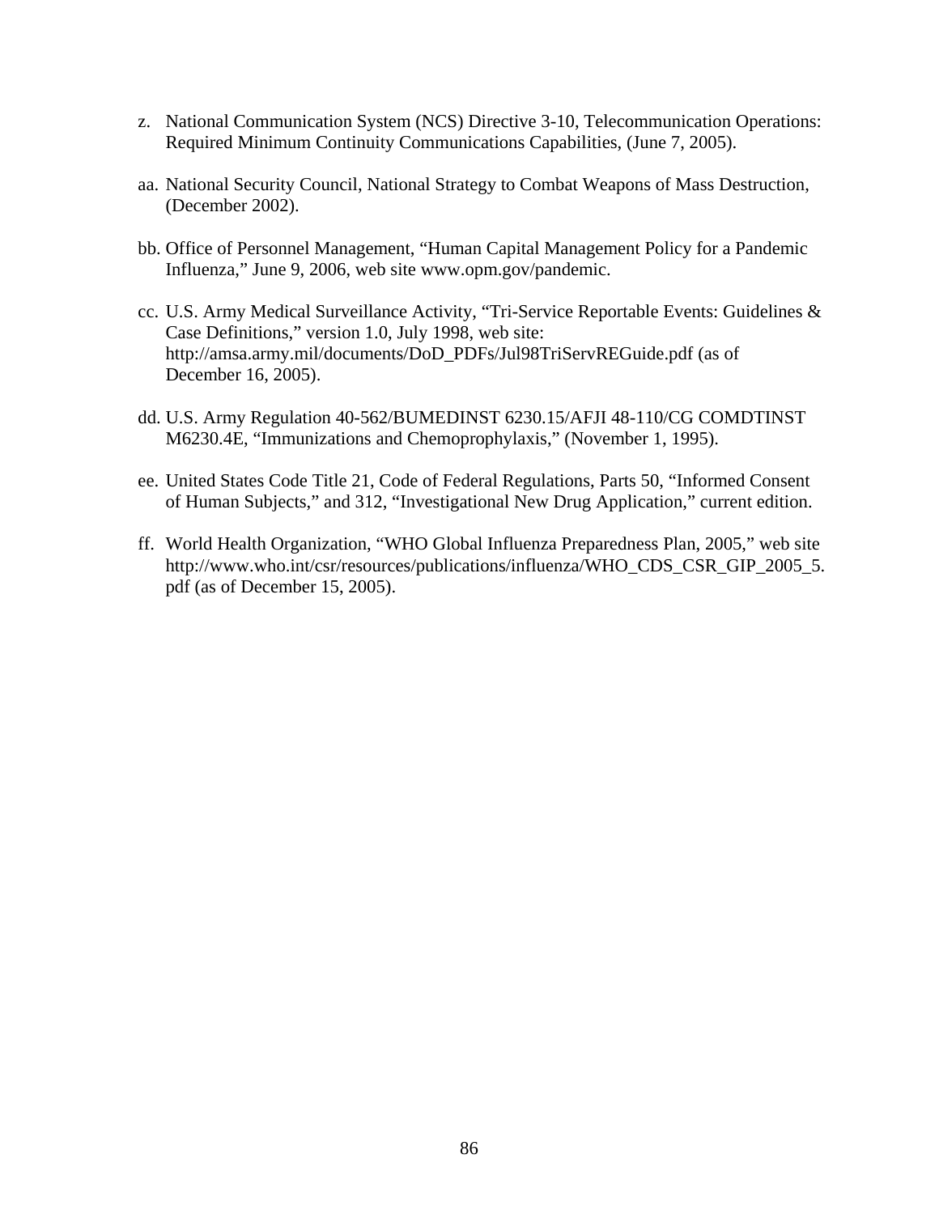z. National Communication System (NCS) Directive 3-10, Telecommunication Operations: Required Minimum Continuity Communications Capabilities, (June 7, 2005).

aa. National Security Council, National Strategy to Combat Weapons of Mass Destruction, (December 2002).

bb. Office of Personnel Management, "Human Capital Management Policy for a Pandemic Influenza," June 9, 2006, web site www.opm.gov/pandemic.

cc. U.S. Army Medical Surveillance Activity, "Tri-Service Reportable Events: Guidelines & Case Definitions," version 1.0, July 1998, web site: http://amsa.army.mil/documents/DoD_PDFs/Jul98TriServREGuide.pdf (as of December 16, 2005).

dd. U.S. Army Regulation 40-562/BUMEDINST 6230.15/AFJI 48-110/CG COMDTINST M6230.4E, "Immunizations and Chemoprophylaxis," (November 1, 1995).

ee. United States Code Title 21, Code of Federal Regulations, Parts 50, "Informed Consent of Human Subjects," and 312, "Investigational New Drug Application," current edition.

ff. World Health Organization, "WHO Global Influenza Preparedness Plan, 2005," web site http://www.who.int/csr/resources/publications/influenza/WHO_CDS_CSR_GIP_2005_5.pdf (as of December 15, 2005).